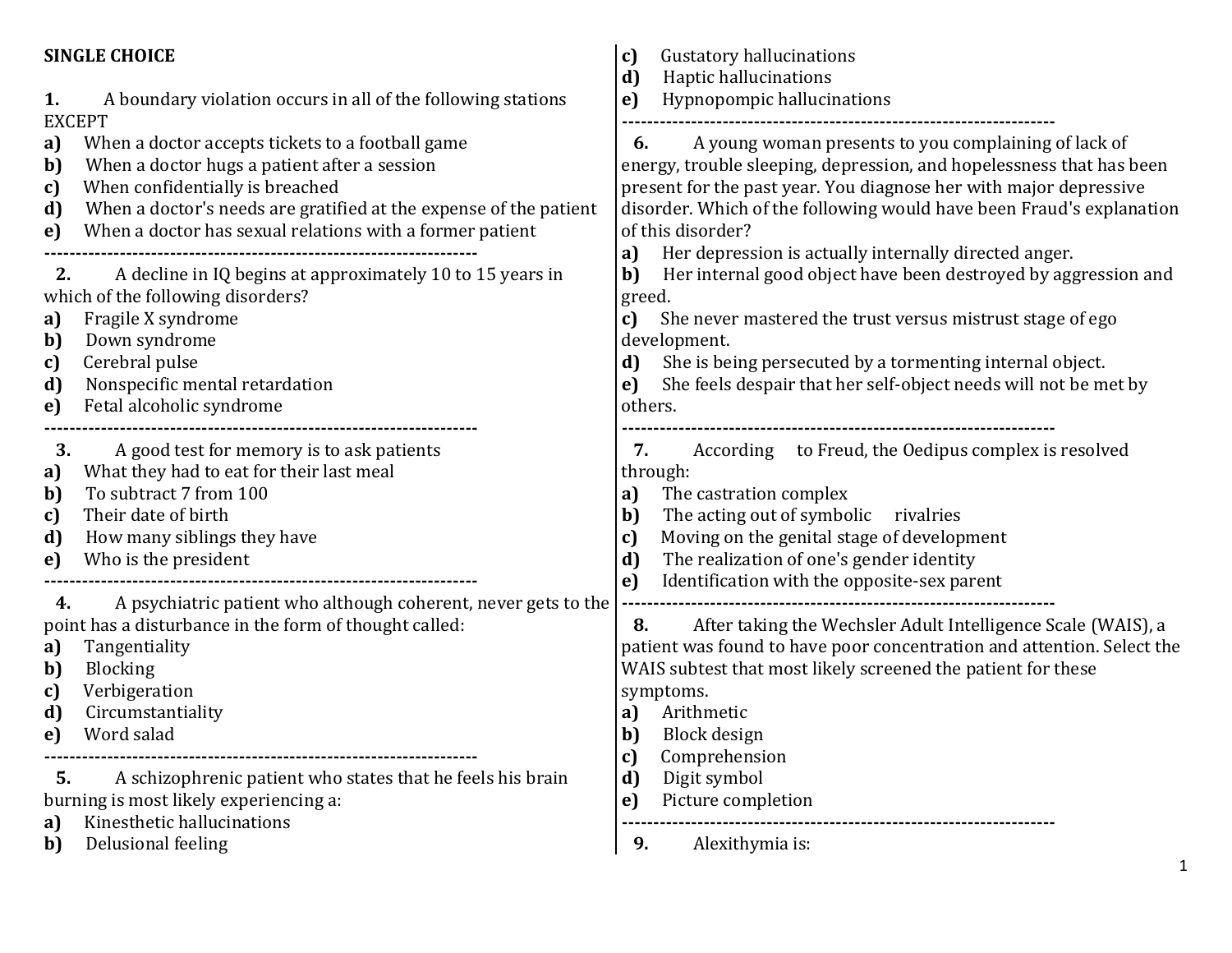**SINGLE CHOICE**

**1.** A boundary violation occurs in all of the following stations EXCEPT

**a)** When a doctor accepts tickets to a football game
**b)** When a doctor hugs a patient after a session
**c)** When confidentially is breached
**d)** When a doctor's needs are gratified at the expense of the patient
**e)** When a doctor has sexual relations with a former patient

---

**2.** A decline in IQ begins at approximately 10 to 15 years in which of the following disorders?

**a)** Fragile X syndrome
**b)** Down syndrome
**c)** Cerebral pulse
**d)** Nonspecific mental retardation
**e)** Fetal alcoholic syndrome

---

**3.** A good test for memory is to ask patients

**a)** What they had to eat for their last meal
**b)** To subtract 7 from 100
**c)** Their date of birth
**d)** How many siblings they have
**e)** Who is the president

---

**4.** A psychiatric patient who although coherent, never gets to the point has a disturbance in the form of thought called:

**a)** Tangentiality
**b)** Blocking
**c)** Verbigeration
**d)** Circumstantiality
**e)** Word salad

---

**5.** A schizophrenic patient who states that he feels his brain burning is most likely experiencing a:

**a)** Kinesthetic hallucinations
**b)** Delusional feeling
**c)** Gustatory hallucinations
**d)** Haptic hallucinations
**e)** Hypnopompic hallucinations

---

**6.** A young woman presents to you complaining of lack of energy, trouble sleeping, depression, and hopelessness that has been present for the past year. You diagnose her with major depressive disorder. Which of the following would have been Fraud's explanation of this disorder?

**a)** Her depression is actually internally directed anger.
**b)** Her internal good object have been destroyed by aggression and greed.
**c)** She never mastered the trust versus mistrust stage of ego development.
**d)** She is being persecuted by a tormenting internal object.
**e)** She feels despair that her self-object needs will not be met by others.

---

**7.** According to Freud, the Oedipus complex is resolved through:

**a)** The castration complex
**b)** The acting out of symbolic rivalries
**c)** Moving on the genital stage of development
**d)** The realization of one's gender identity
**e)** Identification with the opposite-sex parent

---

**8.** After taking the Wechsler Adult Intelligence Scale (WAIS), a patient was found to have poor concentration and attention. Select the WAIS subtest that most likely screened the patient for these symptoms.

**a)** Arithmetic
**b)** Block design
**c)** Comprehension
**d)** Digit symbol
**e)** Picture completion

---

**9.** Alexithymia is: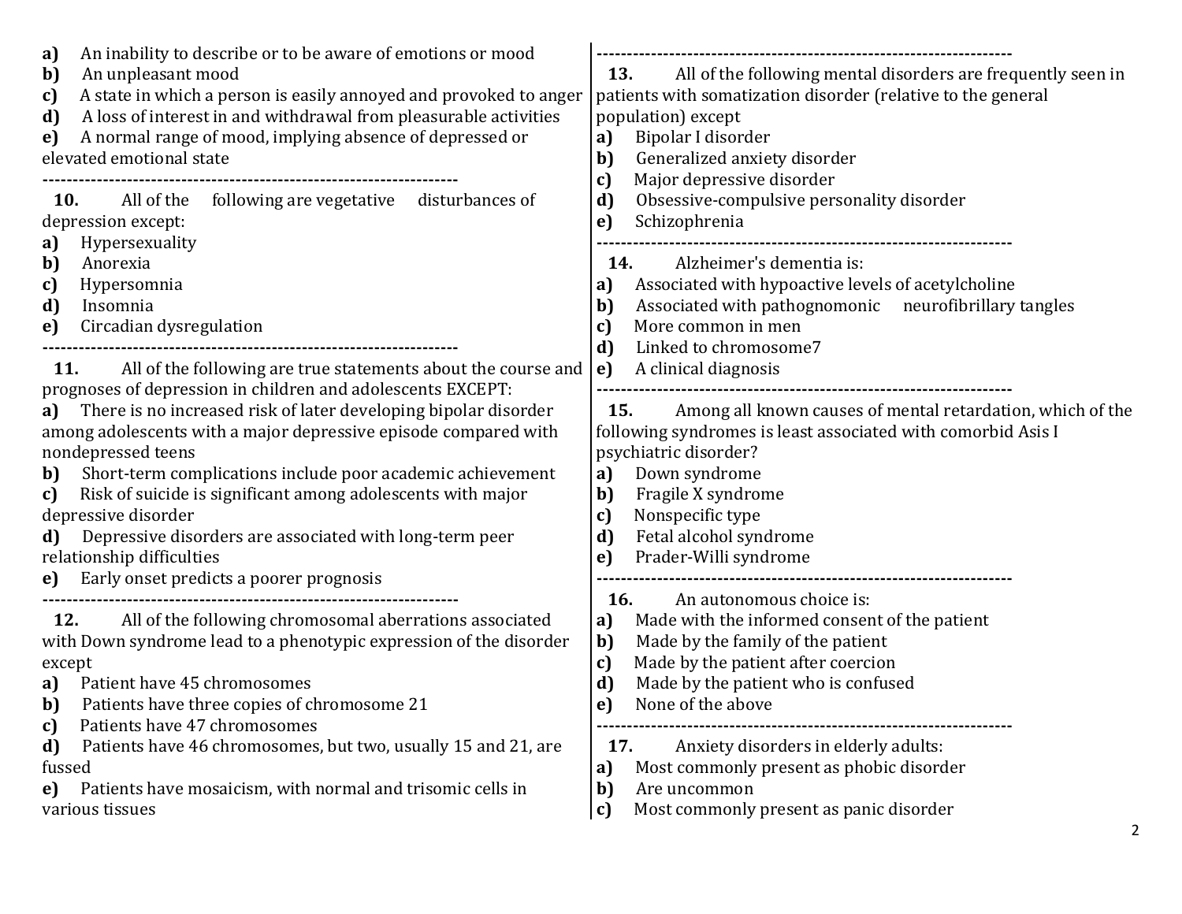a) An inability to describe or to be aware of emotions or mood
b) An unpleasant mood
c) A state in which a person is easily annoyed and provoked to anger
d) A loss of interest in and withdrawal from pleasurable activities
e) A normal range of mood, implying absence of depressed or elevated emotional state

---

**10.** All of the following are vegetative disturbances of depression except:
a) Hypersexuality
b) Anorexia
c) Hypersomnia
d) Insomnia
e) Circadian dysregulation

---

**11.** All of the following are true statements about the course and prognoses of depression in children and adolescents EXCEPT:
a) There is no increased risk of later developing bipolar disorder among adolescents with a major depressive episode compared with nondepressed teens
b) Short-term complications include poor academic achievement
c) Risk of suicide is significant among adolescents with major depressive disorder
d) Depressive disorders are associated with long-term peer relationship difficulties
e) Early onset predicts a poorer prognosis

---

**12.** All of the following chromosomal aberrations associated with Down syndrome lead to a phenotypic expression of the disorder except
a) Patient have 45 chromosomes
b) Patients have three copies of chromosome 21
c) Patients have 47 chromosomes
d) Patients have 46 chromosomes, but two, usually 15 and 21, are fussed
e) Patients have mosaicism, with normal and trisomic cells in various tissues

---

**13.** All of the following mental disorders are frequently seen in patients with somatization disorder (relative to the general population) except
a) Bipolar I disorder
b) Generalized anxiety disorder
c) Major depressive disorder
d) Obsessive-compulsive personality disorder
e) Schizophrenia

---

**14.** Alzheimer's dementia is:
a) Associated with hypoactive levels of acetylcholine
b) Associated with pathognomonic neurofibrillary tangles
c) More common in men
d) Linked to chromosome7
e) A clinical diagnosis

---

**15.** Among all known causes of mental retardation, which of the following syndromes is least associated with comorbid Asis I psychiatric disorder?
a) Down syndrome
b) Fragile X syndrome
c) Nonspecific type
d) Fetal alcohol syndrome
e) Prader-Willi syndrome

---

**16.** An autonomous choice is:
a) Made with the informed consent of the patient
b) Made by the family of the patient
c) Made by the patient after coercion
d) Made by the patient who is confused
e) None of the above

---

**17.** Anxiety disorders in elderly adults:
a) Most commonly present as phobic disorder
b) Are uncommon
c) Most commonly present as panic disorder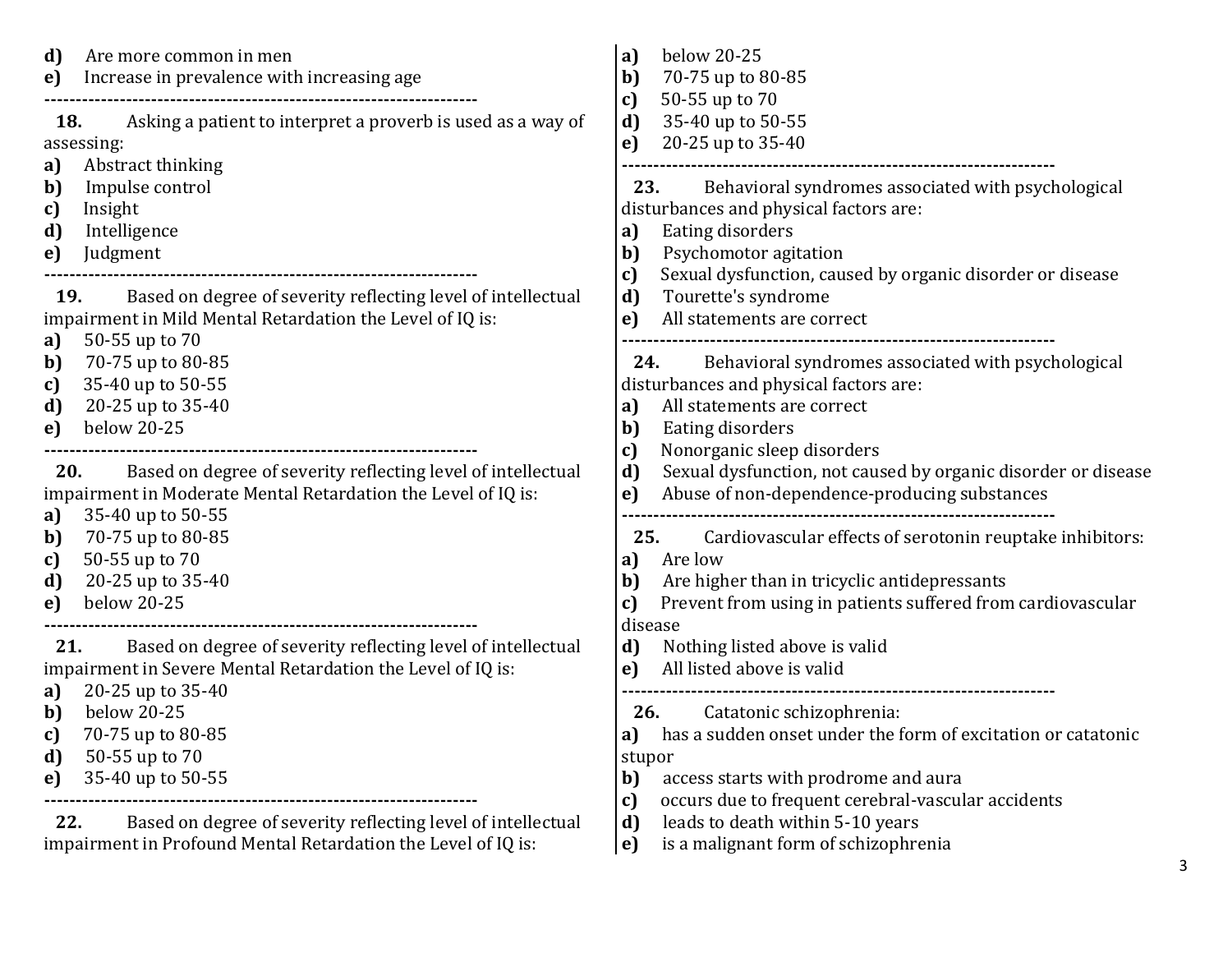d) Are more common in men
e) Increase in prevalence with increasing age

---------------------------------------------------------------------

**18.** Asking a patient to interpret a proverb is used as a way of assessing:

a) Abstract thinking
b) Impulse control
c) Insight
d) Intelligence
e) Judgment

---------------------------------------------------------------------

**19.** Based on degree of severity reflecting level of intellectual impairment in Mild Mental Retardation the Level of IQ is:

a) 50-55 up to 70
b) 70-75 up to 80-85
c) 35-40 up to 50-55
d) 20-25 up to 35-40
e) below 20-25

---------------------------------------------------------------------

**20.** Based on degree of severity reflecting level of intellectual impairment in Moderate Mental Retardation the Level of IQ is:

a) 35-40 up to 50-55
b) 70-75 up to 80-85
c) 50-55 up to 70
d) 20-25 up to 35-40
e) below 20-25

---------------------------------------------------------------------

**21.** Based on degree of severity reflecting level of intellectual impairment in Severe Mental Retardation the Level of IQ is:

a) 20-25 up to 35-40
b) below 20-25
c) 70-75 up to 80-85
d) 50-55 up to 70
e) 35-40 up to 50-55

---------------------------------------------------------------------

**22.** Based on degree of severity reflecting level of intellectual impairment in Profound Mental Retardation the Level of IQ is:

a) below 20-25
b) 70-75 up to 80-85
c) 50-55 up to 70
d) 35-40 up to 50-55
e) 20-25 up to 35-40

---------------------------------------------------------------------

**23.** Behavioral syndromes associated with psychological disturbances and physical factors are:

a) Eating disorders
b) Psychomotor agitation
c) Sexual dysfunction, caused by organic disorder or disease
d) Tourette's syndrome
e) All statements are correct

---------------------------------------------------------------------

**24.** Behavioral syndromes associated with psychological disturbances and physical factors are:

a) All statements are correct
b) Eating disorders
c) Nonorganic sleep disorders
d) Sexual dysfunction, not caused by organic disorder or disease
e) Abuse of non-dependence-producing substances

---------------------------------------------------------------------

**25.** Cardiovascular effects of serotonin reuptake inhibitors:

a) Are low
b) Are higher than in tricyclic antidepressants
c) Prevent from using in patients suffered from cardiovascular disease
d) Nothing listed above is valid
e) All listed above is valid

---------------------------------------------------------------------

**26.** Catatonic schizophrenia:

a) has a sudden onset under the form of excitation or catatonic stupor
b) access starts with prodrome and aura
c) occurs due to frequent cerebral-vascular accidents
d) leads to death within 5-10 years
e) is a malignant form of schizophrenia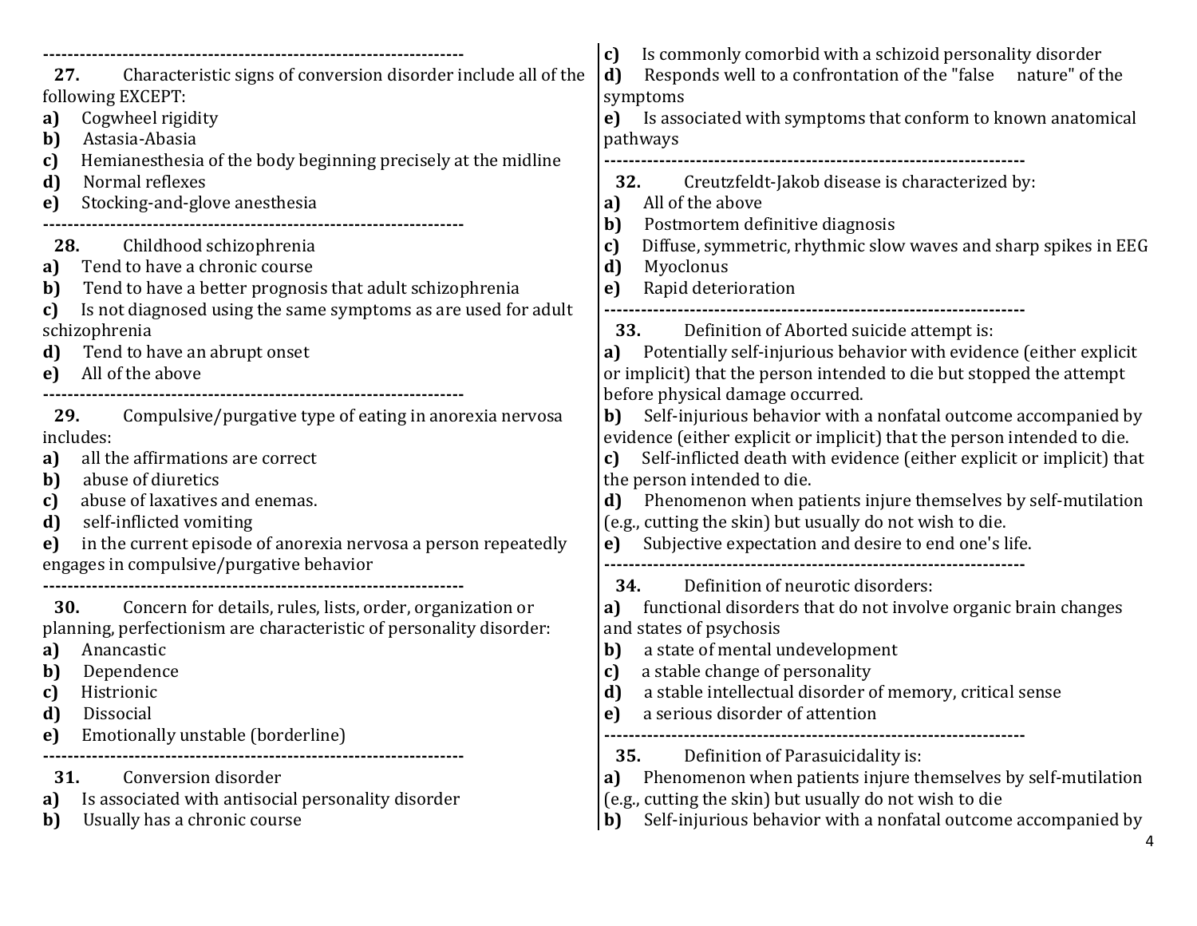---

**27.** Characteristic signs of conversion disorder include all of the following EXCEPT:

**a)** Cogwheel rigidity
**b)** Astasia-Abasia
**c)** Hemianesthesia of the body beginning precisely at the midline
**d)** Normal reflexes
**e)** Stocking-and-glove anesthesia

---

**28.** Childhood schizophrenia

**a)** Tend to have a chronic course
**b)** Tend to have a better prognosis that adult schizophrenia
**c)** Is not diagnosed using the same symptoms as are used for adult schizophrenia
**d)** Tend to have an abrupt onset
**e)** All of the above

---

**29.** Compulsive/purgative type of eating in anorexia nervosa includes:

**a)** all the affirmations are correct
**b)** abuse of diuretics
**c)** abuse of laxatives and enemas.
**d)** self-inflicted vomiting
**e)** in the current episode of anorexia nervosa a person repeatedly engages in compulsive/purgative behavior

---

**30.** Concern for details, rules, lists, order, organization or planning, perfectionism are characteristic of personality disorder:

**a)** Anancastic
**b)** Dependence
**c)** Histrionic
**d)** Dissocial
**e)** Emotionally unstable (borderline)

---

**31.** Conversion disorder

**a)** Is associated with antisocial personality disorder
**b)** Usually has a chronic course
**c)** Is commonly comorbid with a schizoid personality disorder
**d)** Responds well to a confrontation of the "false nature" of the symptoms
**e)** Is associated with symptoms that conform to known anatomical pathways

---

**32.** Creutzfeldt-Jakob disease is characterized by:

**a)** All of the above
**b)** Postmortem definitive diagnosis
**c)** Diffuse, symmetric, rhythmic slow waves and sharp spikes in EEG
**d)** Myoclonus
**e)** Rapid deterioration

---

**33.** Definition of Aborted suicide attempt is:

**a)** Potentially self-injurious behavior with evidence (either explicit or implicit) that the person intended to die but stopped the attempt before physical damage occurred.
**b)** Self-injurious behavior with a nonfatal outcome accompanied by evidence (either explicit or implicit) that the person intended to die.
**c)** Self-inflicted death with evidence (either explicit or implicit) that the person intended to die.
**d)** Phenomenon when patients injure themselves by self-mutilation (e.g., cutting the skin) but usually do not wish to die.
**e)** Subjective expectation and desire to end one's life.

---

**34.** Definition of neurotic disorders:

**a)** functional disorders that do not involve organic brain changes and states of psychosis
**b)** a state of mental undevelopment
**c)** a stable change of personality
**d)** a stable intellectual disorder of memory, critical sense
**e)** a serious disorder of attention

---

**35.** Definition of Parasuicidality is:

**a)** Phenomenon when patients injure themselves by self-mutilation (e.g., cutting the skin) but usually do not wish to die
**b)** Self-injurious behavior with a nonfatal outcome accompanied by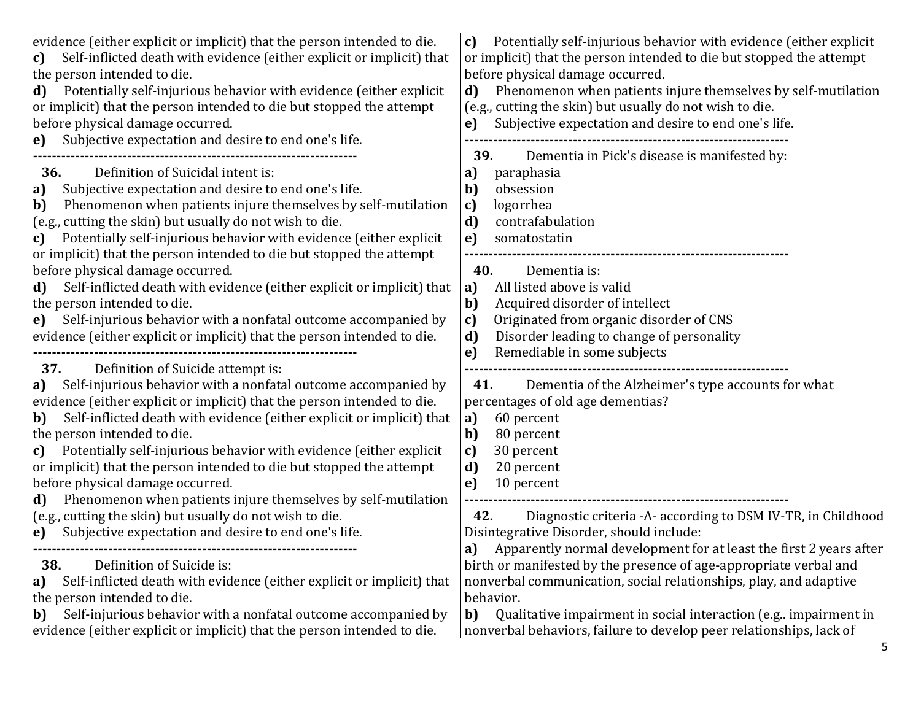evidence (either explicit or implicit) that the person intended to die.

**c)** Self-inflicted death with evidence (either explicit or implicit) that the person intended to die.

**d)** Potentially self-injurious behavior with evidence (either explicit or implicit) that the person intended to die but stopped the attempt before physical damage occurred.

**e)** Subjective expectation and desire to end one's life.

---

**36.** Definition of Suicidal intent is:

**a)** Subjective expectation and desire to end one's life.

**b)** Phenomenon when patients injure themselves by self-mutilation (e.g., cutting the skin) but usually do not wish to die.

**c)** Potentially self-injurious behavior with evidence (either explicit or implicit) that the person intended to die but stopped the attempt before physical damage occurred.

**d)** Self-inflicted death with evidence (either explicit or implicit) that the person intended to die.

**e)** Self-injurious behavior with a nonfatal outcome accompanied by evidence (either explicit or implicit) that the person intended to die.

---

**37.** Definition of Suicide attempt is:

**a)** Self-injurious behavior with a nonfatal outcome accompanied by evidence (either explicit or implicit) that the person intended to die.

**b)** Self-inflicted death with evidence (either explicit or implicit) that the person intended to die.

**c)** Potentially self-injurious behavior with evidence (either explicit or implicit) that the person intended to die but stopped the attempt before physical damage occurred.

**d)** Phenomenon when patients injure themselves by self-mutilation (e.g., cutting the skin) but usually do not wish to die.

**e)** Subjective expectation and desire to end one's life.

---

**38.** Definition of Suicide is:

**a)** Self-inflicted death with evidence (either explicit or implicit) that the person intended to die.

**b)** Self-injurious behavior with a nonfatal outcome accompanied by evidence (either explicit or implicit) that the person intended to die.

**c)** Potentially self-injurious behavior with evidence (either explicit or implicit) that the person intended to die but stopped the attempt before physical damage occurred.

**d)** Phenomenon when patients injure themselves by self-mutilation (e.g., cutting the skin) but usually do not wish to die.

**e)** Subjective expectation and desire to end one's life.

---

**39.** Dementia in Pick's disease is manifested by:

**a)** paraphasia

**b)** obsession

**c)** logorrhea

**d)** contrafabulation

**e)** somatostatin

---

**40.** Dementia is:

**a)** All listed above is valid

**b)** Acquired disorder of intellect

**c)** Originated from organic disorder of CNS

**d)** Disorder leading to change of personality

**e)** Remediable in some subjects

---

**41.** Dementia of the Alzheimer's type accounts for what percentages of old age dementias?

**a)** 60 percent

**b)** 80 percent

**c)** 30 percent

**d)** 20 percent

**e)** 10 percent

---

**42.** Diagnostic criteria -A- according to DSM IV-TR, in Childhood Disintegrative Disorder, should include:

**a)** Apparently normal development for at least the first 2 years after birth or manifested by the presence of age-appropriate verbal and nonverbal communication, social relationships, play, and adaptive behavior.

**b)** Qualitative impairment in social interaction (e.g.. impairment in nonverbal behaviors, failure to develop peer relationships, lack of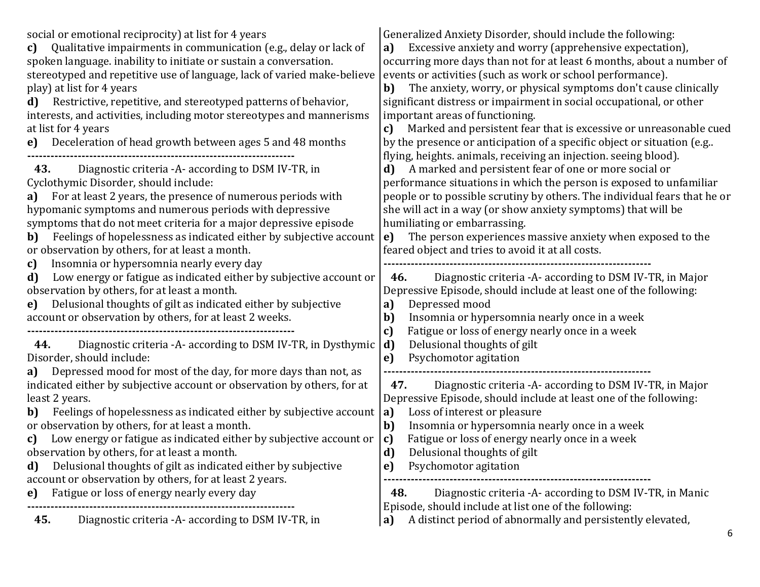social or emotional reciprocity) at list for 4 years

**c)** Qualitative impairments in communication (e.g., delay or lack of spoken language. inability to initiate or sustain a conversation. stereotyped and repetitive use of language, lack of varied make-believe play) at list for 4 years

**d)** Restrictive, repetitive, and stereotyped patterns of behavior, interests, and activities, including motor stereotypes and mannerisms at list for 4 years

**e)** Deceleration of head growth between ages 5 and 48 months

---

**43.** Diagnostic criteria -A- according to DSM IV-TR, in Cyclothymic Disorder, should include:

**a)** For at least 2 years, the presence of numerous periods with hypomanic symptoms and numerous periods with depressive symptoms that do not meet criteria for a major depressive episode

**b)** Feelings of hopelessness as indicated either by subjective account or observation by others, for at least a month.

**c)** Insomnia or hypersomnia nearly every day

**d)** Low energy or fatigue as indicated either by subjective account or observation by others, for at least a month.

**e)** Delusional thoughts of gilt as indicated either by subjective account or observation by others, for at least 2 weeks.

---

**44.** Diagnostic criteria -A- according to DSM IV-TR, in Dysthymic Disorder, should include:

**a)** Depressed mood for most of the day, for more days than not, as indicated either by subjective account or observation by others, for at least 2 years.

**b)** Feelings of hopelessness as indicated either by subjective account or observation by others, for at least a month.

**c)** Low energy or fatigue as indicated either by subjective account or observation by others, for at least a month.

**d)** Delusional thoughts of gilt as indicated either by subjective account or observation by others, for at least 2 years.

**e)** Fatigue or loss of energy nearly every day

---

**45.** Diagnostic criteria -A- according to DSM IV-TR, in Generalized Anxiety Disorder, should include the following:

**a)** Excessive anxiety and worry (apprehensive expectation), occurring more days than not for at least 6 months, about a number of events or activities (such as work or school performance).

**b)** The anxiety, worry, or physical symptoms don't cause clinically significant distress or impairment in social occupational, or other important areas of functioning.

**c)** Marked and persistent fear that is excessive or unreasonable cued by the presence or anticipation of a specific object or situation (e.g.. flying, heights. animals, receiving an injection. seeing blood).

**d)** A marked and persistent fear of one or more social or performance situations in which the person is exposed to unfamiliar people or to possible scrutiny by others. The individual fears that he or she will act in a way (or show anxiety symptoms) that will be humiliating or embarrassing.

**e)** The person experiences massive anxiety when exposed to the feared object and tries to avoid it at all costs.

---

**46.** Diagnostic criteria -A- according to DSM IV-TR, in Major Depressive Episode, should include at least one of the following:

**a)** Depressed mood

**b)** Insomnia or hypersomnia nearly once in a week

**c)** Fatigue or loss of energy nearly once in a week

**d)** Delusional thoughts of gilt

**e)** Psychomotor agitation

---

**47.** Diagnostic criteria -A- according to DSM IV-TR, in Major Depressive Episode, should include at least one of the following:

**a)** Loss of interest or pleasure

**b)** Insomnia or hypersomnia nearly once in a week

**c)** Fatigue or loss of energy nearly once in a week

**d)** Delusional thoughts of gilt

**e)** Psychomotor agitation

---

**48.** Diagnostic criteria -A- according to DSM IV-TR, in Manic Episode, should include at list one of the following:

**a)** A distinct period of abnormally and persistently elevated,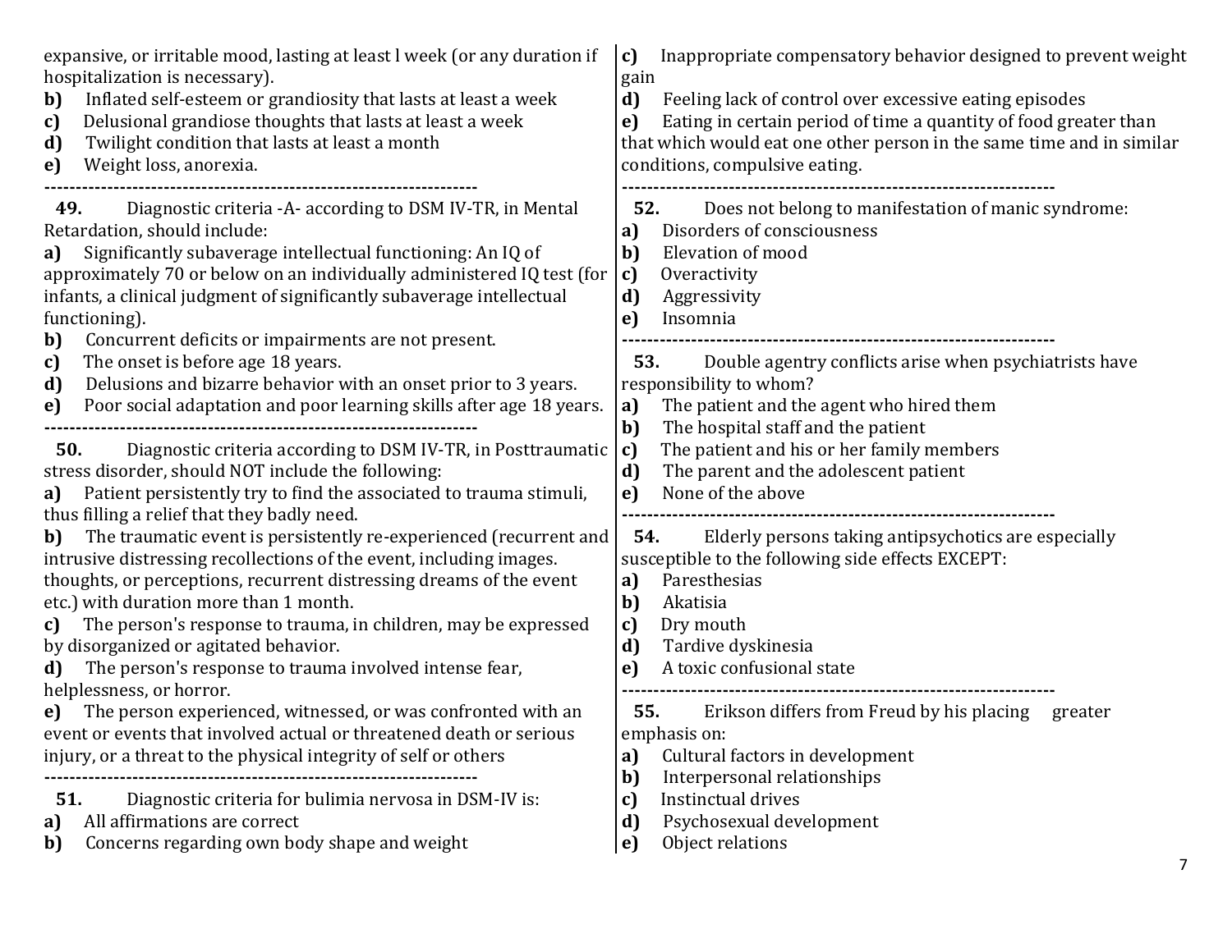expansive, or irritable mood, lasting at least l week (or any duration if hospitalization is necessary).

**b)** Inflated self-esteem or grandiosity that lasts at least a week

**c)** Delusional grandiose thoughts that lasts at least a week

**d)** Twilight condition that lasts at least a month

**e)** Weight loss, anorexia.

---

**49.** Diagnostic criteria -A- according to DSM IV-TR, in Mental Retardation, should include:

**a)** Significantly subaverage intellectual functioning: An IQ of approximately 70 or below on an individually administered IQ test (for infants, a clinical judgment of significantly subaverage intellectual functioning).

**b)** Concurrent deficits or impairments are not present.

**c)** The onset is before age 18 years.

**d)** Delusions and bizarre behavior with an onset prior to 3 years.

**e)** Poor social adaptation and poor learning skills after age 18 years.

---

**50.** Diagnostic criteria according to DSM IV-TR, in Posttraumatic stress disorder, should NOT include the following:

**a)** Patient persistently try to find the associated to trauma stimuli, thus filling a relief that they badly need.

**b)** The traumatic event is persistently re-experienced (recurrent and intrusive distressing recollections of the event, including images. thoughts, or perceptions, recurrent distressing dreams of the event etc.) with duration more than 1 month.

**c)** The person's response to trauma, in children, may be expressed by disorganized or agitated behavior.

**d)** The person's response to trauma involved intense fear, helplessness, or horror.

**e)** The person experienced, witnessed, or was confronted with an event or events that involved actual or threatened death or serious injury, or a threat to the physical integrity of self or others

---

**51.** Diagnostic criteria for bulimia nervosa in DSM-IV is:

**a)** All affirmations are correct

**b)** Concerns regarding own body shape and weight

**c)** Inappropriate compensatory behavior designed to prevent weight gain

**d)** Feeling lack of control over excessive eating episodes

**e)** Eating in certain period of time a quantity of food greater than that which would eat one other person in the same time and in similar conditions, compulsive eating.

---

**52.** Does not belong to manifestation of manic syndrome:

**a)** Disorders of consciousness

**b)** Elevation of mood

**c)** Overactivity

**d)** Aggressivity

**e)** Insomnia

---

**53.** Double agentry conflicts arise when psychiatrists have responsibility to whom?

**a)** The patient and the agent who hired them

**b)** The hospital staff and the patient

**c)** The patient and his or her family members

**d)** The parent and the adolescent patient

**e)** None of the above

---

**54.** Elderly persons taking antipsychotics are especially susceptible to the following side effects EXCEPT:

**a)** Paresthesias

**b)** Akatisia

**c)** Dry mouth

**d)** Tardive dyskinesia

**e)** A toxic confusional state

---

**55.** Erikson differs from Freud by his placing greater emphasis on:

**a)** Cultural factors in development

**b)** Interpersonal relationships

**c)** Instinctual drives

**d)** Psychosexual development

**e)** Object relations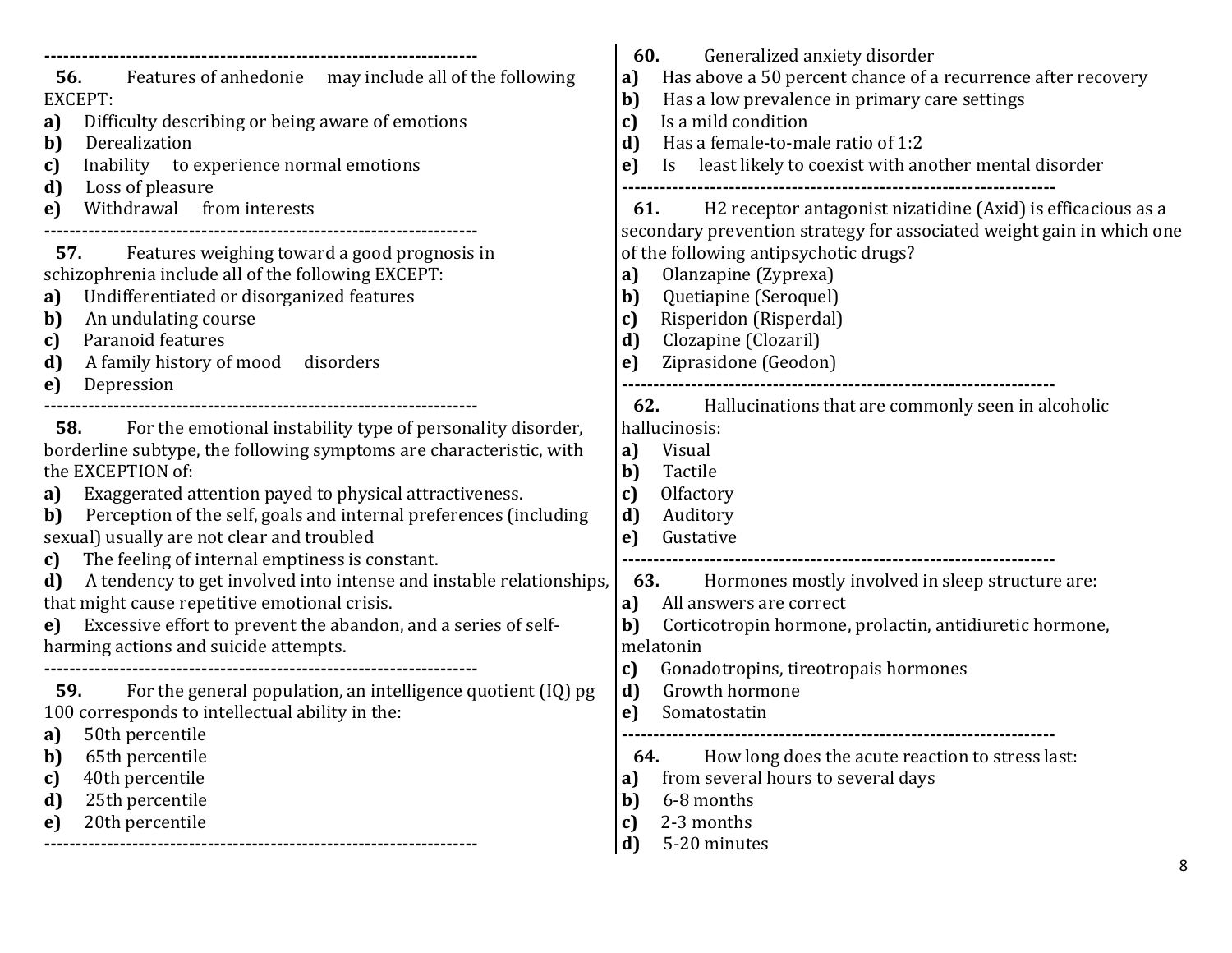---

**56.** Features of anhedonie may include all of the following EXCEPT:

**a)** Difficulty describing or being aware of emotions
**b)** Derealization
**c)** Inability to experience normal emotions
**d)** Loss of pleasure
**e)** Withdrawal from interests

---

**57.** Features weighing toward a good prognosis in schizophrenia include all of the following EXCEPT:

**a)** Undifferentiated or disorganized features
**b)** An undulating course
**c)** Paranoid features
**d)** A family history of mood disorders
**e)** Depression

---

**58.** For the emotional instability type of personality disorder, borderline subtype, the following symptoms are characteristic, with the EXCEPTION of:

**a)** Exaggerated attention payed to physical attractiveness.
**b)** Perception of the self, goals and internal preferences (including sexual) usually are not clear and troubled
**c)** The feeling of internal emptiness is constant.
**d)** A tendency to get involved into intense and instable relationships, that might cause repetitive emotional crisis.
**e)** Excessive effort to prevent the abandon, and a series of self-harming actions and suicide attempts.

---

**59.** For the general population, an intelligence quotient (IQ) pg 100 corresponds to intellectual ability in the:

**a)** 50th percentile
**b)** 65th percentile
**c)** 40th percentile
**d)** 25th percentile
**e)** 20th percentile

---

**60.** Generalized anxiety disorder

**a)** Has above a 50 percent chance of a recurrence after recovery
**b)** Has a low prevalence in primary care settings
**c)** Is a mild condition
**d)** Has a female-to-male ratio of 1:2
**e)** Is least likely to coexist with another mental disorder

---

**61.** H2 receptor antagonist nizatidine (Axid) is efficacious as a secondary prevention strategy for associated weight gain in which one of the following antipsychotic drugs?

**a)** Olanzapine (Zyprexa)
**b)** Quetiapine (Seroquel)
**c)** Risperidon (Risperdal)
**d)** Clozapine (Clozaril)
**e)** Ziprasidone (Geodon)

---

**62.** Hallucinations that are commonly seen in alcoholic hallucinosis:

**a)** Visual
**b)** Tactile
**c)** Olfactory
**d)** Auditory
**e)** Gustative

---

**63.** Hormones mostly involved in sleep structure are:

**a)** All answers are correct
**b)** Corticotropin hormone, prolactin, antidiuretic hormone, melatonin
**c)** Gonadotropins, tireotropais hormones
**d)** Growth hormone
**e)** Somatostatin

---

**64.** How long does the acute reaction to stress last:

**a)** from several hours to several days
**b)** 6-8 months
**c)** 2-3 months
**d)** 5-20 minutes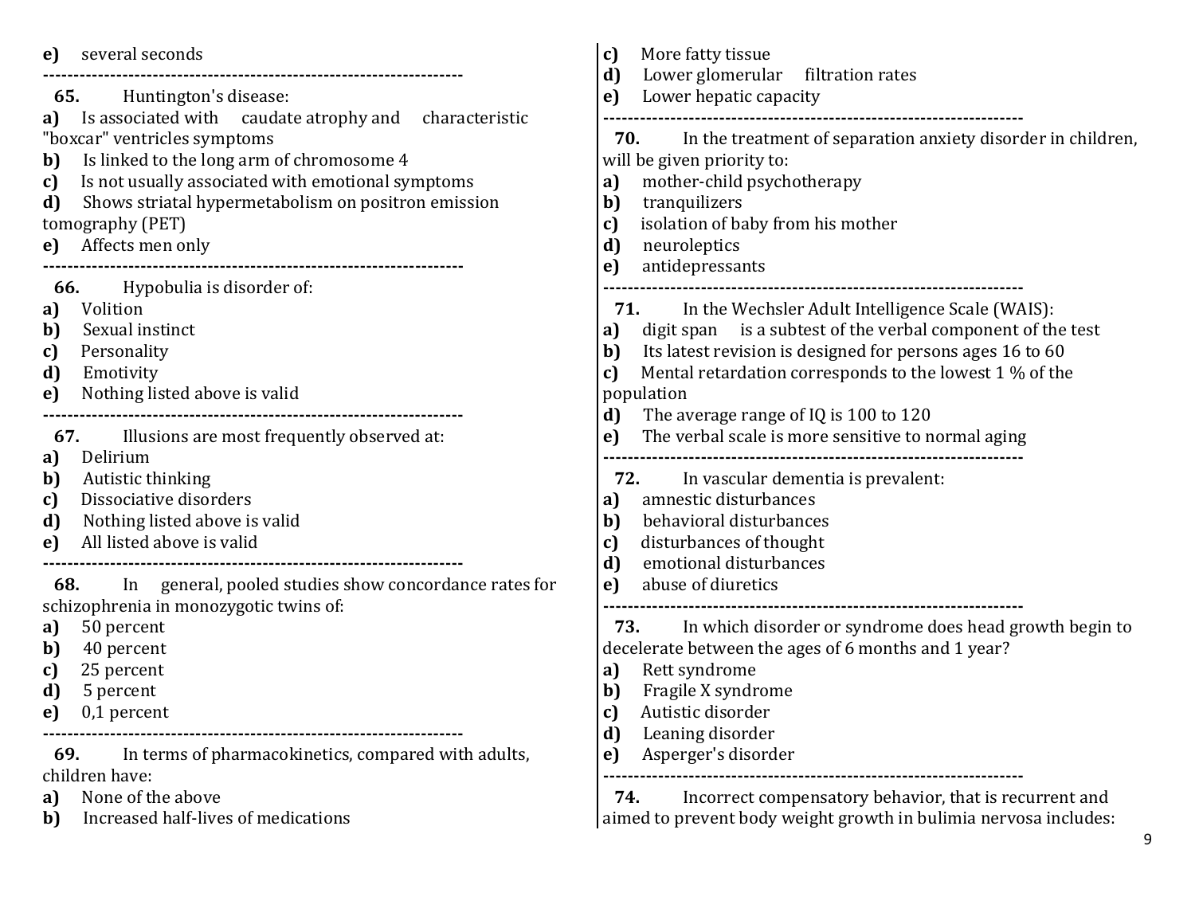**e)** several seconds

---

**65.** Huntington's disease:

**a)** Is associated with caudate atrophy and characteristic "boxcar" ventricles symptoms
**b)** Is linked to the long arm of chromosome 4
**c)** Is not usually associated with emotional symptoms
**d)** Shows striatal hypermetabolism on positron emission tomography (PET)
**e)** Affects men only

---

**66.** Hypobulia is disorder of:

**a)** Volition
**b)** Sexual instinct
**c)** Personality
**d)** Emotivity
**e)** Nothing listed above is valid

---

**67.** Illusions are most frequently observed at:

**a)** Delirium
**b)** Autistic thinking
**c)** Dissociative disorders
**d)** Nothing listed above is valid
**e)** All listed above is valid

---

**68.** In general, pooled studies show concordance rates for schizophrenia in monozygotic twins of:

**a)** 50 percent
**b)** 40 percent
**c)** 25 percent
**d)** 5 percent
**e)** 0,1 percent

---

**69.** In terms of pharmacokinetics, compared with adults, children have:

**a)** None of the above
**b)** Increased half-lives of medications
**c)** More fatty tissue
**d)** Lower glomerular filtration rates
**e)** Lower hepatic capacity

---

**70.** In the treatment of separation anxiety disorder in children, will be given priority to:

**a)** mother-child psychotherapy
**b)** tranquilizers
**c)** isolation of baby from his mother
**d)** neuroleptics
**e)** antidepressants

---

**71.** In the Wechsler Adult Intelligence Scale (WAIS):

**a)** digit span is a subtest of the verbal component of the test
**b)** Its latest revision is designed for persons ages 16 to 60
**c)** Mental retardation corresponds to the lowest 1 % of the population
**d)** The average range of IQ is 100 to 120
**e)** The verbal scale is more sensitive to normal aging

---

**72.** In vascular dementia is prevalent:

**a)** amnestic disturbances
**b)** behavioral disturbances
**c)** disturbances of thought
**d)** emotional disturbances
**e)** abuse of diuretics

---

**73.** In which disorder or syndrome does head growth begin to decelerate between the ages of 6 months and 1 year?

**a)** Rett syndrome
**b)** Fragile X syndrome
**c)** Autistic disorder
**d)** Leaning disorder
**e)** Asperger's disorder

---

**74.** Incorrect compensatory behavior, that is recurrent and aimed to prevent body weight growth in bulimia nervosa includes: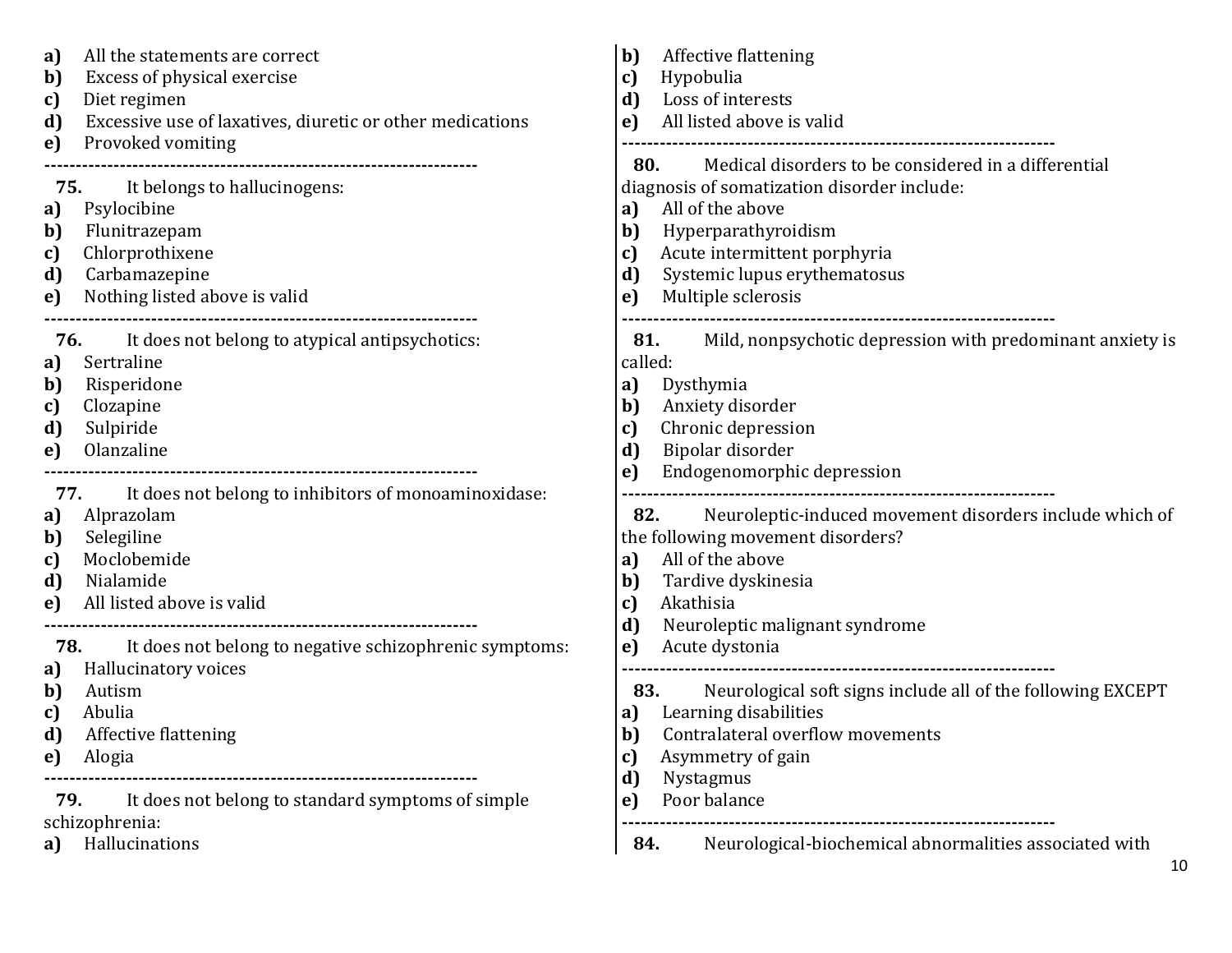a) All the statements are correct
b) Excess of physical exercise
c) Diet regimen
d) Excessive use of laxatives, diuretic or other medications
e) Provoked vomiting

---

**75.** It belongs to hallucinogens:

a) Psylocibine
b) Flunitrazepam
c) Chlorprothixene
d) Carbamazepine
e) Nothing listed above is valid

---

**76.** It does not belong to atypical antipsychotics:

a) Sertraline
b) Risperidone
c) Clozapine
d) Sulpiride
e) Olanzaline

---

**77.** It does not belong to inhibitors of monoaminoxidase:

a) Alprazolam
b) Selegiline
c) Moclobemide
d) Nialamide
e) All listed above is valid

---

**78.** It does not belong to negative schizophrenic symptoms:

a) Hallucinatory voices
b) Autism
c) Abulia
d) Affective flattening
e) Alogia

---

**79.** It does not belong to standard symptoms of simple schizophrenia:

a) Hallucinations
b) Affective flattening
c) Hypobulia
d) Loss of interests
e) All listed above is valid

---

**80.** Medical disorders to be considered in a differential diagnosis of somatization disorder include:

a) All of the above
b) Hyperparathyroidism
c) Acute intermittent porphyria
d) Systemic lupus erythematosus
e) Multiple sclerosis

---

**81.** Mild, nonpsychotic depression with predominant anxiety is called:

a) Dysthymia
b) Anxiety disorder
c) Chronic depression
d) Bipolar disorder
e) Endogenomorphic depression

---

**82.** Neuroleptic-induced movement disorders include which of the following movement disorders?

a) All of the above
b) Tardive dyskinesia
c) Akathisia
d) Neuroleptic malignant syndrome
e) Acute dystonia

---

**83.** Neurological soft signs include all of the following EXCEPT

a) Learning disabilities
b) Contralateral overflow movements
c) Asymmetry of gain
d) Nystagmus
e) Poor balance

---

**84.** Neurological-biochemical abnormalities associated with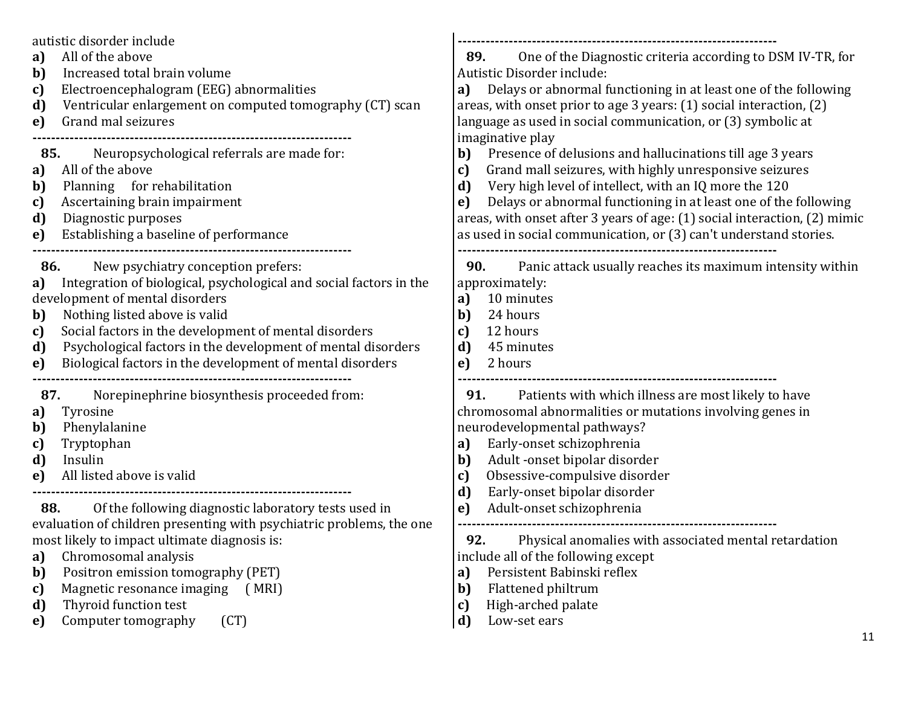autistic disorder include

**a)** All of the above
**b)** Increased total brain volume
**c)** Electroencephalogram (EEG) abnormalities
**d)** Ventricular enlargement on computed tomography (CT) scan
**e)** Grand mal seizures

---

**85.** Neuropsychological referrals are made for:

**a)** All of the above
**b)** Planning for rehabilitation
**c)** Ascertaining brain impairment
**d)** Diagnostic purposes
**e)** Establishing a baseline of performance

---

**86.** New psychiatry conception prefers:

**a)** Integration of biological, psychological and social factors in the development of mental disorders
**b)** Nothing listed above is valid
**c)** Social factors in the development of mental disorders
**d)** Psychological factors in the development of mental disorders
**e)** Biological factors in the development of mental disorders

---

**87.** Norepinephrine biosynthesis proceeded from:

**a)** Tyrosine
**b)** Phenylalanine
**c)** Tryptophan
**d)** Insulin
**e)** All listed above is valid

---

**88.** Of the following diagnostic laboratory tests used in evaluation of children presenting with psychiatric problems, the one most likely to impact ultimate diagnosis is:

**a)** Chromosomal analysis
**b)** Positron emission tomography (PET)
**c)** Magnetic resonance imaging ( MRI)
**d)** Thyroid function test
**e)** Computer tomography (CT)

---

**89.** One of the Diagnostic criteria according to DSM IV-TR, for Autistic Disorder include:

**a)** Delays or abnormal functioning in at least one of the following areas, with onset prior to age 3 years: (1) social interaction, (2) language as used in social communication, or (3) symbolic at imaginative play
**b)** Presence of delusions and hallucinations till age 3 years
**c)** Grand mall seizures, with highly unresponsive seizures
**d)** Very high level of intellect, with an IQ more the 120
**e)** Delays or abnormal functioning in at least one of the following areas, with onset after 3 years of age: (1) social interaction, (2) mimic as used in social communication, or (3) can't understand stories.

---

**90.** Panic attack usually reaches its maximum intensity within approximately:

**a)** 10 minutes
**b)** 24 hours
**c)** 12 hours
**d)** 45 minutes
**e)** 2 hours

---

**91.** Patients with which illness are most likely to have chromosomal abnormalities or mutations involving genes in neurodevelopmental pathways?

**a)** Early-onset schizophrenia
**b)** Adult -onset bipolar disorder
**c)** Obsessive-compulsive disorder
**d)** Early-onset bipolar disorder
**e)** Adult-onset schizophrenia

---

**92.** Physical anomalies with associated mental retardation include all of the following except

**a)** Persistent Babinski reflex
**b)** Flattened philtrum
**c)** High-arched palate
**d)** Low-set ears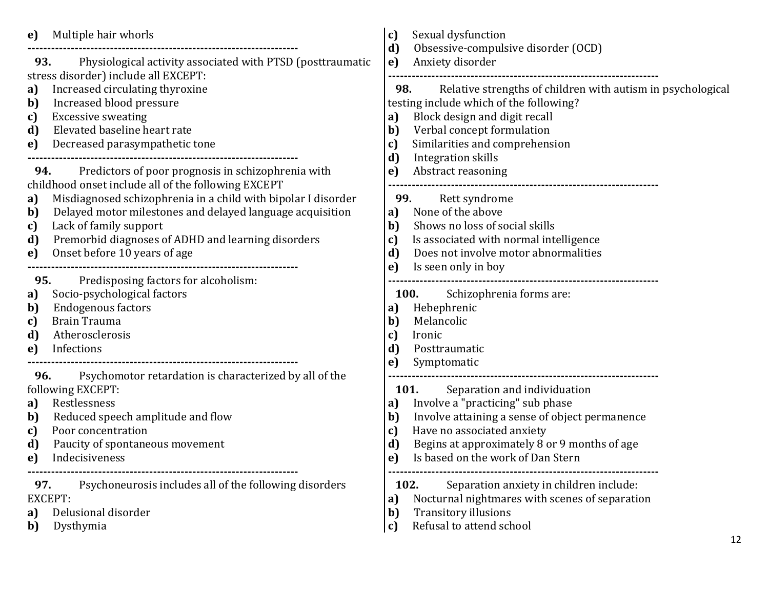e) Multiple hair whorls

---

**93.** Physiological activity associated with PTSD (posttraumatic stress disorder) include all EXCEPT:

a) Increased circulating thyroxine
b) Increased blood pressure
c) Excessive sweating
d) Elevated baseline heart rate
e) Decreased parasympathetic tone

---

**94.** Predictors of poor prognosis in schizophrenia with childhood onset include all of the following EXCEPT

a) Misdiagnosed schizophrenia in a child with bipolar I disorder
b) Delayed motor milestones and delayed language acquisition
c) Lack of family support
d) Premorbid diagnoses of ADHD and learning disorders
e) Onset before 10 years of age

---

**95.** Predisposing factors for alcoholism:

a) Socio-psychological factors
b) Endogenous factors
c) Brain Trauma
d) Atherosclerosis
e) Infections

---

**96.** Psychomotor retardation is characterized by all of the following EXCEPT:

a) Restlessness
b) Reduced speech amplitude and flow
c) Poor concentration
d) Paucity of spontaneous movement
e) Indecisiveness

---

**97.** Psychoneurosis includes all of the following disorders EXCEPT:

a) Delusional disorder
b) Dysthymia
c) Sexual dysfunction
d) Obsessive-compulsive disorder (OCD)
e) Anxiety disorder

---

**98.** Relative strengths of children with autism in psychological testing include which of the following?

a) Block design and digit recall
b) Verbal concept formulation
c) Similarities and comprehension
d) Integration skills
e) Abstract reasoning

---

**99.** Rett syndrome

a) None of the above
b) Shows no loss of social skills
c) Is associated with normal intelligence
d) Does not involve motor abnormalities
e) Is seen only in boy

---

**100.** Schizophrenia forms are:

a) Hebephrenic
b) Melancolic
c) Ironic
d) Posttraumatic
e) Symptomatic

---

**101.** Separation and individuation

a) Involve a "practicing" sub phase
b) Involve attaining a sense of object permanence
c) Have no associated anxiety
d) Begins at approximately 8 or 9 months of age
e) Is based on the work of Dan Stern

---

**102.** Separation anxiety in children include:

a) Nocturnal nightmares with scenes of separation
b) Transitory illusions
c) Refusal to attend school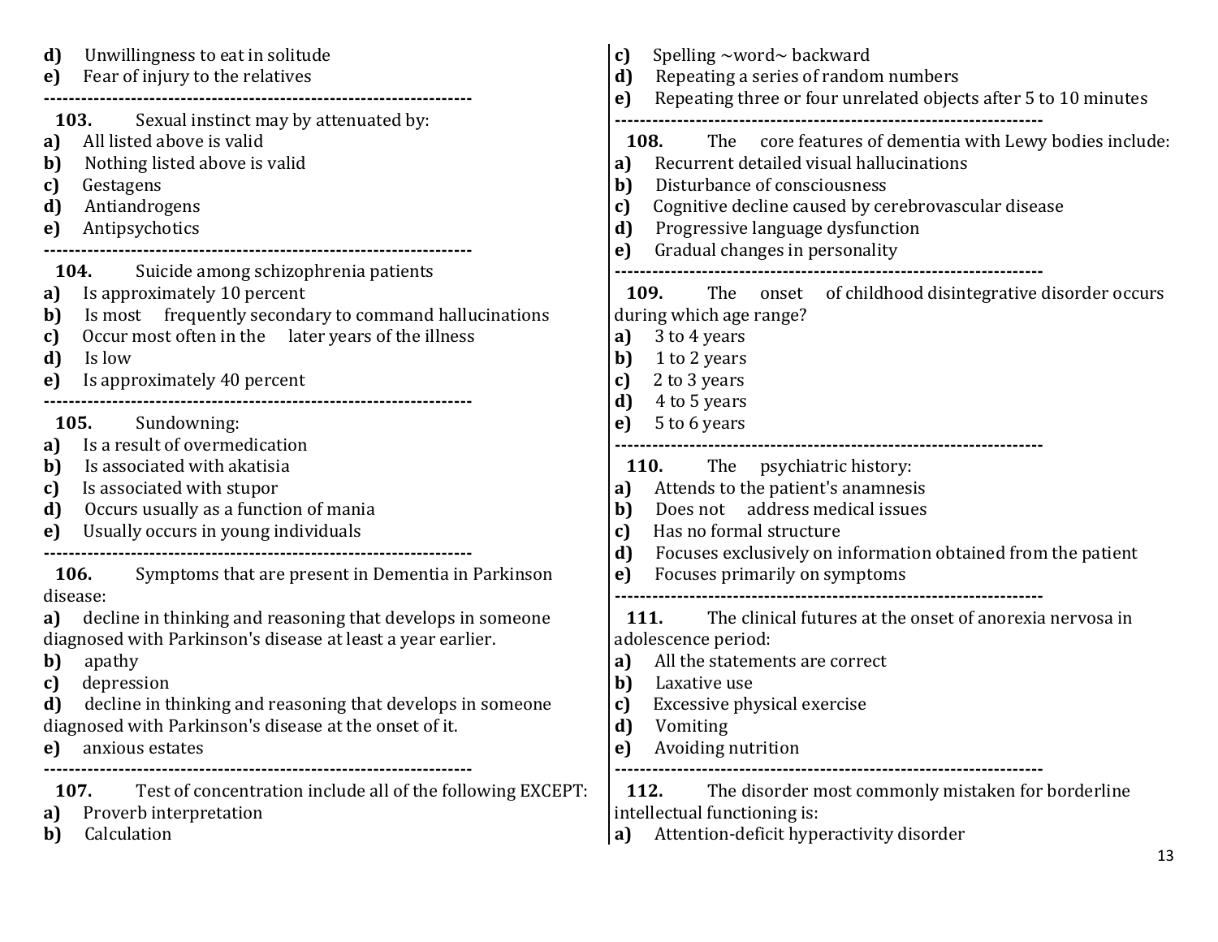**d)** Unwillingness to eat in solitude
**e)** Fear of injury to the relatives

---

**103.** Sexual instinct may by attenuated by:
**a)** All listed above is valid
**b)** Nothing listed above is valid
**c)** Gestagens
**d)** Antiandrogens
**e)** Antipsychotics

---

**104.** Suicide among schizophrenia patients
**a)** Is approximately 10 percent
**b)** Is most frequently secondary to command hallucinations
**c)** Occur most often in the later years of the illness
**d)** Is low
**e)** Is approximately 40 percent

---

**105.** Sundowning:
**a)** Is a result of overmedication
**b)** Is associated with akatisia
**c)** Is associated with stupor
**d)** Occurs usually as a function of mania
**e)** Usually occurs in young individuals

---

**106.** Symptoms that are present in Dementia in Parkinson disease:
**a)** decline in thinking and reasoning that develops in someone diagnosed with Parkinson's disease at least a year earlier.
**b)** apathy
**c)** depression
**d)** decline in thinking and reasoning that develops in someone diagnosed with Parkinson's disease at the onset of it.
**e)** anxious estates

---

**107.** Test of concentration include all of the following EXCEPT:
**a)** Proverb interpretation
**b)** Calculation
**c)** Spelling ~word~ backward
**d)** Repeating a series of random numbers
**e)** Repeating three or four unrelated objects after 5 to 10 minutes

---

**108.** The core features of dementia with Lewy bodies include:
**a)** Recurrent detailed visual hallucinations
**b)** Disturbance of consciousness
**c)** Cognitive decline caused by cerebrovascular disease
**d)** Progressive language dysfunction
**e)** Gradual changes in personality

---

**109.** The onset of childhood disintegrative disorder occurs during which age range?
**a)** 3 to 4 years
**b)** 1 to 2 years
**c)** 2 to 3 years
**d)** 4 to 5 years
**e)** 5 to 6 years

---

**110.** The psychiatric history:
**a)** Attends to the patient's anamnesis
**b)** Does not address medical issues
**c)** Has no formal structure
**d)** Focuses exclusively on information obtained from the patient
**e)** Focuses primarily on symptoms

---

**111.** The clinical futures at the onset of anorexia nervosa in adolescence period:
**a)** All the statements are correct
**b)** Laxative use
**c)** Excessive physical exercise
**d)** Vomiting
**e)** Avoiding nutrition

---

**112.** The disorder most commonly mistaken for borderline intellectual functioning is:
**a)** Attention-deficit hyperactivity disorder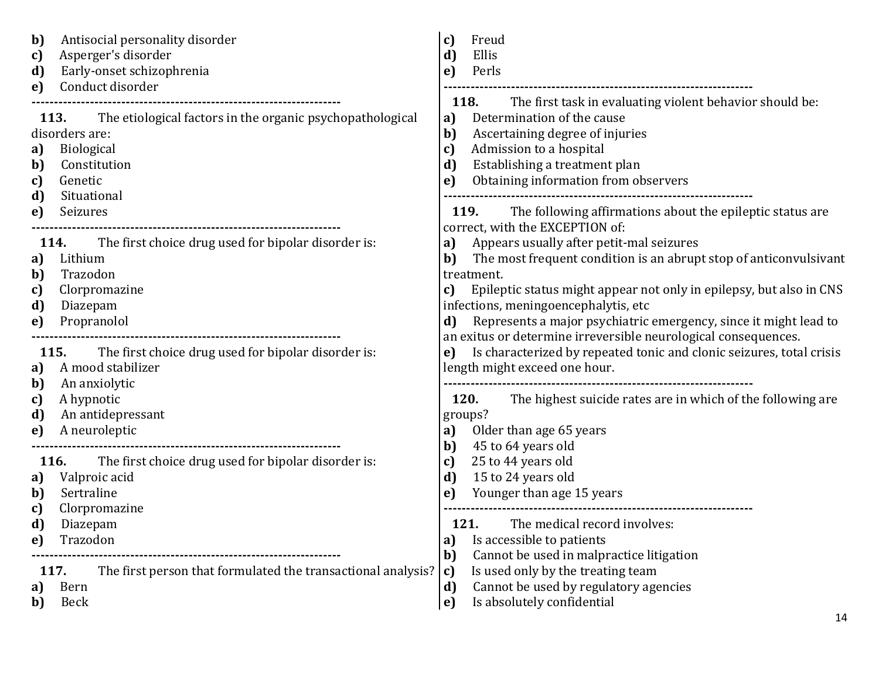**b)** Antisocial personality disorder
**c)** Asperger's disorder
**d)** Early-onset schizophrenia
**e)** Conduct disorder

---

**113.** The etiological factors in the organic psychopathological disorders are:
**a)** Biological
**b)** Constitution
**c)** Genetic
**d)** Situational
**e)** Seizures

---

**114.** The first choice drug used for bipolar disorder is:
**a)** Lithium
**b)** Trazodon
**c)** Clorpromazine
**d)** Diazepam
**e)** Propranolol

---

**115.** The first choice drug used for bipolar disorder is:
**a)** A mood stabilizer
**b)** An anxiolytic
**c)** A hypnotic
**d)** An antidepressant
**e)** A neuroleptic

---

**116.** The first choice drug used for bipolar disorder is:
**a)** Valproic acid
**b)** Sertraline
**c)** Clorpromazine
**d)** Diazepam
**e)** Trazodon

---

**117.** The first person that formulated the transactional analysis?
**a)** Bern
**b)** Beck
**c)** Freud
**d)** Ellis
**e)** Perls

---

**118.** The first task in evaluating violent behavior should be:
**a)** Determination of the cause
**b)** Ascertaining degree of injuries
**c)** Admission to a hospital
**d)** Establishing a treatment plan
**e)** Obtaining information from observers

---

**119.** The following affirmations about the epileptic status are correct, with the EXCEPTION of:
**a)** Appears usually after petit-mal seizures
**b)** The most frequent condition is an abrupt stop of anticonvulsivant treatment.
**c)** Epileptic status might appear not only in epilepsy, but also in CNS infections, meningoencephalytis, etc
**d)** Represents a major psychiatric emergency, since it might lead to an exitus or determine irreversible neurological consequences.
**e)** Is characterized by repeated tonic and clonic seizures, total crisis length might exceed one hour.

---

**120.** The highest suicide rates are in which of the following are groups?
**a)** Older than age 65 years
**b)** 45 to 64 years old
**c)** 25 to 44 years old
**d)** 15 to 24 years old
**e)** Younger than age 15 years

---

**121.** The medical record involves:
**a)** Is accessible to patients
**b)** Cannot be used in malpractice litigation
**c)** Is used only by the treating team
**d)** Cannot be used by regulatory agencies
**e)** Is absolutely confidential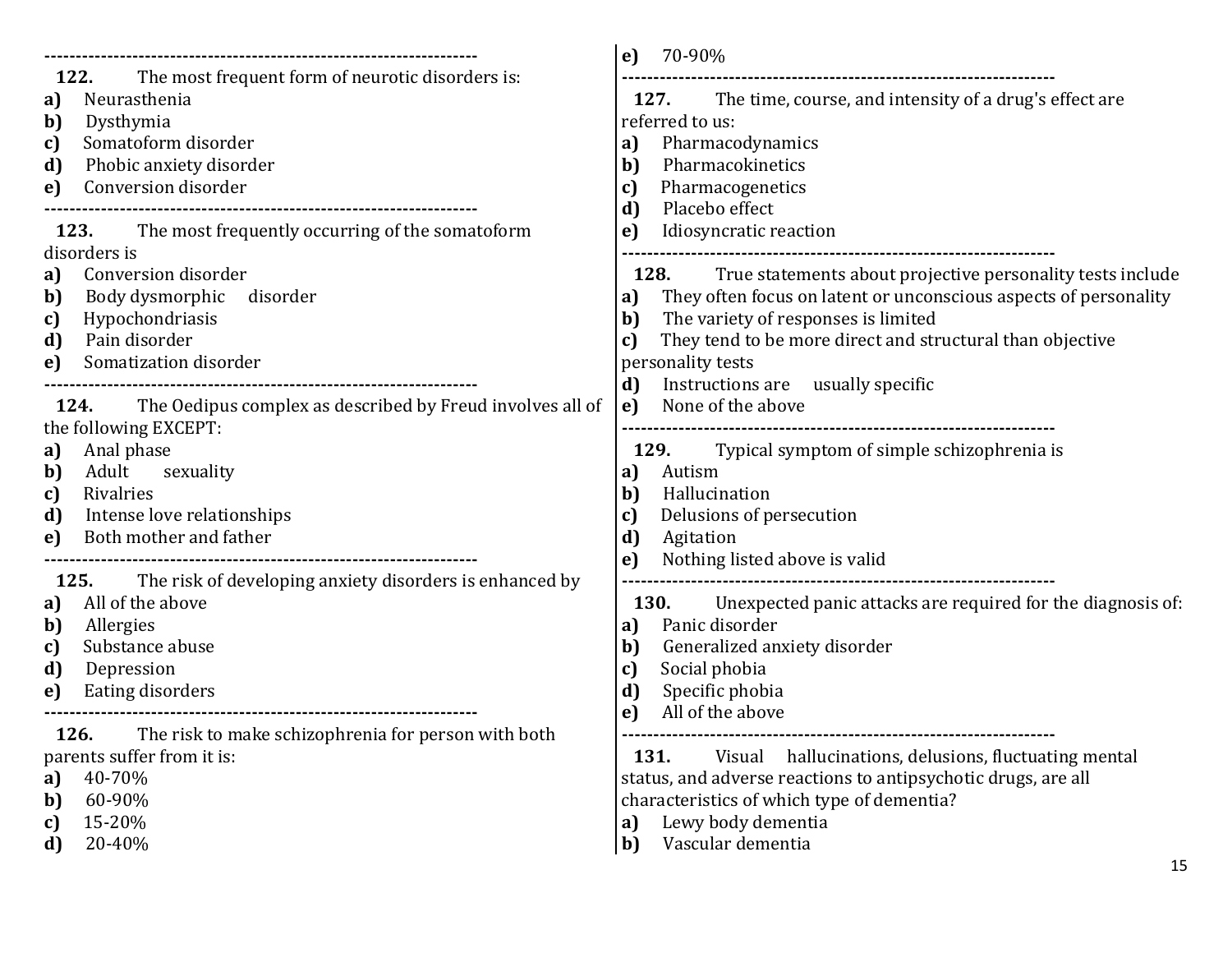---

**122.** The most frequent form of neurotic disorders is:

**a)** Neurasthenia
**b)** Dysthymia
**c)** Somatoform disorder
**d)** Phobic anxiety disorder
**e)** Conversion disorder

---

**123.** The most frequently occurring of the somatoform disorders is

**a)** Conversion disorder
**b)** Body dysmorphic disorder
**c)** Hypochondriasis
**d)** Pain disorder
**e)** Somatization disorder

---

**124.** The Oedipus complex as described by Freud involves all of the following EXCEPT:

**a)** Anal phase
**b)** Adult sexuality
**c)** Rivalries
**d)** Intense love relationships
**e)** Both mother and father

---

**125.** The risk of developing anxiety disorders is enhanced by

**a)** All of the above
**b)** Allergies
**c)** Substance abuse
**d)** Depression
**e)** Eating disorders

---

**126.** The risk to make schizophrenia for person with both parents suffer from it is:

**a)** 40-70%
**b)** 60-90%
**c)** 15-20%
**d)** 20-40%
**e)** 70-90%

---

**127.** The time, course, and intensity of a drug's effect are referred to us:

**a)** Pharmacodynamics
**b)** Pharmacokinetics
**c)** Pharmacogenetics
**d)** Placebo effect
**e)** Idiosyncratic reaction

---

**128.** True statements about projective personality tests include

**a)** They often focus on latent or unconscious aspects of personality
**b)** The variety of responses is limited
**c)** They tend to be more direct and structural than objective personality tests
**d)** Instructions are usually specific
**e)** None of the above

---

**129.** Typical symptom of simple schizophrenia is

**a)** Autism
**b)** Hallucination
**c)** Delusions of persecution
**d)** Agitation
**e)** Nothing listed above is valid

---

**130.** Unexpected panic attacks are required for the diagnosis of:

**a)** Panic disorder
**b)** Generalized anxiety disorder
**c)** Social phobia
**d)** Specific phobia
**e)** All of the above

---

**131.** Visual hallucinations, delusions, fluctuating mental status, and adverse reactions to antipsychotic drugs, are all characteristics of which type of dementia?

**a)** Lewy body dementia
**b)** Vascular dementia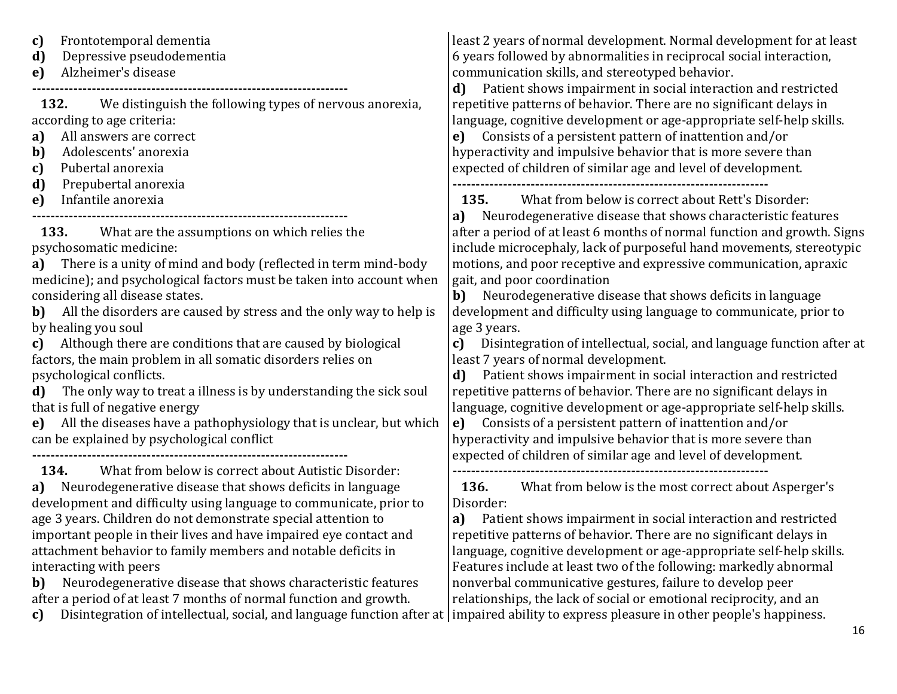**c)** Frontotemporal dementia
**d)** Depressive pseudodementia
**e)** Alzheimer's disease

---

**132.** We distinguish the following types of nervous anorexia, according to age criteria:
**a)** All answers are correct
**b)** Adolescents' anorexia
**c)** Pubertal anorexia
**d)** Prepubertal anorexia
**e)** Infantile anorexia

---

**133.** What are the assumptions on which relies the psychosomatic medicine:
**a)** There is a unity of mind and body (reflected in term mind-body medicine); and psychological factors must be taken into account when considering all disease states.
**b)** All the disorders are caused by stress and the only way to help is by healing you soul
**c)** Although there are conditions that are caused by biological factors, the main problem in all somatic disorders relies on psychological conflicts.
**d)** The only way to treat a illness is by understanding the sick soul that is full of negative energy
**e)** All the diseases have a pathophysiology that is unclear, but which can be explained by psychological conflict

---

**134.** What from below is correct about Autistic Disorder:
**a)** Neurodegenerative disease that shows deficits in language development and difficulty using language to communicate, prior to age 3 years. Children do not demonstrate special attention to important people in their lives and have impaired eye contact and attachment behavior to family members and notable deficits in interacting with peers
**b)** Neurodegenerative disease that shows characteristic features after a period of at least 7 months of normal function and growth.
**c)** Disintegration of intellectual, social, and language function after at least 2 years of normal development. Normal development for at least 6 years followed by abnormalities in reciprocal social interaction, communication skills, and stereotyped behavior.
**d)** Patient shows impairment in social interaction and restricted repetitive patterns of behavior. There are no significant delays in language, cognitive development or age-appropriate self-help skills.
**e)** Consists of a persistent pattern of inattention and/or hyperactivity and impulsive behavior that is more severe than expected of children of similar age and level of development.

---

**135.** What from below is correct about Rett's Disorder:
**a)** Neurodegenerative disease that shows characteristic features after a period of at least 6 months of normal function and growth. Signs include microcephaly, lack of purposeful hand movements, stereotypic motions, and poor receptive and expressive communication, apraxic gait, and poor coordination
**b)** Neurodegenerative disease that shows deficits in language development and difficulty using language to communicate, prior to age 3 years.
**c)** Disintegration of intellectual, social, and language function after at least 7 years of normal development.
**d)** Patient shows impairment in social interaction and restricted repetitive patterns of behavior. There are no significant delays in language, cognitive development or age-appropriate self-help skills.
**e)** Consists of a persistent pattern of inattention and/or hyperactivity and impulsive behavior that is more severe than expected of children of similar age and level of development.

---

**136.** What from below is the most correct about Asperger's Disorder:
**a)** Patient shows impairment in social interaction and restricted repetitive patterns of behavior. There are no significant delays in language, cognitive development or age-appropriate self-help skills. Features include at least two of the following: markedly abnormal nonverbal communicative gestures, failure to develop peer relationships, the lack of social or emotional reciprocity, and an impaired ability to express pleasure in other people's happiness.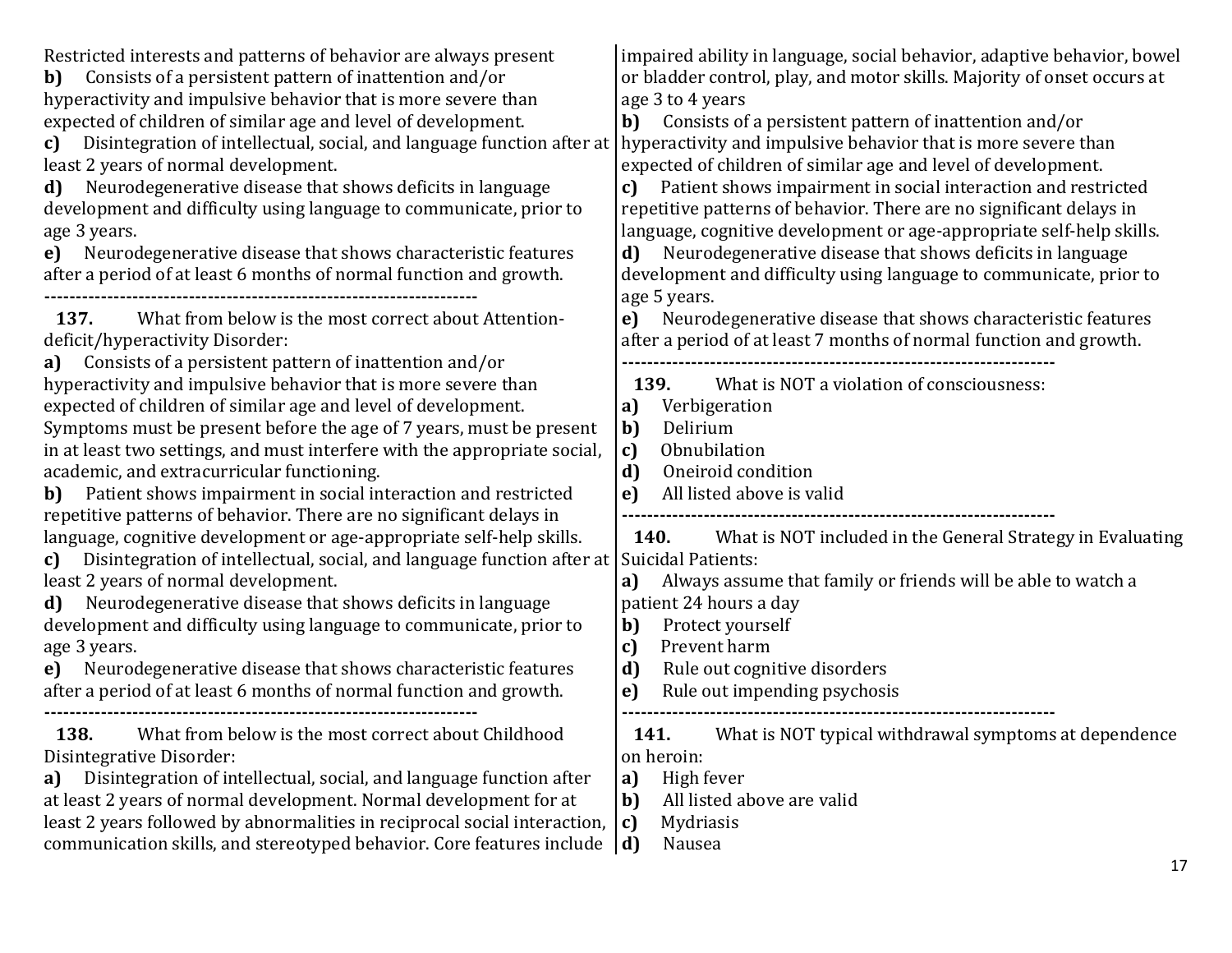Restricted interests and patterns of behavior are always present

**b)** Consists of a persistent pattern of inattention and/or hyperactivity and impulsive behavior that is more severe than expected of children of similar age and level of development.

**c)** Disintegration of intellectual, social, and language function after at least 2 years of normal development.

**d)** Neurodegenerative disease that shows deficits in language development and difficulty using language to communicate, prior to age 3 years.

**e)** Neurodegenerative disease that shows characteristic features after a period of at least 6 months of normal function and growth.

---------------------------------------------------------------------

**137.** What from below is the most correct about Attention-deficit/hyperactivity Disorder:

**a)** Consists of a persistent pattern of inattention and/or hyperactivity and impulsive behavior that is more severe than expected of children of similar age and level of development. Symptoms must be present before the age of 7 years, must be present in at least two settings, and must interfere with the appropriate social, academic, and extracurricular functioning.

**b)** Patient shows impairment in social interaction and restricted repetitive patterns of behavior. There are no significant delays in language, cognitive development or age-appropriate self-help skills.

**c)** Disintegration of intellectual, social, and language function after at least 2 years of normal development.

**d)** Neurodegenerative disease that shows deficits in language development and difficulty using language to communicate, prior to age 3 years.

**e)** Neurodegenerative disease that shows characteristic features after a period of at least 6 months of normal function and growth.

---------------------------------------------------------------------

**138.** What from below is the most correct about Childhood Disintegrative Disorder:

**a)** Disintegration of intellectual, social, and language function after at least 2 years of normal development. Normal development for at least 2 years followed by abnormalities in reciprocal social interaction, communication skills, and stereotyped behavior. Core features include impaired ability in language, social behavior, adaptive behavior, bowel or bladder control, play, and motor skills. Majority of onset occurs at age 3 to 4 years

**b)** Consists of a persistent pattern of inattention and/or hyperactivity and impulsive behavior that is more severe than expected of children of similar age and level of development.

**c)** Patient shows impairment in social interaction and restricted repetitive patterns of behavior. There are no significant delays in language, cognitive development or age-appropriate self-help skills.

**d)** Neurodegenerative disease that shows deficits in language development and difficulty using language to communicate, prior to age 5 years.

**e)** Neurodegenerative disease that shows characteristic features after a period of at least 7 months of normal function and growth.

---------------------------------------------------------------------

**139.** What is NOT a violation of consciousness:

**a)** Verbigeration

**b)** Delirium

**c)** Obnubilation

**d)** Oneiroid condition

**e)** All listed above is valid

---------------------------------------------------------------------

**140.** What is NOT included in the General Strategy in Evaluating Suicidal Patients:

**a)** Always assume that family or friends will be able to watch a patient 24 hours a day

**b)** Protect yourself

**c)** Prevent harm

**d)** Rule out cognitive disorders

**e)** Rule out impending psychosis

---------------------------------------------------------------------

**141.** What is NOT typical withdrawal symptoms at dependence on heroin:

**a)** High fever

**b)** All listed above are valid

**c)** Mydriasis

**d)** Nausea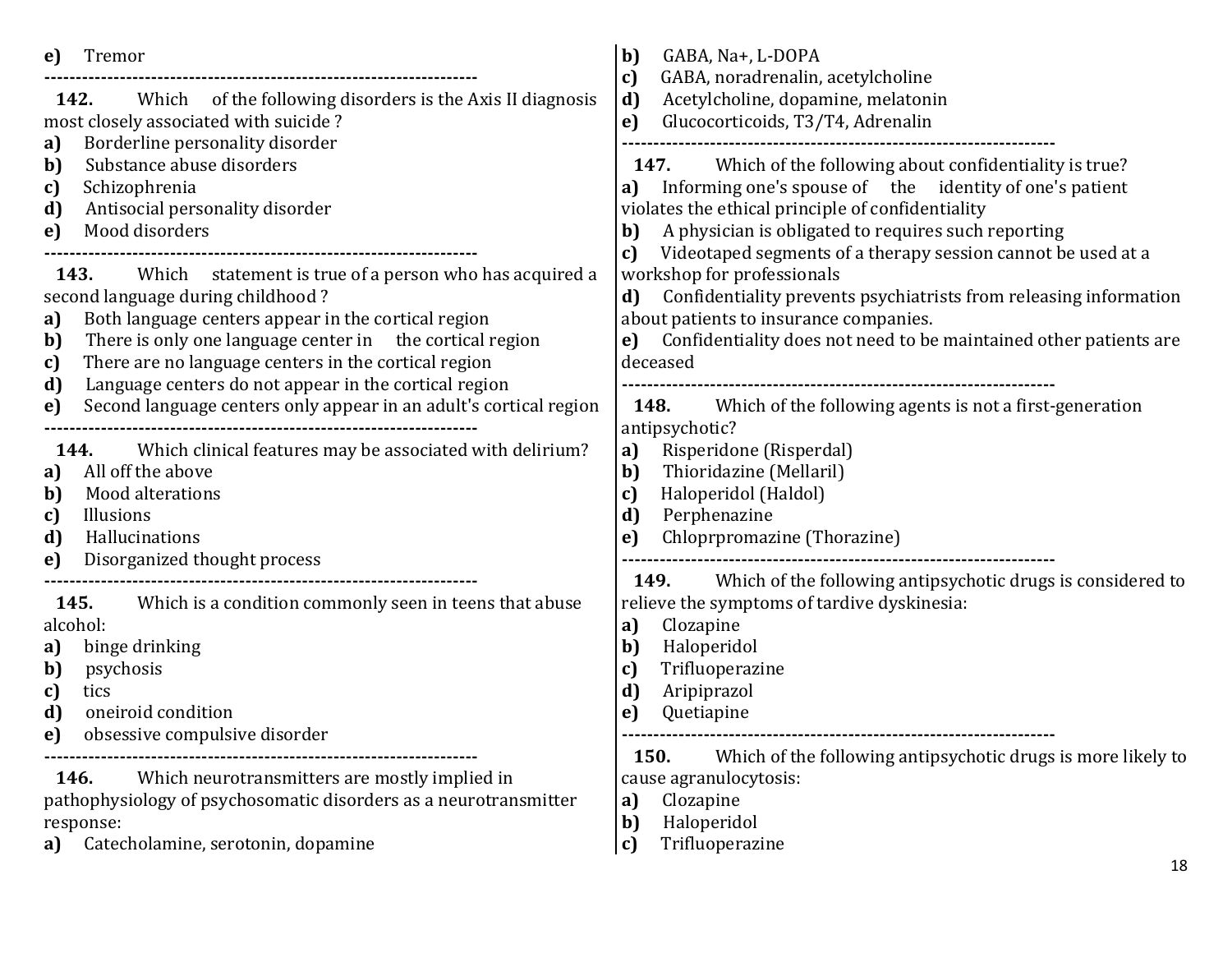**e)** Tremor

---

**142.** Which of the following disorders is the Axis II diagnosis most closely associated with suicide ?

**a)** Borderline personality disorder
**b)** Substance abuse disorders
**c)** Schizophrenia
**d)** Antisocial personality disorder
**e)** Mood disorders

---

**143.** Which statement is true of a person who has acquired a second language during childhood ?

**a)** Both language centers appear in the cortical region
**b)** There is only one language center in the cortical region
**c)** There are no language centers in the cortical region
**d)** Language centers do not appear in the cortical region
**e)** Second language centers only appear in an adult's cortical region

---

**144.** Which clinical features may be associated with delirium?

**a)** All off the above
**b)** Mood alterations
**c)** Illusions
**d)** Hallucinations
**e)** Disorganized thought process

---

**145.** Which is a condition commonly seen in teens that abuse alcohol:

**a)** binge drinking
**b)** psychosis
**c)** tics
**d)** oneiroid condition
**e)** obsessive compulsive disorder

---

**146.** Which neurotransmitters are mostly implied in pathophysiology of psychosomatic disorders as a neurotransmitter response:

**a)** Catecholamine, serotonin, dopamine
**b)** GABA, Na+, L-DOPA
**c)** GABA, noradrenalin, acetylcholine
**d)** Acetylcholine, dopamine, melatonin
**e)** Glucocorticoids, T3/T4, Adrenalin

---

**147.** Which of the following about confidentiality is true?

**a)** Informing one's spouse of the identity of one's patient violates the ethical principle of confidentiality
**b)** A physician is obligated to requires such reporting
**c)** Videotaped segments of a therapy session cannot be used at a workshop for professionals
**d)** Confidentiality prevents psychiatrists from releasing information about patients to insurance companies.
**e)** Confidentiality does not need to be maintained other patients are deceased

---

**148.** Which of the following agents is not a first-generation antipsychotic?

**a)** Risperidone (Risperdal)
**b)** Thioridazine (Mellaril)
**c)** Haloperidol (Haldol)
**d)** Perphenazine
**e)** Chloprpromazine (Thorazine)

---

**149.** Which of the following antipsychotic drugs is considered to relieve the symptoms of tardive dyskinesia:

**a)** Clozapine
**b)** Haloperidol
**c)** Trifluoperazine
**d)** Aripiprazol
**e)** Quetiapine

---

**150.** Which of the following antipsychotic drugs is more likely to cause agranulocytosis:

**a)** Clozapine
**b)** Haloperidol
**c)** Trifluoperazine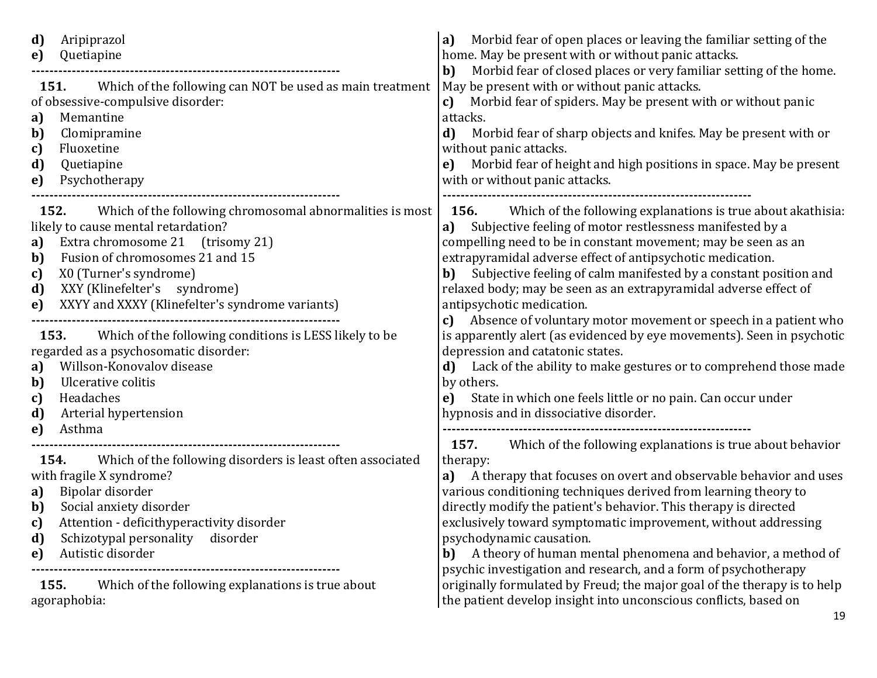**d)** Aripiprazol
**e)** Quetiapine

---

**151.** Which of the following can NOT be used as main treatment of obsessive-compulsive disorder:
**a)** Memantine
**b)** Clomipramine
**c)** Fluoxetine
**d)** Quetiapine
**e)** Psychotherapy

---

**152.** Which of the following chromosomal abnormalities is most likely to cause mental retardation?
**a)** Extra chromosome 21 (trisomy 21)
**b)** Fusion of chromosomes 21 and 15
**c)** X0 (Turner's syndrome)
**d)** XXY (Klinefelter's syndrome)
**e)** XXYY and XXXY (Klinefelter's syndrome variants)

---

**153.** Which of the following conditions is LESS likely to be regarded as a psychosomatic disorder:
**a)** Willson-Konovalov disease
**b)** Ulcerative colitis
**c)** Headaches
**d)** Arterial hypertension
**e)** Asthma

---

**154.** Which of the following disorders is least often associated with fragile X syndrome?
**a)** Bipolar disorder
**b)** Social anxiety disorder
**c)** Attention - deficithyperactivity disorder
**d)** Schizotypal personality disorder
**e)** Autistic disorder

---

**155.** Which of the following explanations is true about agoraphobia:
**a)** Morbid fear of open places or leaving the familiar setting of the home. May be present with or without panic attacks.
**b)** Morbid fear of closed places or very familiar setting of the home. May be present with or without panic attacks.
**c)** Morbid fear of spiders. May be present with or without panic attacks.
**d)** Morbid fear of sharp objects and knifes. May be present with or without panic attacks.
**e)** Morbid fear of height and high positions in space. May be present with or without panic attacks.

---

**156.** Which of the following explanations is true about akathisia:
**a)** Subjective feeling of motor restlessness manifested by a compelling need to be in constant movement; may be seen as an extrapyramidal adverse effect of antipsychotic medication.
**b)** Subjective feeling of calm manifested by a constant position and relaxed body; may be seen as an extrapyramidal adverse effect of antipsychotic medication.
**c)** Absence of voluntary motor movement or speech in a patient who is apparently alert (as evidenced by eye movements). Seen in psychotic depression and catatonic states.
**d)** Lack of the ability to make gestures or to comprehend those made by others.
**e)** State in which one feels little or no pain. Can occur under hypnosis and in dissociative disorder.

---

**157.** Which of the following explanations is true about behavior therapy:
**a)** A therapy that focuses on overt and observable behavior and uses various conditioning techniques derived from learning theory to directly modify the patient's behavior. This therapy is directed exclusively toward symptomatic improvement, without addressing psychodynamic causation.
**b)** A theory of human mental phenomena and behavior, a method of psychic investigation and research, and a form of psychotherapy originally formulated by Freud; the major goal of the therapy is to help the patient develop insight into unconscious conflicts, based on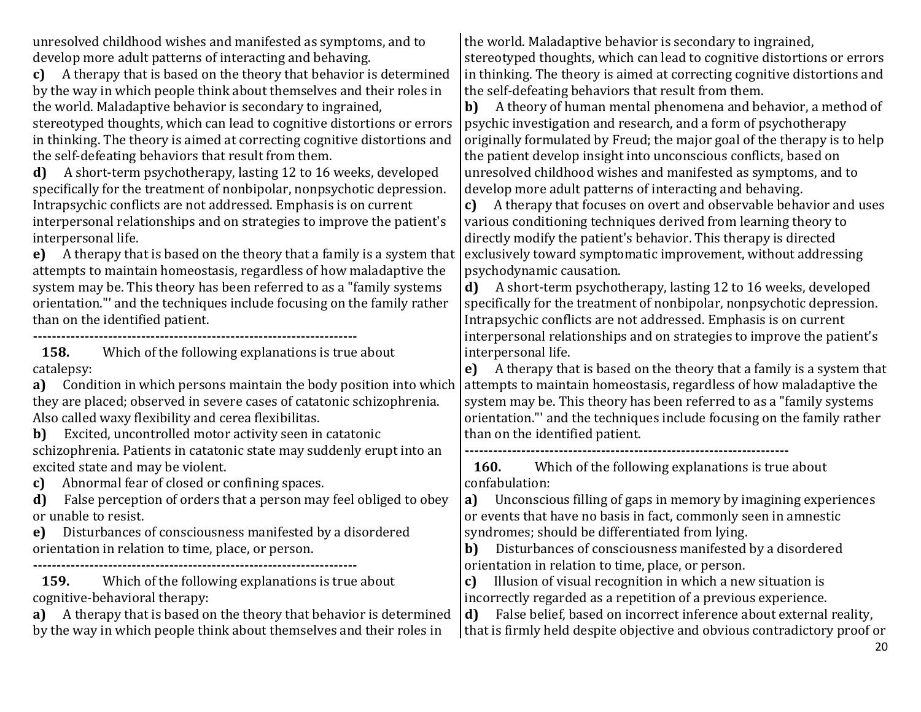unresolved childhood wishes and manifested as symptoms, and to develop more adult patterns of interacting and behaving.

**c)** A therapy that is based on the theory that behavior is determined by the way in which people think about themselves and their roles in the world. Maladaptive behavior is secondary to ingrained, stereotyped thoughts, which can lead to cognitive distortions or errors in thinking. The theory is aimed at correcting cognitive distortions and the self-defeating behaviors that result from them.

**d)** A short-term psychotherapy, lasting 12 to 16 weeks, developed specifically for the treatment of nonbipolar, nonpsychotic depression. Intrapsychic conflicts are not addressed. Emphasis is on current interpersonal relationships and on strategies to improve the patient's interpersonal life.

**e)** A therapy that is based on the theory that a family is a system that attempts to maintain homeostasis, regardless of how maladaptive the system may be. This theory has been referred to as a "family systems orientation."' and the techniques include focusing on the family rather than on the identified patient.

---

**158.** Which of the following explanations is true about catalepsy:

**a)** Condition in which persons maintain the body position into which they are placed; observed in severe cases of catatonic schizophrenia. Also called waxy flexibility and cerea flexibilitas.

**b)** Excited, uncontrolled motor activity seen in catatonic schizophrenia. Patients in catatonic state may suddenly erupt into an excited state and may be violent.

**c)** Abnormal fear of closed or confining spaces.

**d)** False perception of orders that a person may feel obliged to obey or unable to resist.

**e)** Disturbances of consciousness manifested by a disordered orientation in relation to time, place, or person.

---

**159.** Which of the following explanations is true about cognitive-behavioral therapy:

**a)** A therapy that is based on the theory that behavior is determined by the way in which people think about themselves and their roles in the world. Maladaptive behavior is secondary to ingrained, stereotyped thoughts, which can lead to cognitive distortions or errors in thinking. The theory is aimed at correcting cognitive distortions and the self-defeating behaviors that result from them.

**b)** A theory of human mental phenomena and behavior, a method of psychic investigation and research, and a form of psychotherapy originally formulated by Freud; the major goal of the therapy is to help the patient develop insight into unconscious conflicts, based on unresolved childhood wishes and manifested as symptoms, and to develop more adult patterns of interacting and behaving.

**c)** A therapy that focuses on overt and observable behavior and uses various conditioning techniques derived from learning theory to directly modify the patient's behavior. This therapy is directed exclusively toward symptomatic improvement, without addressing psychodynamic causation.

**d)** A short-term psychotherapy, lasting 12 to 16 weeks, developed specifically for the treatment of nonbipolar, nonpsychotic depression. Intrapsychic conflicts are not addressed. Emphasis is on current interpersonal relationships and on strategies to improve the patient's interpersonal life.

**e)** A therapy that is based on the theory that a family is a system that attempts to maintain homeostasis, regardless of how maladaptive the system may be. This theory has been referred to as a "family systems orientation."' and the techniques include focusing on the family rather than on the identified patient.

---

**160.** Which of the following explanations is true about confabulation:

**a)** Unconscious filling of gaps in memory by imagining experiences or events that have no basis in fact, commonly seen in amnestic syndromes; should be differentiated from lying.

**b)** Disturbances of consciousness manifested by a disordered orientation in relation to time, place, or person.

**c)** Illusion of visual recognition in which a new situation is incorrectly regarded as a repetition of a previous experience.

**d)** False belief, based on incorrect inference about external reality, that is firmly held despite objective and obvious contradictory proof or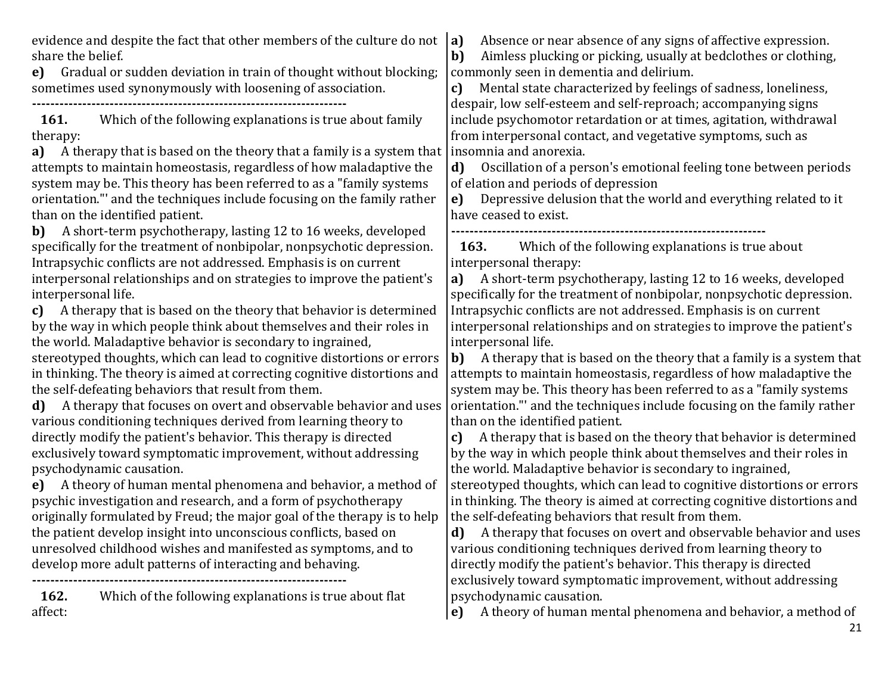evidence and despite the fact that other members of the culture do not share the belief.

**e)** Gradual or sudden deviation in train of thought without blocking; sometimes used synonymously with loosening of association.

---------------------------------------------------------------------

**161.** Which of the following explanations is true about family therapy:

**a)** A therapy that is based on the theory that a family is a system that attempts to maintain homeostasis, regardless of how maladaptive the system may be. This theory has been referred to as a "family systems orientation."' and the techniques include focusing on the family rather than on the identified patient.

**b)** A short-term psychotherapy, lasting 12 to 16 weeks, developed specifically for the treatment of nonbipolar, nonpsychotic depression. Intrapsychic conflicts are not addressed. Emphasis is on current interpersonal relationships and on strategies to improve the patient's interpersonal life.

**c)** A therapy that is based on the theory that behavior is determined by the way in which people think about themselves and their roles in the world. Maladaptive behavior is secondary to ingrained, stereotyped thoughts, which can lead to cognitive distortions or errors in thinking. The theory is aimed at correcting cognitive distortions and the self-defeating behaviors that result from them.

**d)** A therapy that focuses on overt and observable behavior and uses various conditioning techniques derived from learning theory to directly modify the patient's behavior. This therapy is directed exclusively toward symptomatic improvement, without addressing psychodynamic causation.

**e)** A theory of human mental phenomena and behavior, a method of psychic investigation and research, and a form of psychotherapy originally formulated by Freud; the major goal of the therapy is to help the patient develop insight into unconscious conflicts, based on unresolved childhood wishes and manifested as symptoms, and to develop more adult patterns of interacting and behaving.

---------------------------------------------------------------------

**162.** Which of the following explanations is true about flat affect:

**a)** Absence or near absence of any signs of affective expression.

**b)** Aimless plucking or picking, usually at bedclothes or clothing, commonly seen in dementia and delirium.

**c)** Mental state characterized by feelings of sadness, loneliness, despair, low self-esteem and self-reproach; accompanying signs include psychomotor retardation or at times, agitation, withdrawal from interpersonal contact, and vegetative symptoms, such as insomnia and anorexia.

**d)** Oscillation of a person's emotional feeling tone between periods of elation and periods of depression

**e)** Depressive delusion that the world and everything related to it have ceased to exist.

---------------------------------------------------------------------

**163.** Which of the following explanations is true about interpersonal therapy:

**a)** A short-term psychotherapy, lasting 12 to 16 weeks, developed specifically for the treatment of nonbipolar, nonpsychotic depression. Intrapsychic conflicts are not addressed. Emphasis is on current interpersonal relationships and on strategies to improve the patient's interpersonal life.

**b)** A therapy that is based on the theory that a family is a system that attempts to maintain homeostasis, regardless of how maladaptive the system may be. This theory has been referred to as a "family systems orientation."' and the techniques include focusing on the family rather than on the identified patient.

**c)** A therapy that is based on the theory that behavior is determined by the way in which people think about themselves and their roles in the world. Maladaptive behavior is secondary to ingrained, stereotyped thoughts, which can lead to cognitive distortions or errors in thinking. The theory is aimed at correcting cognitive distortions and the self-defeating behaviors that result from them.

**d)** A therapy that focuses on overt and observable behavior and uses various conditioning techniques derived from learning theory to directly modify the patient's behavior. This therapy is directed exclusively toward symptomatic improvement, without addressing psychodynamic causation.

**e)** A theory of human mental phenomena and behavior, a method of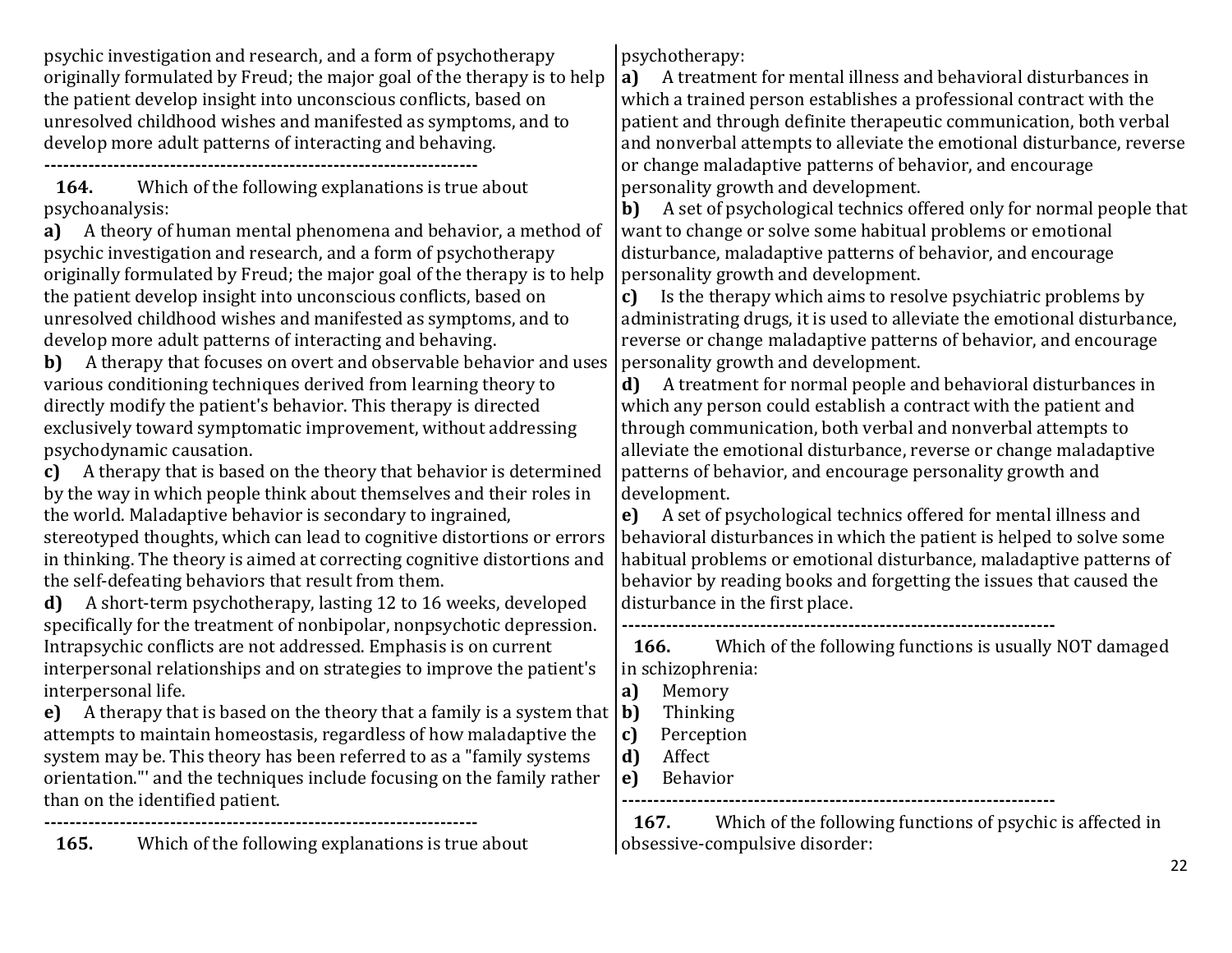psychic investigation and research, and a form of psychotherapy originally formulated by Freud; the major goal of the therapy is to help the patient develop insight into unconscious conflicts, based on unresolved childhood wishes and manifested as symptoms, and to develop more adult patterns of interacting and behaving.

---------------------------------------------------------------------

**164.** Which of the following explanations is true about psychoanalysis:

**a)** A theory of human mental phenomena and behavior, a method of psychic investigation and research, and a form of psychotherapy originally formulated by Freud; the major goal of the therapy is to help the patient develop insight into unconscious conflicts, based on unresolved childhood wishes and manifested as symptoms, and to develop more adult patterns of interacting and behaving.

**b)** A therapy that focuses on overt and observable behavior and uses various conditioning techniques derived from learning theory to directly modify the patient's behavior. This therapy is directed exclusively toward symptomatic improvement, without addressing psychodynamic causation.

**c)** A therapy that is based on the theory that behavior is determined by the way in which people think about themselves and their roles in the world. Maladaptive behavior is secondary to ingrained, stereotyped thoughts, which can lead to cognitive distortions or errors in thinking. The theory is aimed at correcting cognitive distortions and the self-defeating behaviors that result from them.

**d)** A short-term psychotherapy, lasting 12 to 16 weeks, developed specifically for the treatment of nonbipolar, nonpsychotic depression. Intrapsychic conflicts are not addressed. Emphasis is on current interpersonal relationships and on strategies to improve the patient's interpersonal life.

**e)** A therapy that is based on the theory that a family is a system that attempts to maintain homeostasis, regardless of how maladaptive the system may be. This theory has been referred to as a "family systems orientation."' and the techniques include focusing on the family rather than on the identified patient.

---------------------------------------------------------------------

**165.** Which of the following explanations is true about psychotherapy:

**a)** A treatment for mental illness and behavioral disturbances in which a trained person establishes a professional contract with the patient and through definite therapeutic communication, both verbal and nonverbal attempts to alleviate the emotional disturbance, reverse or change maladaptive patterns of behavior, and encourage personality growth and development.

**b)** A set of psychological technics offered only for normal people that want to change or solve some habitual problems or emotional disturbance, maladaptive patterns of behavior, and encourage personality growth and development.

**c)** Is the therapy which aims to resolve psychiatric problems by administrating drugs, it is used to alleviate the emotional disturbance, reverse or change maladaptive patterns of behavior, and encourage personality growth and development.

**d)** A treatment for normal people and behavioral disturbances in which any person could establish a contract with the patient and through communication, both verbal and nonverbal attempts to alleviate the emotional disturbance, reverse or change maladaptive patterns of behavior, and encourage personality growth and development.

**e)** A set of psychological technics offered for mental illness and behavioral disturbances in which the patient is helped to solve some habitual problems or emotional disturbance, maladaptive patterns of behavior by reading books and forgetting the issues that caused the disturbance in the first place.

---------------------------------------------------------------------

**166.** Which of the following functions is usually NOT damaged in schizophrenia:

**a)** Memory
**b)** Thinking
**c)** Perception
**d)** Affect
**e)** Behavior

---------------------------------------------------------------------

**167.** Which of the following functions of psychic is affected in obsessive-compulsive disorder: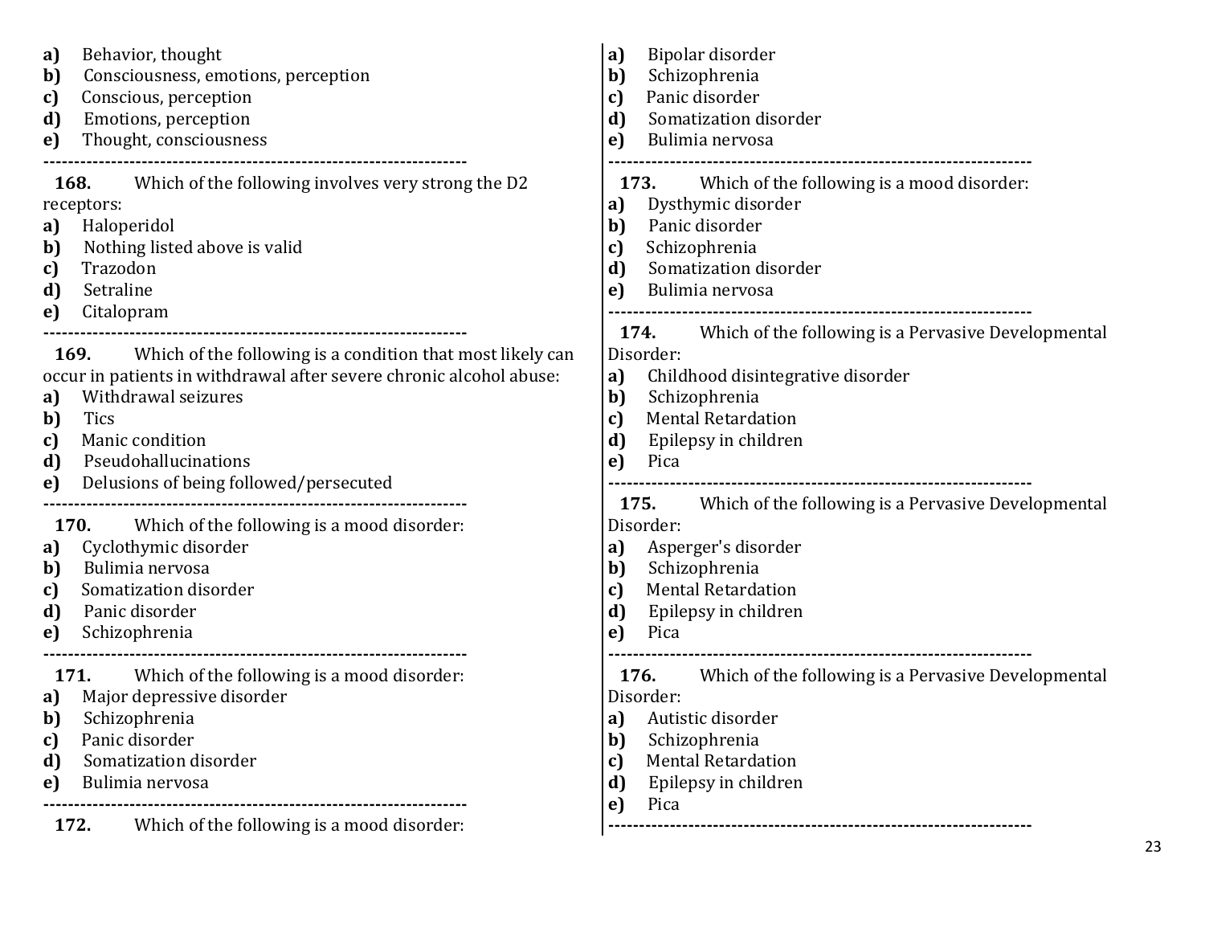a) Behavior, thought
b) Consciousness, emotions, perception
c) Conscious, perception
d) Emotions, perception
e) Thought, consciousness

---

**168.** Which of the following involves very strong the D2 receptors:
a) Haloperidol
b) Nothing listed above is valid
c) Trazodon
d) Setraline
e) Citalopram

---

**169.** Which of the following is a condition that most likely can occur in patients in withdrawal after severe chronic alcohol abuse:
a) Withdrawal seizures
b) Tics
c) Manic condition
d) Pseudohallucinations
e) Delusions of being followed/persecuted

---

**170.** Which of the following is a mood disorder:
a) Cyclothymic disorder
b) Bulimia nervosa
c) Somatization disorder
d) Panic disorder
e) Schizophrenia

---

**171.** Which of the following is a mood disorder:
a) Major depressive disorder
b) Schizophrenia
c) Panic disorder
d) Somatization disorder
e) Bulimia nervosa

---

**172.** Which of the following is a mood disorder:
a) Bipolar disorder
b) Schizophrenia
c) Panic disorder
d) Somatization disorder
e) Bulimia nervosa

---

**173.** Which of the following is a mood disorder:
a) Dysthymic disorder
b) Panic disorder
c) Schizophrenia
d) Somatization disorder
e) Bulimia nervosa

---

**174.** Which of the following is a Pervasive Developmental Disorder:
a) Childhood disintegrative disorder
b) Schizophrenia
c) Mental Retardation
d) Epilepsy in children
e) Pica

---

**175.** Which of the following is a Pervasive Developmental Disorder:
a) Asperger's disorder
b) Schizophrenia
c) Mental Retardation
d) Epilepsy in children
e) Pica

---

**176.** Which of the following is a Pervasive Developmental Disorder:
a) Autistic disorder
b) Schizophrenia
c) Mental Retardation
d) Epilepsy in children
e) Pica

---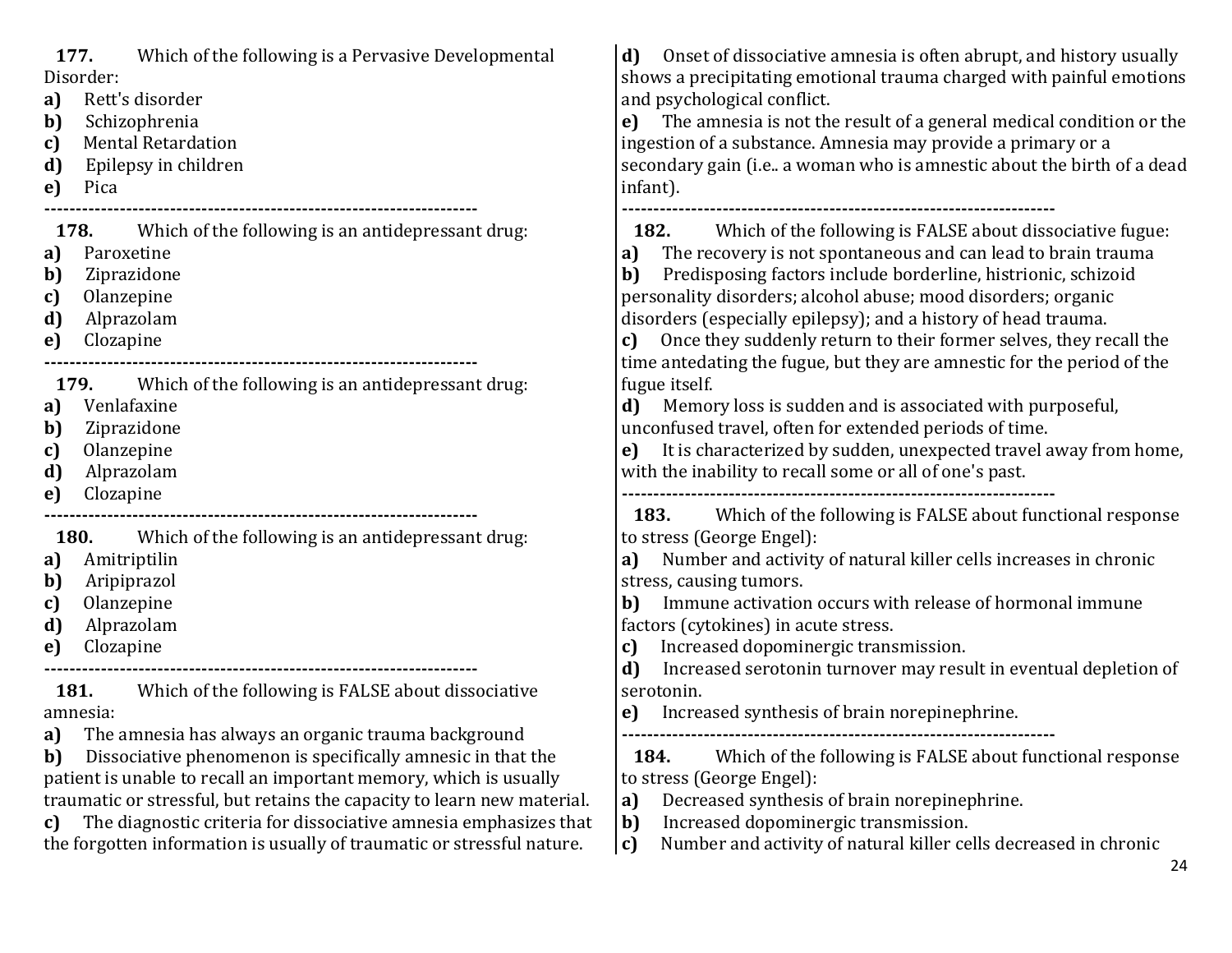**177.** Which of the following is a Pervasive Developmental Disorder:

**a)** Rett's disorder
**b)** Schizophrenia
**c)** Mental Retardation
**d)** Epilepsy in children
**e)** Pica

---

**178.** Which of the following is an antidepressant drug:

**a)** Paroxetine
**b)** Ziprazidone
**c)** Olanzepine
**d)** Alprazolam
**e)** Clozapine

---

**179.** Which of the following is an antidepressant drug:

**a)** Venlafaxine
**b)** Ziprazidone
**c)** Olanzepine
**d)** Alprazolam
**e)** Clozapine

---

**180.** Which of the following is an antidepressant drug:

**a)** Amitriptilin
**b)** Aripiprazol
**c)** Olanzepine
**d)** Alprazolam
**e)** Clozapine

---

**181.** Which of the following is FALSE about dissociative amnesia:

**a)** The amnesia has always an organic trauma background
**b)** Dissociative phenomenon is specifically amnesic in that the patient is unable to recall an important memory, which is usually traumatic or stressful, but retains the capacity to learn new material.
**c)** The diagnostic criteria for dissociative amnesia emphasizes that the forgotten information is usually of traumatic or stressful nature.
**d)** Onset of dissociative amnesia is often abrupt, and history usually shows a precipitating emotional trauma charged with painful emotions and psychological conflict.
**e)** The amnesia is not the result of a general medical condition or the ingestion of a substance. Amnesia may provide a primary or a secondary gain (i.e.. a woman who is amnestic about the birth of a dead infant).

---

**182.** Which of the following is FALSE about dissociative fugue:

**a)** The recovery is not spontaneous and can lead to brain trauma
**b)** Predisposing factors include borderline, histrionic, schizoid personality disorders; alcohol abuse; mood disorders; organic disorders (especially epilepsy); and a history of head trauma.
**c)** Once they suddenly return to their former selves, they recall the time antedating the fugue, but they are amnestic for the period of the fugue itself.
**d)** Memory loss is sudden and is associated with purposeful, unconfused travel, often for extended periods of time.
**e)** It is characterized by sudden, unexpected travel away from home, with the inability to recall some or all of one's past.

---

**183.** Which of the following is FALSE about functional response to stress (George Engel):

**a)** Number and activity of natural killer cells increases in chronic stress, causing tumors.
**b)** Immune activation occurs with release of hormonal immune factors (cytokines) in acute stress.
**c)** Increased dopominergic transmission.
**d)** Increased serotonin turnover may result in eventual depletion of serotonin.
**e)** Increased synthesis of brain norepinephrine.

---

**184.** Which of the following is FALSE about functional response to stress (George Engel):

**a)** Decreased synthesis of brain norepinephrine.
**b)** Increased dopominergic transmission.
**c)** Number and activity of natural killer cells decreased in chronic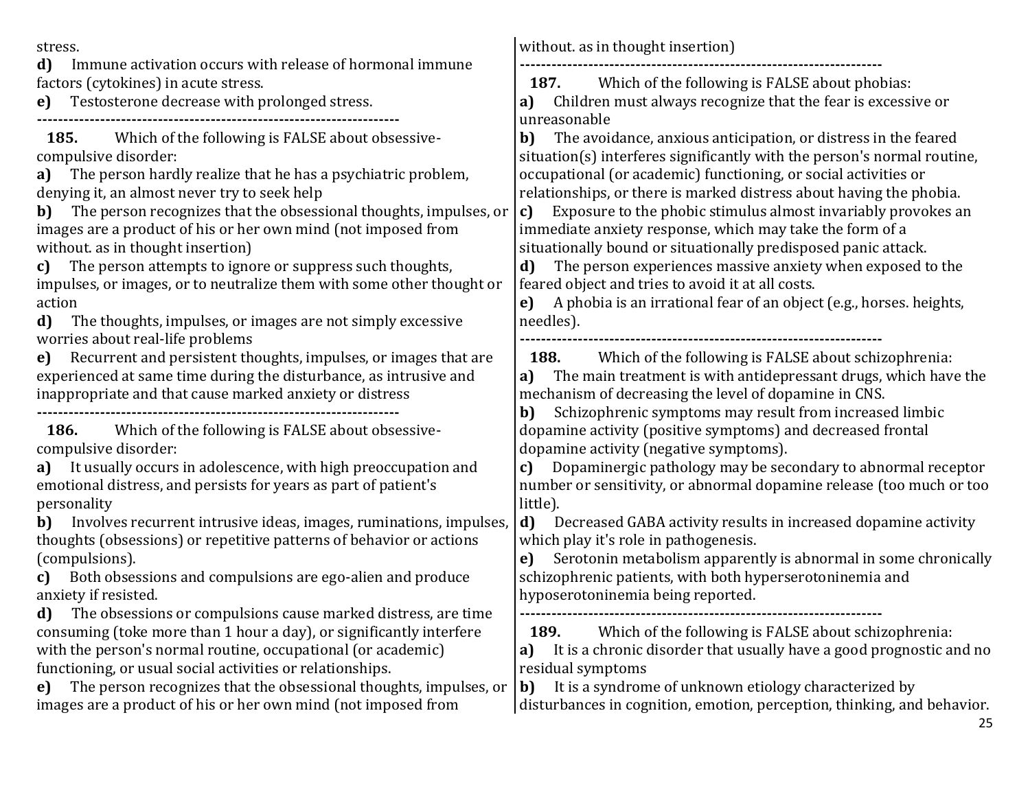stress.

**d)** Immune activation occurs with release of hormonal immune factors (cytokines) in acute stress.

**e)** Testosterone decrease with prolonged stress.

---------------------------------------------------------------------

**185.** Which of the following is FALSE about obsessive-compulsive disorder:

**a)** The person hardly realize that he has a psychiatric problem, denying it, an almost never try to seek help

**b)** The person recognizes that the obsessional thoughts, impulses, or images are a product of his or her own mind (not imposed from without. as in thought insertion)

**c)** The person attempts to ignore or suppress such thoughts, impulses, or images, or to neutralize them with some other thought or action

**d)** The thoughts, impulses, or images are not simply excessive worries about real-life problems

**e)** Recurrent and persistent thoughts, impulses, or images that are experienced at same time during the disturbance, as intrusive and inappropriate and that cause marked anxiety or distress

---------------------------------------------------------------------

**186.** Which of the following is FALSE about obsessive-compulsive disorder:

**a)** It usually occurs in adolescence, with high preoccupation and emotional distress, and persists for years as part of patient's personality

**b)** Involves recurrent intrusive ideas, images, ruminations, impulses, thoughts (obsessions) or repetitive patterns of behavior or actions (compulsions).

**c)** Both obsessions and compulsions are ego-alien and produce anxiety if resisted.

**d)** The obsessions or compulsions cause marked distress, are time consuming (toke more than 1 hour a day), or significantly interfere with the person's normal routine, occupational (or academic) functioning, or usual social activities or relationships.

**e)** The person recognizes that the obsessional thoughts, impulses, or images are a product of his or her own mind (not imposed from without. as in thought insertion)

---------------------------------------------------------------------

**187.** Which of the following is FALSE about phobias:

**a)** Children must always recognize that the fear is excessive or unreasonable

**b)** The avoidance, anxious anticipation, or distress in the feared situation(s) interferes significantly with the person's normal routine, occupational (or academic) functioning, or social activities or relationships, or there is marked distress about having the phobia.

**c)** Exposure to the phobic stimulus almost invariably provokes an immediate anxiety response, which may take the form of a situationally bound or situationally predisposed panic attack.

**d)** The person experiences massive anxiety when exposed to the feared object and tries to avoid it at all costs.

**e)** A phobia is an irrational fear of an object (e.g., horses. heights, needles).

---------------------------------------------------------------------

**188.** Which of the following is FALSE about schizophrenia:

**a)** The main treatment is with antidepressant drugs, which have the mechanism of decreasing the level of dopamine in CNS.

**b)** Schizophrenic symptoms may result from increased limbic dopamine activity (positive symptoms) and decreased frontal dopamine activity (negative symptoms).

**c)** Dopaminergic pathology may be secondary to abnormal receptor number or sensitivity, or abnormal dopamine release (too much or too little).

**d)** Decreased GABA activity results in increased dopamine activity which play it's role in pathogenesis.

**e)** Serotonin metabolism apparently is abnormal in some chronically schizophrenic patients, with both hyperserotoninemia and hyposerotoninemia being reported.

---------------------------------------------------------------------

**189.** Which of the following is FALSE about schizophrenia:

**a)** It is a chronic disorder that usually have a good prognostic and no residual symptoms

**b)** It is a syndrome of unknown etiology characterized by disturbances in cognition, emotion, perception, thinking, and behavior.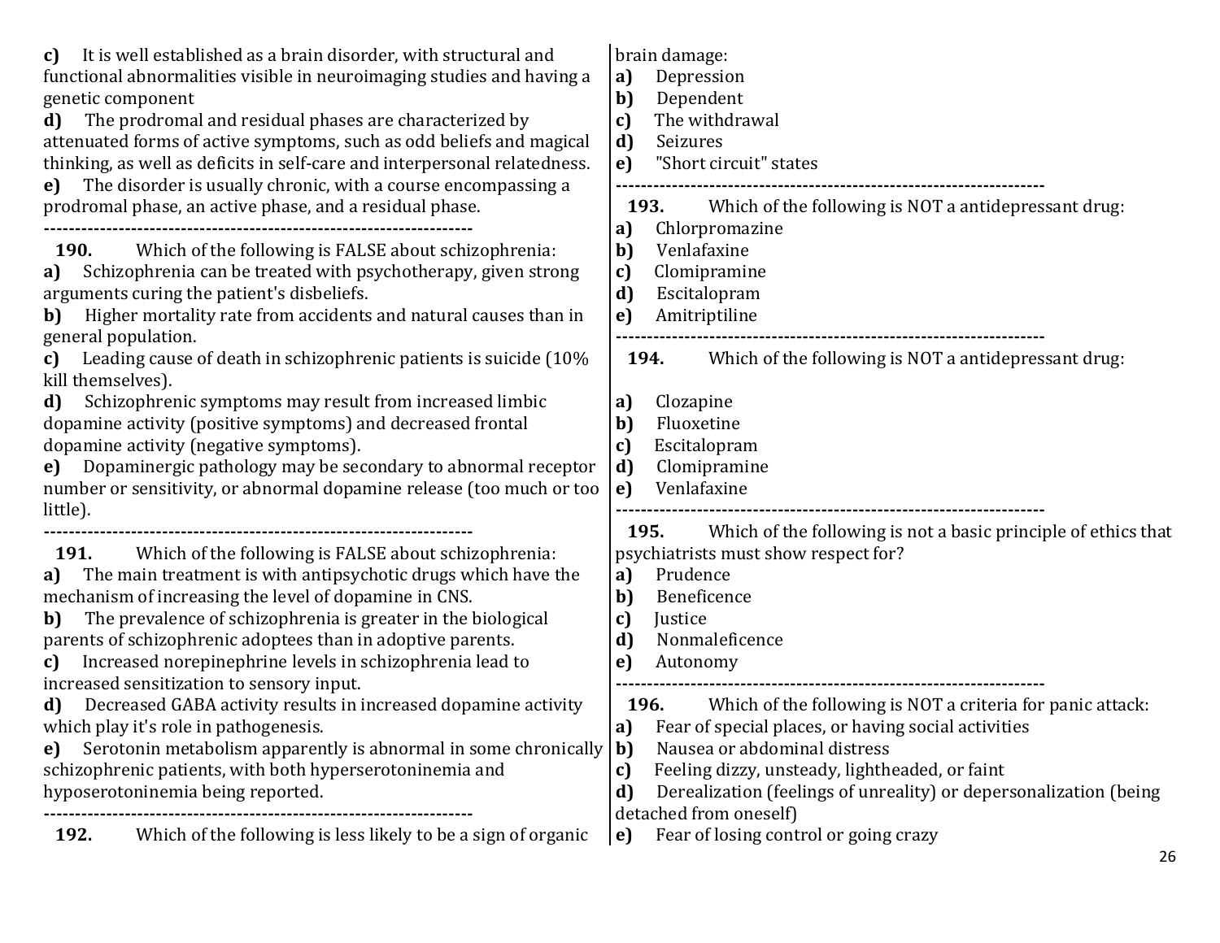**c)** It is well established as a brain disorder, with structural and functional abnormalities visible in neuroimaging studies and having a genetic component

**d)** The prodromal and residual phases are characterized by attenuated forms of active symptoms, such as odd beliefs and magical thinking, as well as deficits in self-care and interpersonal relatedness.

**e)** The disorder is usually chronic, with a course encompassing a prodromal phase, an active phase, and a residual phase.

---

**190.** Which of the following is FALSE about schizophrenia:

**a)** Schizophrenia can be treated with psychotherapy, given strong arguments curing the patient's disbeliefs.

**b)** Higher mortality rate from accidents and natural causes than in general population.

**c)** Leading cause of death in schizophrenic patients is suicide (10% kill themselves).

**d)** Schizophrenic symptoms may result from increased limbic dopamine activity (positive symptoms) and decreased frontal dopamine activity (negative symptoms).

**e)** Dopaminergic pathology may be secondary to abnormal receptor number or sensitivity, or abnormal dopamine release (too much or too little).

---

**191.** Which of the following is FALSE about schizophrenia:

**a)** The main treatment is with antipsychotic drugs which have the mechanism of increasing the level of dopamine in CNS.

**b)** The prevalence of schizophrenia is greater in the biological parents of schizophrenic adoptees than in adoptive parents.

**c)** Increased norepinephrine levels in schizophrenia lead to increased sensitization to sensory input.

**d)** Decreased GABA activity results in increased dopamine activity which play it's role in pathogenesis.

**e)** Serotonin metabolism apparently is abnormal in some chronically schizophrenic patients, with both hyperserotoninemia and hyposerotoninemia being reported.

---

**192.** Which of the following is less likely to be a sign of organic brain damage:

**a)** Depression

**b)** Dependent

**c)** The withdrawal

**d)** Seizures

**e)** "Short circuit" states

---

**193.** Which of the following is NOT a antidepressant drug:

**a)** Chlorpromazine

**b)** Venlafaxine

**c)** Clomipramine

**d)** Escitalopram

**e)** Amitriptiline

---

**194.** Which of the following is NOT a antidepressant drug:

**a)** Clozapine

**b)** Fluoxetine

**c)** Escitalopram

**d)** Clomipramine

**e)** Venlafaxine

---

**195.** Which of the following is not a basic principle of ethics that psychiatrists must show respect for?

**a)** Prudence

**b)** Beneficence

**c)** Justice

**d)** Nonmaleficence

**e)** Autonomy

---

**196.** Which of the following is NOT a criteria for panic attack:

**a)** Fear of special places, or having social activities

**b)** Nausea or abdominal distress

**c)** Feeling dizzy, unsteady, lightheaded, or faint

**d)** Derealization (feelings of unreality) or depersonalization (being detached from oneself)

**e)** Fear of losing control or going crazy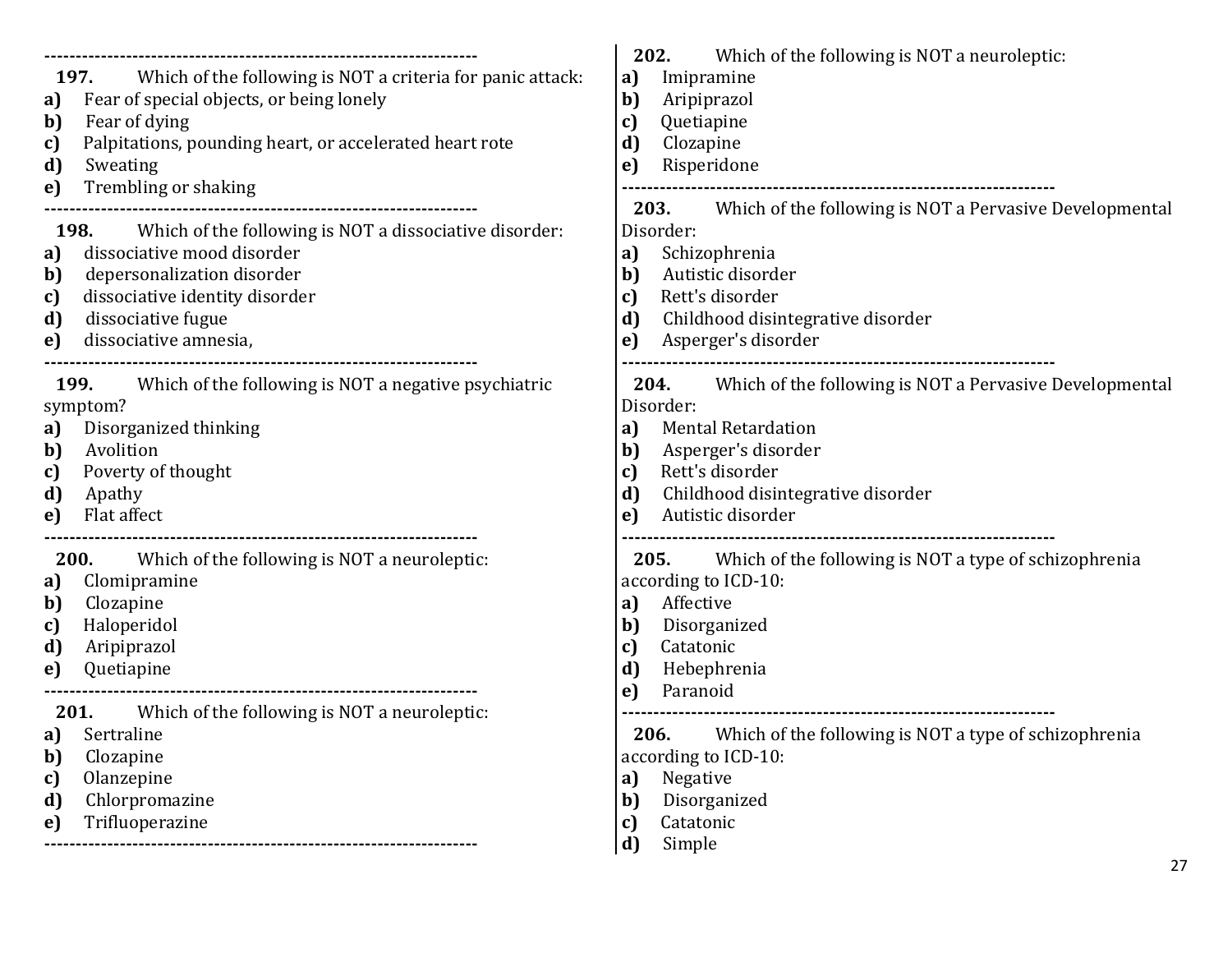---

**197.** Which of the following is NOT a criteria for panic attack:

**a)** Fear of special objects, or being lonely
**b)** Fear of dying
**c)** Palpitations, pounding heart, or accelerated heart rote
**d)** Sweating
**e)** Trembling or shaking

---

**198.** Which of the following is NOT a dissociative disorder:

**a)** dissociative mood disorder
**b)** depersonalization disorder
**c)** dissociative identity disorder
**d)** dissociative fugue
**e)** dissociative amnesia,

---

**199.** Which of the following is NOT a negative psychiatric symptom?

**a)** Disorganized thinking
**b)** Avolition
**c)** Poverty of thought
**d)** Apathy
**e)** Flat affect

---

**200.** Which of the following is NOT a neuroleptic:

**a)** Clomipramine
**b)** Clozapine
**c)** Haloperidol
**d)** Aripiprazol
**e)** Quetiapine

---

**201.** Which of the following is NOT a neuroleptic:

**a)** Sertraline
**b)** Clozapine
**c)** Olanzepine
**d)** Chlorpromazine
**e)** Trifluoperazine

---

**202.** Which of the following is NOT a neuroleptic:

**a)** Imipramine
**b)** Aripiprazol
**c)** Quetiapine
**d)** Clozapine
**e)** Risperidone

---

**203.** Which of the following is NOT a Pervasive Developmental Disorder:

**a)** Schizophrenia
**b)** Autistic disorder
**c)** Rett's disorder
**d)** Childhood disintegrative disorder
**e)** Asperger's disorder

---

**204.** Which of the following is NOT a Pervasive Developmental Disorder:

**a)** Mental Retardation
**b)** Asperger's disorder
**c)** Rett's disorder
**d)** Childhood disintegrative disorder
**e)** Autistic disorder

---

**205.** Which of the following is NOT a type of schizophrenia according to ICD-10:

**a)** Affective
**b)** Disorganized
**c)** Catatonic
**d)** Hebephrenia
**e)** Paranoid

---

**206.** Which of the following is NOT a type of schizophrenia according to ICD-10:

**a)** Negative
**b)** Disorganized
**c)** Catatonic
**d)** Simple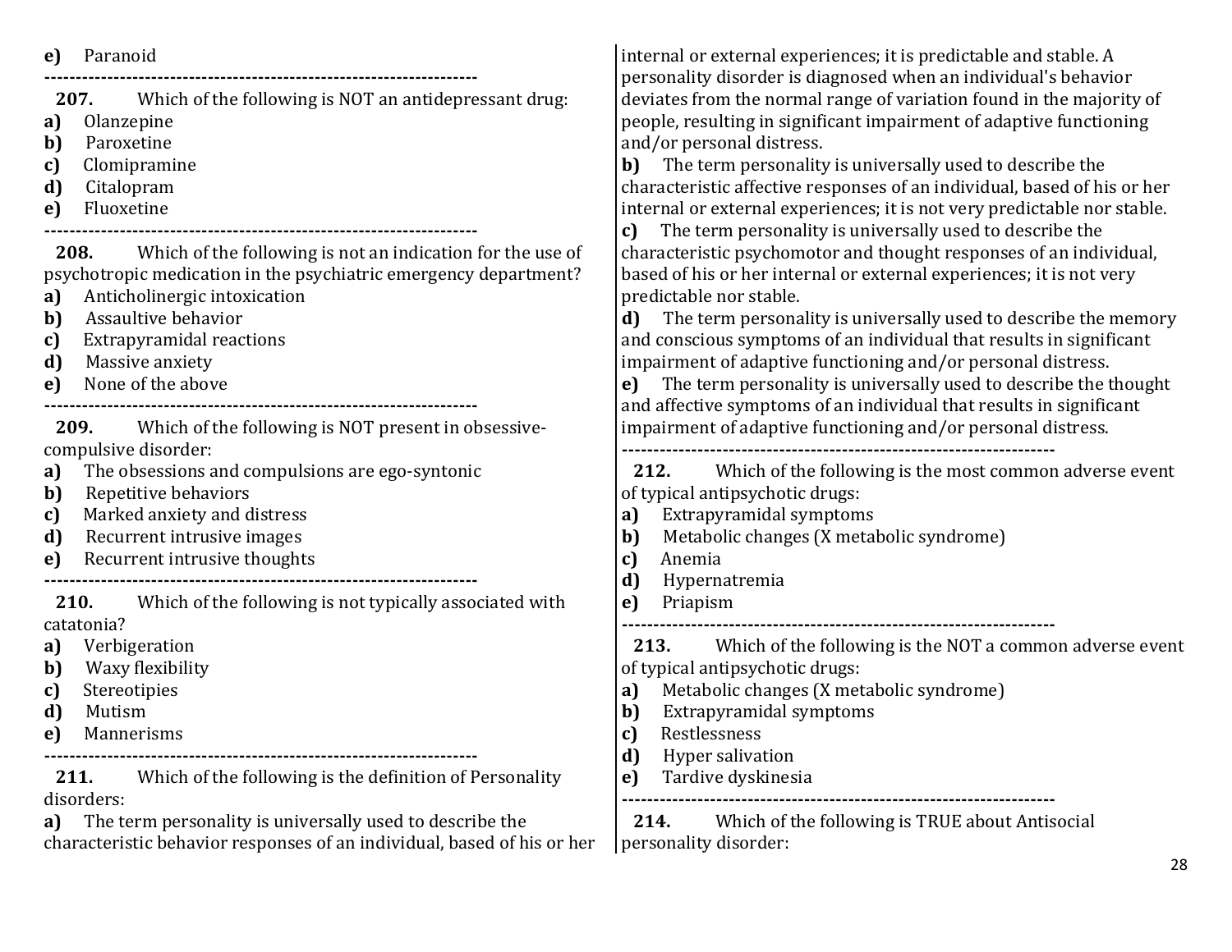**e)** Paranoid

---

**207.** Which of the following is NOT an antidepressant drug:

**a)** Olanzepine
**b)** Paroxetine
**c)** Clomipramine
**d)** Citalopram
**e)** Fluoxetine

---

**208.** Which of the following is not an indication for the use of psychotropic medication in the psychiatric emergency department?

**a)** Anticholinergic intoxication
**b)** Assaultive behavior
**c)** Extrapyramidal reactions
**d)** Massive anxiety
**e)** None of the above

---

**209.** Which of the following is NOT present in obsessive-compulsive disorder:

**a)** The obsessions and compulsions are ego-syntonic
**b)** Repetitive behaviors
**c)** Marked anxiety and distress
**d)** Recurrent intrusive images
**e)** Recurrent intrusive thoughts

---

**210.** Which of the following is not typically associated with catatonia?

**a)** Verbigeration
**b)** Waxy flexibility
**c)** Stereotipies
**d)** Mutism
**e)** Mannerisms

---

**211.** Which of the following is the definition of Personality disorders:

**a)** The term personality is universally used to describe the characteristic behavior responses of an individual, based of his or her internal or external experiences; it is predictable and stable. A personality disorder is diagnosed when an individual's behavior deviates from the normal range of variation found in the majority of people, resulting in significant impairment of adaptive functioning and/or personal distress.
**b)** The term personality is universally used to describe the characteristic affective responses of an individual, based of his or her internal or external experiences; it is not very predictable nor stable.
**c)** The term personality is universally used to describe the characteristic psychomotor and thought responses of an individual, based of his or her internal or external experiences; it is not very predictable nor stable.
**d)** The term personality is universally used to describe the memory and conscious symptoms of an individual that results in significant impairment of adaptive functioning and/or personal distress.
**e)** The term personality is universally used to describe the thought and affective symptoms of an individual that results in significant impairment of adaptive functioning and/or personal distress.

---

**212.** Which of the following is the most common adverse event of typical antipsychotic drugs:

**a)** Extrapyramidal symptoms
**b)** Metabolic changes (X metabolic syndrome)
**c)** Anemia
**d)** Hypernatremia
**e)** Priapism

---

**213.** Which of the following is the NOT a common adverse event of typical antipsychotic drugs:

**a)** Metabolic changes (X metabolic syndrome)
**b)** Extrapyramidal symptoms
**c)** Restlessness
**d)** Hyper salivation
**e)** Tardive dyskinesia

---

**214.** Which of the following is TRUE about Antisocial personality disorder: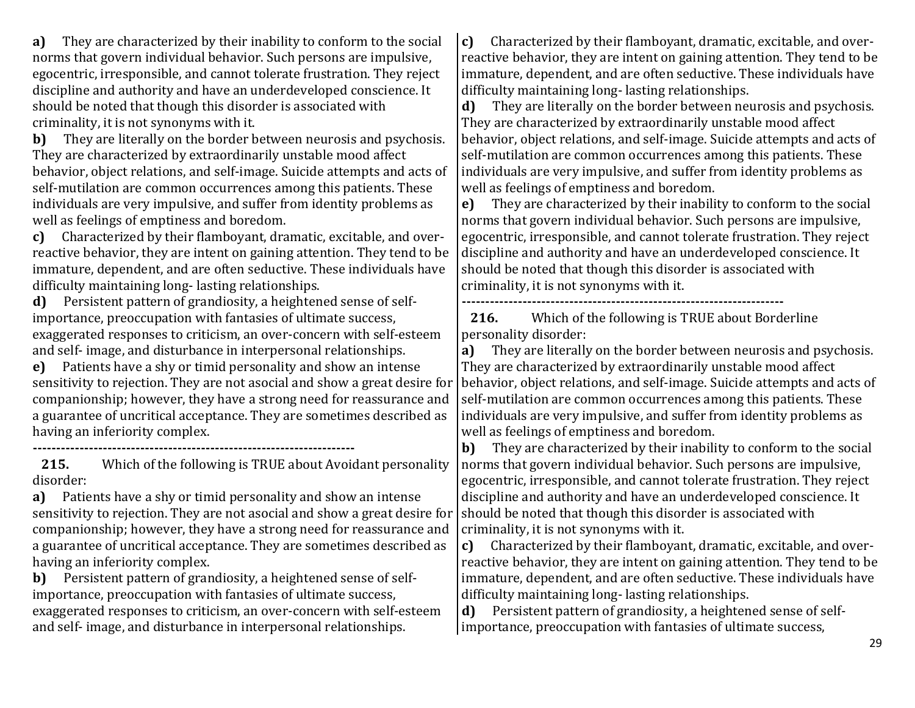**a)** They are characterized by their inability to conform to the social norms that govern individual behavior. Such persons are impulsive, egocentric, irresponsible, and cannot tolerate frustration. They reject discipline and authority and have an underdeveloped conscience. It should be noted that though this disorder is associated with criminality, it is not synonyms with it.

**b)** They are literally on the border between neurosis and psychosis. They are characterized by extraordinarily unstable mood affect behavior, object relations, and self-image. Suicide attempts and acts of self-mutilation are common occurrences among this patients. These individuals are very impulsive, and suffer from identity problems as well as feelings of emptiness and boredom.

**c)** Characterized by their flamboyant, dramatic, excitable, and over-reactive behavior, they are intent on gaining attention. They tend to be immature, dependent, and are often seductive. These individuals have difficulty maintaining long- lasting relationships.

**d)** Persistent pattern of grandiosity, a heightened sense of self-importance, preoccupation with fantasies of ultimate success, exaggerated responses to criticism, an over-concern with self-esteem and self- image, and disturbance in interpersonal relationships.

**e)** Patients have a shy or timid personality and show an intense sensitivity to rejection. They are not asocial and show a great desire for companionship; however, they have a strong need for reassurance and a guarantee of uncritical acceptance. They are sometimes described as having an inferiority complex.

----------------------------------------------------------------------

**215.** Which of the following is TRUE about Avoidant personality disorder:

**a)** Patients have a shy or timid personality and show an intense sensitivity to rejection. They are not asocial and show a great desire for companionship; however, they have a strong need for reassurance and a guarantee of uncritical acceptance. They are sometimes described as having an inferiority complex.

**b)** Persistent pattern of grandiosity, a heightened sense of self-importance, preoccupation with fantasies of ultimate success, exaggerated responses to criticism, an over-concern with self-esteem and self- image, and disturbance in interpersonal relationships.

**c)** Characterized by their flamboyant, dramatic, excitable, and over-reactive behavior, they are intent on gaining attention. They tend to be immature, dependent, and are often seductive. These individuals have difficulty maintaining long- lasting relationships.

**d)** They are literally on the border between neurosis and psychosis. They are characterized by extraordinarily unstable mood affect behavior, object relations, and self-image. Suicide attempts and acts of self-mutilation are common occurrences among this patients. These individuals are very impulsive, and suffer from identity problems as well as feelings of emptiness and boredom.

**e)** They are characterized by their inability to conform to the social norms that govern individual behavior. Such persons are impulsive, egocentric, irresponsible, and cannot tolerate frustration. They reject discipline and authority and have an underdeveloped conscience. It should be noted that though this disorder is associated with criminality, it is not synonyms with it.

----------------------------------------------------------------------

**216.** Which of the following is TRUE about Borderline personality disorder:

**a)** They are literally on the border between neurosis and psychosis. They are characterized by extraordinarily unstable mood affect behavior, object relations, and self-image. Suicide attempts and acts of self-mutilation are common occurrences among this patients. These individuals are very impulsive, and suffer from identity problems as well as feelings of emptiness and boredom.

**b)** They are characterized by their inability to conform to the social norms that govern individual behavior. Such persons are impulsive, egocentric, irresponsible, and cannot tolerate frustration. They reject discipline and authority and have an underdeveloped conscience. It should be noted that though this disorder is associated with criminality, it is not synonyms with it.

**c)** Characterized by their flamboyant, dramatic, excitable, and over-reactive behavior, they are intent on gaining attention. They tend to be immature, dependent, and are often seductive. These individuals have difficulty maintaining long- lasting relationships.

**d)** Persistent pattern of grandiosity, a heightened sense of self-importance, preoccupation with fantasies of ultimate success,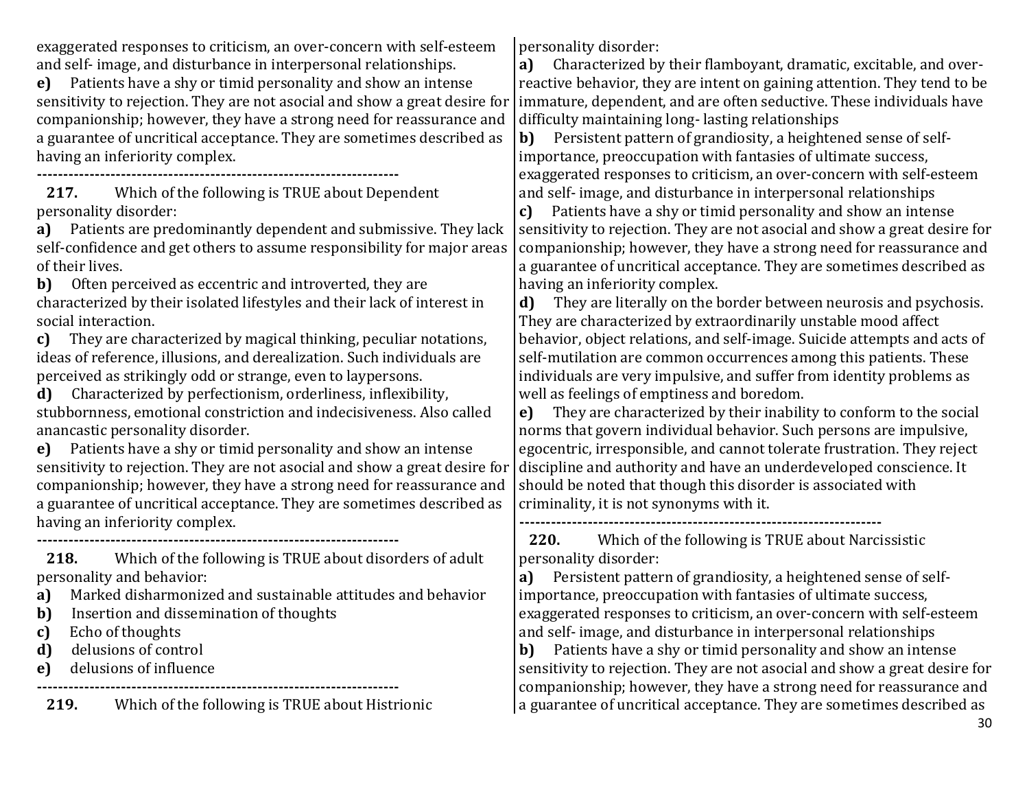exaggerated responses to criticism, an over-concern with self-esteem and self- image, and disturbance in interpersonal relationships.

**e)** Patients have a shy or timid personality and show an intense sensitivity to rejection. They are not asocial and show a great desire for companionship; however, they have a strong need for reassurance and a guarantee of uncritical acceptance. They are sometimes described as having an inferiority complex.

----------------------------------------------------------------------

**217.** Which of the following is TRUE about Dependent personality disorder:

**a)** Patients are predominantly dependent and submissive. They lack self-confidence and get others to assume responsibility for major areas of their lives.

**b)** Often perceived as eccentric and introverted, they are characterized by their isolated lifestyles and their lack of interest in social interaction.

**c)** They are characterized by magical thinking, peculiar notations, ideas of reference, illusions, and derealization. Such individuals are perceived as strikingly odd or strange, even to laypersons.

**d)** Characterized by perfectionism, orderliness, inflexibility, stubbornness, emotional constriction and indecisiveness. Also called anancastic personality disorder.

**e)** Patients have a shy or timid personality and show an intense sensitivity to rejection. They are not asocial and show a great desire for companionship; however, they have a strong need for reassurance and a guarantee of uncritical acceptance. They are sometimes described as having an inferiority complex.

----------------------------------------------------------------------

**218.** Which of the following is TRUE about disorders of adult personality and behavior:

**a)** Marked disharmonized and sustainable attitudes and behavior

**b)** Insertion and dissemination of thoughts

**c)** Echo of thoughts

**d)** delusions of control

**e)** delusions of influence

----------------------------------------------------------------------

**219.** Which of the following is TRUE about Histrionic personality disorder:

**a)** Characterized by their flamboyant, dramatic, excitable, and over-reactive behavior, they are intent on gaining attention. They tend to be immature, dependent, and are often seductive. These individuals have difficulty maintaining long- lasting relationships

**b)** Persistent pattern of grandiosity, a heightened sense of self-importance, preoccupation with fantasies of ultimate success, exaggerated responses to criticism, an over-concern with self-esteem and self- image, and disturbance in interpersonal relationships

**c)** Patients have a shy or timid personality and show an intense sensitivity to rejection. They are not asocial and show a great desire for companionship; however, they have a strong need for reassurance and a guarantee of uncritical acceptance. They are sometimes described as having an inferiority complex.

**d)** They are literally on the border between neurosis and psychosis. They are characterized by extraordinarily unstable mood affect behavior, object relations, and self-image. Suicide attempts and acts of self-mutilation are common occurrences among this patients. These individuals are very impulsive, and suffer from identity problems as well as feelings of emptiness and boredom.

**e)** They are characterized by their inability to conform to the social norms that govern individual behavior. Such persons are impulsive, egocentric, irresponsible, and cannot tolerate frustration. They reject discipline and authority and have an underdeveloped conscience. It should be noted that though this disorder is associated with criminality, it is not synonyms with it.

----------------------------------------------------------------------

**220.** Which of the following is TRUE about Narcissistic personality disorder:

**a)** Persistent pattern of grandiosity, a heightened sense of self-importance, preoccupation with fantasies of ultimate success, exaggerated responses to criticism, an over-concern with self-esteem and self- image, and disturbance in interpersonal relationships

**b)** Patients have a shy or timid personality and show an intense sensitivity to rejection. They are not asocial and show a great desire for companionship; however, they have a strong need for reassurance and a guarantee of uncritical acceptance. They are sometimes described as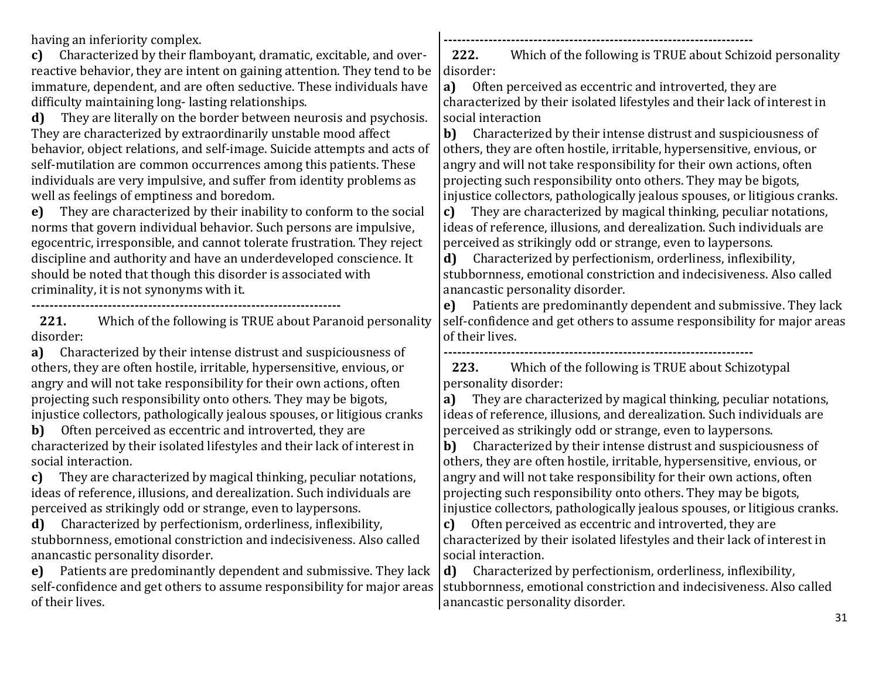having an inferiority complex.

**c)** Characterized by their flamboyant, dramatic, excitable, and over-reactive behavior, they are intent on gaining attention. They tend to be immature, dependent, and are often seductive. These individuals have difficulty maintaining long- lasting relationships.

**d)** They are literally on the border between neurosis and psychosis. They are characterized by extraordinarily unstable mood affect behavior, object relations, and self-image. Suicide attempts and acts of self-mutilation are common occurrences among this patients. These individuals are very impulsive, and suffer from identity problems as well as feelings of emptiness and boredom.

**e)** They are characterized by their inability to conform to the social norms that govern individual behavior. Such persons are impulsive, egocentric, irresponsible, and cannot tolerate frustration. They reject discipline and authority and have an underdeveloped conscience. It should be noted that though this disorder is associated with criminality, it is not synonyms with it.

---------------------------------------------------------------------

**221.** Which of the following is TRUE about Paranoid personality disorder:

**a)** Characterized by their intense distrust and suspiciousness of others, they are often hostile, irritable, hypersensitive, envious, or angry and will not take responsibility for their own actions, often projecting such responsibility onto others. They may be bigots, injustice collectors, pathologically jealous spouses, or litigious cranks

**b)** Often perceived as eccentric and introverted, they are characterized by their isolated lifestyles and their lack of interest in social interaction.

**c)** They are characterized by magical thinking, peculiar notations, ideas of reference, illusions, and derealization. Such individuals are perceived as strikingly odd or strange, even to laypersons.

**d)** Characterized by perfectionism, orderliness, inflexibility, stubbornness, emotional constriction and indecisiveness. Also called anancastic personality disorder.

**e)** Patients are predominantly dependent and submissive. They lack self-confidence and get others to assume responsibility for major areas of their lives.

---------------------------------------------------------------------

**222.** Which of the following is TRUE about Schizoid personality disorder:

**a)** Often perceived as eccentric and introverted, they are characterized by their isolated lifestyles and their lack of interest in social interaction

**b)** Characterized by their intense distrust and suspiciousness of others, they are often hostile, irritable, hypersensitive, envious, or angry and will not take responsibility for their own actions, often projecting such responsibility onto others. They may be bigots, injustice collectors, pathologically jealous spouses, or litigious cranks.

**c)** They are characterized by magical thinking, peculiar notations, ideas of reference, illusions, and derealization. Such individuals are perceived as strikingly odd or strange, even to laypersons.

**d)** Characterized by perfectionism, orderliness, inflexibility, stubbornness, emotional constriction and indecisiveness. Also called anancastic personality disorder.

**e)** Patients are predominantly dependent and submissive. They lack self-confidence and get others to assume responsibility for major areas of their lives.

---------------------------------------------------------------------

**223.** Which of the following is TRUE about Schizotypal personality disorder:

**a)** They are characterized by magical thinking, peculiar notations, ideas of reference, illusions, and derealization. Such individuals are perceived as strikingly odd or strange, even to laypersons.

**b)** Characterized by their intense distrust and suspiciousness of others, they are often hostile, irritable, hypersensitive, envious, or angry and will not take responsibility for their own actions, often projecting such responsibility onto others. They may be bigots, injustice collectors, pathologically jealous spouses, or litigious cranks.

**c)** Often perceived as eccentric and introverted, they are characterized by their isolated lifestyles and their lack of interest in social interaction.

**d)** Characterized by perfectionism, orderliness, inflexibility, stubbornness, emotional constriction and indecisiveness. Also called anancastic personality disorder.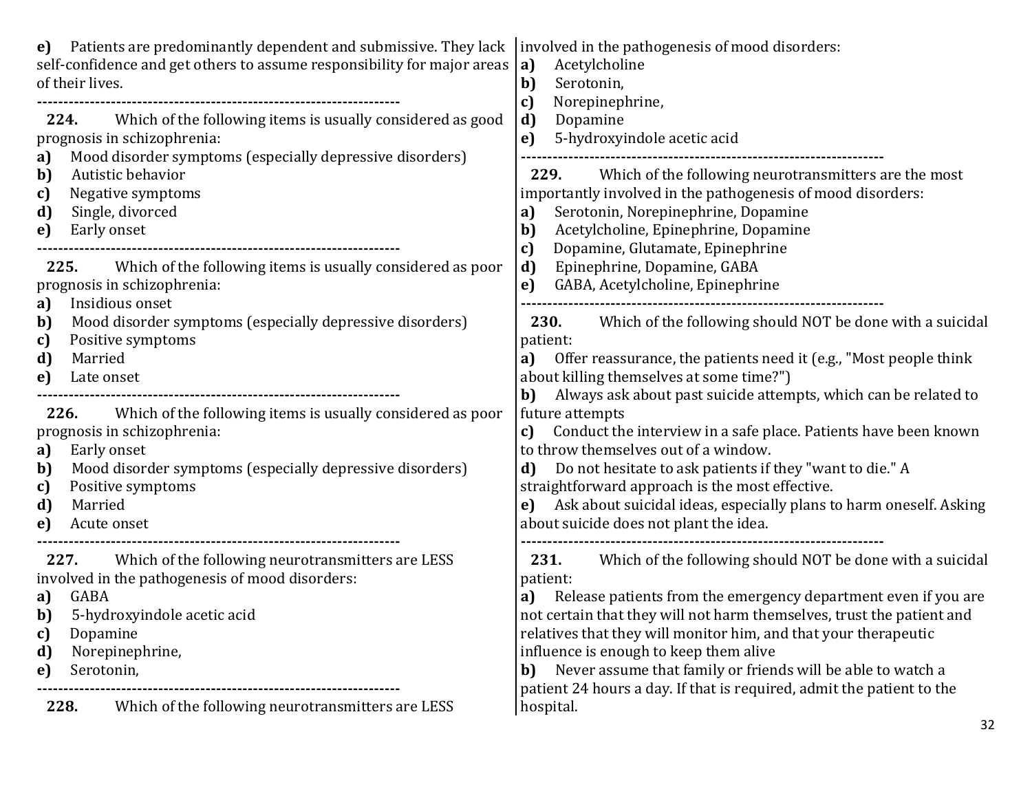**e)** Patients are predominantly dependent and submissive. They lack self-confidence and get others to assume responsibility for major areas of their lives.

---

**224.** Which of the following items is usually considered as good prognosis in schizophrenia:

**a)** Mood disorder symptoms (especially depressive disorders)
**b)** Autistic behavior
**c)** Negative symptoms
**d)** Single, divorced
**e)** Early onset

---

**225.** Which of the following items is usually considered as poor prognosis in schizophrenia:

**a)** Insidious onset
**b)** Mood disorder symptoms (especially depressive disorders)
**c)** Positive symptoms
**d)** Married
**e)** Late onset

---

**226.** Which of the following items is usually considered as poor prognosis in schizophrenia:

**a)** Early onset
**b)** Mood disorder symptoms (especially depressive disorders)
**c)** Positive symptoms
**d)** Married
**e)** Acute onset

---

**227.** Which of the following neurotransmitters are LESS involved in the pathogenesis of mood disorders:

**a)** GABA
**b)** 5-hydroxyindole acetic acid
**c)** Dopamine
**d)** Norepinephrine,
**e)** Serotonin,

---

**228.** Which of the following neurotransmitters are LESS involved in the pathogenesis of mood disorders:

**a)** Acetylcholine
**b)** Serotonin,
**c)** Norepinephrine,
**d)** Dopamine
**e)** 5-hydroxyindole acetic acid

---

**229.** Which of the following neurotransmitters are the most importantly involved in the pathogenesis of mood disorders:

**a)** Serotonin, Norepinephrine, Dopamine
**b)** Acetylcholine, Epinephrine, Dopamine
**c)** Dopamine, Glutamate, Epinephrine
**d)** Epinephrine, Dopamine, GABA
**e)** GABA, Acetylcholine, Epinephrine

---

**230.** Which of the following should NOT be done with a suicidal patient:

**a)** Offer reassurance, the patients need it (e.g., "Most people think about killing themselves at some time?")
**b)** Always ask about past suicide attempts, which can be related to future attempts
**c)** Conduct the interview in a safe place. Patients have been known to throw themselves out of a window.
**d)** Do not hesitate to ask patients if they "want to die." A straightforward approach is the most effective.
**e)** Ask about suicidal ideas, especially plans to harm oneself. Asking about suicide does not plant the idea.

---

**231.** Which of the following should NOT be done with a suicidal patient:

**a)** Release patients from the emergency department even if you are not certain that they will not harm themselves, trust the patient and relatives that they will monitor him, and that your therapeutic influence is enough to keep them alive
**b)** Never assume that family or friends will be able to watch a patient 24 hours a day. If that is required, admit the patient to the hospital.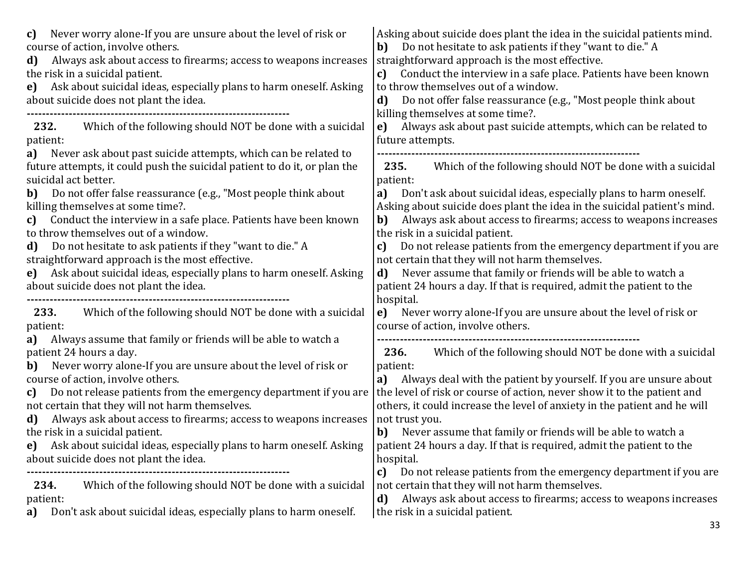**c)** Never worry alone-If you are unsure about the level of risk or course of action, involve others.
**d)** Always ask about access to firearms; access to weapons increases the risk in a suicidal patient.
**e)** Ask about suicidal ideas, especially plans to harm oneself. Asking about suicide does not plant the idea.

--------------------------------------------------------------------

**232.** Which of the following should NOT be done with a suicidal patient:
**a)** Never ask about past suicide attempts, which can be related to future attempts, it could push the suicidal patient to do it, or plan the suicidal act better.
**b)** Do not offer false reassurance (e.g., "Most people think about killing themselves at some time?.
**c)** Conduct the interview in a safe place. Patients have been known to throw themselves out of a window.
**d)** Do not hesitate to ask patients if they "want to die." A straightforward approach is the most effective.
**e)** Ask about suicidal ideas, especially plans to harm oneself. Asking about suicide does not plant the idea.

--------------------------------------------------------------------

**233.** Which of the following should NOT be done with a suicidal patient:
**a)** Always assume that family or friends will be able to watch a patient 24 hours a day.
**b)** Never worry alone-If you are unsure about the level of risk or course of action, involve others.
**c)** Do not release patients from the emergency department if you are not certain that they will not harm themselves.
**d)** Always ask about access to firearms; access to weapons increases the risk in a suicidal patient.
**e)** Ask about suicidal ideas, especially plans to harm oneself. Asking about suicide does not plant the idea.

--------------------------------------------------------------------

**234.** Which of the following should NOT be done with a suicidal patient:
**a)** Don't ask about suicidal ideas, especially plans to harm oneself. Asking about suicide does plant the idea in the suicidal patients mind.
**b)** Do not hesitate to ask patients if they "want to die." A straightforward approach is the most effective.
**c)** Conduct the interview in a safe place. Patients have been known to throw themselves out of a window.
**d)** Do not offer false reassurance (e.g., "Most people think about killing themselves at some time?.
**e)** Always ask about past suicide attempts, which can be related to future attempts.

--------------------------------------------------------------------

**235.** Which of the following should NOT be done with a suicidal patient:
**a)** Don't ask about suicidal ideas, especially plans to harm oneself. Asking about suicide does plant the idea in the suicidal patient's mind.
**b)** Always ask about access to firearms; access to weapons increases the risk in a suicidal patient.
**c)** Do not release patients from the emergency department if you are not certain that they will not harm themselves.
**d)** Never assume that family or friends will be able to watch a patient 24 hours a day. If that is required, admit the patient to the hospital.
**e)** Never worry alone-If you are unsure about the level of risk or course of action, involve others.

--------------------------------------------------------------------

**236.** Which of the following should NOT be done with a suicidal patient:
**a)** Always deal with the patient by yourself. If you are unsure about the level of risk or course of action, never show it to the patient and others, it could increase the level of anxiety in the patient and he will not trust you.
**b)** Never assume that family or friends will be able to watch a patient 24 hours a day. If that is required, admit the patient to the hospital.
**c)** Do not release patients from the emergency department if you are not certain that they will not harm themselves.
**d)** Always ask about access to firearms; access to weapons increases the risk in a suicidal patient.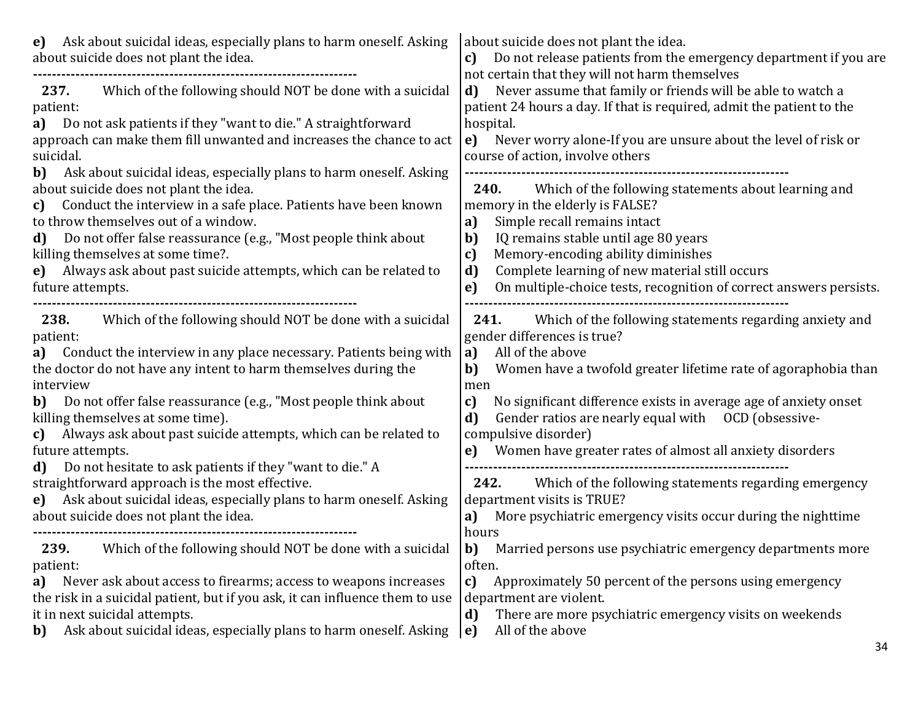**e)** Ask about suicidal ideas, especially plans to harm oneself. Asking about suicide does not plant the idea.

---

**237.** Which of the following should NOT be done with a suicidal patient:

**a)** Do not ask patients if they "want to die." A straightforward approach can make them fill unwanted and increases the chance to act suicidal.

**b)** Ask about suicidal ideas, especially plans to harm oneself. Asking about suicide does not plant the idea.

**c)** Conduct the interview in a safe place. Patients have been known to throw themselves out of a window.

**d)** Do not offer false reassurance (e.g., "Most people think about killing themselves at some time?.

**e)** Always ask about past suicide attempts, which can be related to future attempts.

---

**238.** Which of the following should NOT be done with a suicidal patient:

**a)** Conduct the interview in any place necessary. Patients being with the doctor do not have any intent to harm themselves during the interview

**b)** Do not offer false reassurance (e.g., "Most people think about killing themselves at some time).

**c)** Always ask about past suicide attempts, which can be related to future attempts.

**d)** Do not hesitate to ask patients if they "want to die." A straightforward approach is the most effective.

**e)** Ask about suicidal ideas, especially plans to harm oneself. Asking about suicide does not plant the idea.

---

**239.** Which of the following should NOT be done with a suicidal patient:

**a)** Never ask about access to firearms; access to weapons increases the risk in a suicidal patient, but if you ask, it can influence them to use it in next suicidal attempts.

**b)** Ask about suicidal ideas, especially plans to harm oneself. Asking about suicide does not plant the idea.

**c)** Do not release patients from the emergency department if you are not certain that they will not harm themselves

**d)** Never assume that family or friends will be able to watch a patient 24 hours a day. If that is required, admit the patient to the hospital.

**e)** Never worry alone-If you are unsure about the level of risk or course of action, involve others

---

**240.** Which of the following statements about learning and memory in the elderly is FALSE?

**a)** Simple recall remains intact

**b)** IQ remains stable until age 80 years

**c)** Memory-encoding ability diminishes

**d)** Complete learning of new material still occurs

**e)** On multiple-choice tests, recognition of correct answers persists.

---

**241.** Which of the following statements regarding anxiety and gender differences is true?

**a)** All of the above

**b)** Women have a twofold greater lifetime rate of agoraphobia than men

**c)** No significant difference exists in average age of anxiety onset

**d)** Gender ratios are nearly equal with OCD (obsessive-compulsive disorder)

**e)** Women have greater rates of almost all anxiety disorders

---

**242.** Which of the following statements regarding emergency department visits is TRUE?

**a)** More psychiatric emergency visits occur during the nighttime hours

**b)** Married persons use psychiatric emergency departments more often.

**c)** Approximately 50 percent of the persons using emergency department are violent.

**d)** There are more psychiatric emergency visits on weekends

**e)** All of the above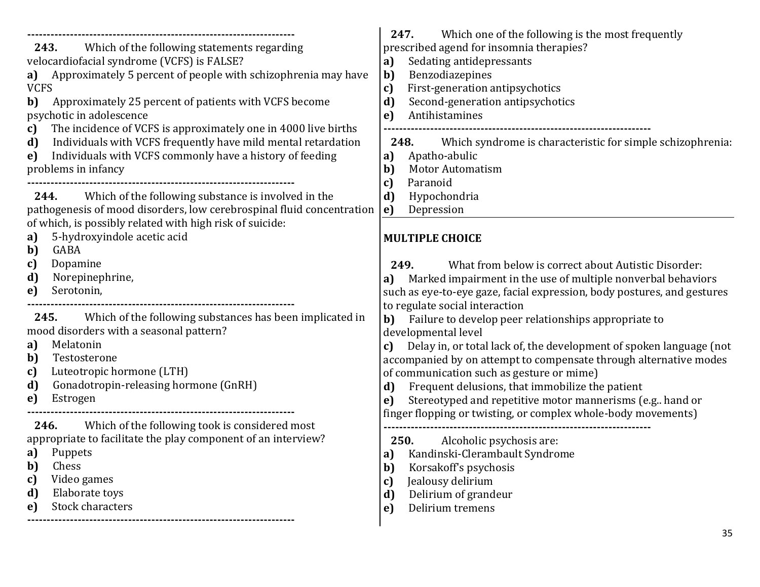---

**243.** Which of the following statements regarding velocardiofacial syndrome (VCFS) is FALSE?

**a)** Approximately 5 percent of people with schizophrenia may have VCFS
**b)** Approximately 25 percent of patients with VCFS become psychotic in adolescence
**c)** The incidence of VCFS is approximately one in 4000 live births
**d)** Individuals with VCFS frequently have mild mental retardation
**e)** Individuals with VCFS commonly have a history of feeding problems in infancy

---

**244.** Which of the following substance is involved in the pathogenesis of mood disorders, low cerebrospinal fluid concentration of which, is possibly related with high risk of suicide:

**a)** 5-hydroxyindole acetic acid
**b)** GABA
**c)** Dopamine
**d)** Norepinephrine,
**e)** Serotonin,

---

**245.** Which of the following substances has been implicated in mood disorders with a seasonal pattern?

**a)** Melatonin
**b)** Testosterone
**c)** Luteotropic hormone (LTH)
**d)** Gonadotropin-releasing hormone (GnRH)
**e)** Estrogen

---

**246.** Which of the following took is considered most appropriate to facilitate the play component of an interview?

**a)** Puppets
**b)** Chess
**c)** Video games
**d)** Elaborate toys
**e)** Stock characters

---

**247.** Which one of the following is the most frequently prescribed agend for insomnia therapies?

**a)** Sedating antidepressants
**b)** Benzodiazepines
**c)** First-generation antipsychotics
**d)** Second-generation antipsychotics
**e)** Antihistamines

---

**248.** Which syndrome is characteristic for simple schizophrenia:

**a)** Apatho-abulic
**b)** Motor Automatism
**c)** Paranoid
**d)** Hypochondria
**e)** Depression

---

**MULTIPLE CHOICE**

**249.** What from below is correct about Autistic Disorder:

**a)** Marked impairment in the use of multiple nonverbal behaviors such as eye-to-eye gaze, facial expression, body postures, and gestures to regulate social interaction
**b)** Failure to develop peer relationships appropriate to developmental level
**c)** Delay in, or total lack of, the development of spoken language (not accompanied by on attempt to compensate through alternative modes of communication such as gesture or mime)
**d)** Frequent delusions, that immobilize the patient
**e)** Stereotyped and repetitive motor mannerisms (e.g.. hand or finger flopping or twisting, or complex whole-body movements)

---

**250.** Alcoholic psychosis are:

**a)** Kandinski-Clerambault Syndrome
**b)** Korsakoff's psychosis
**c)** Jealousy delirium
**d)** Delirium of grandeur
**e)** Delirium tremens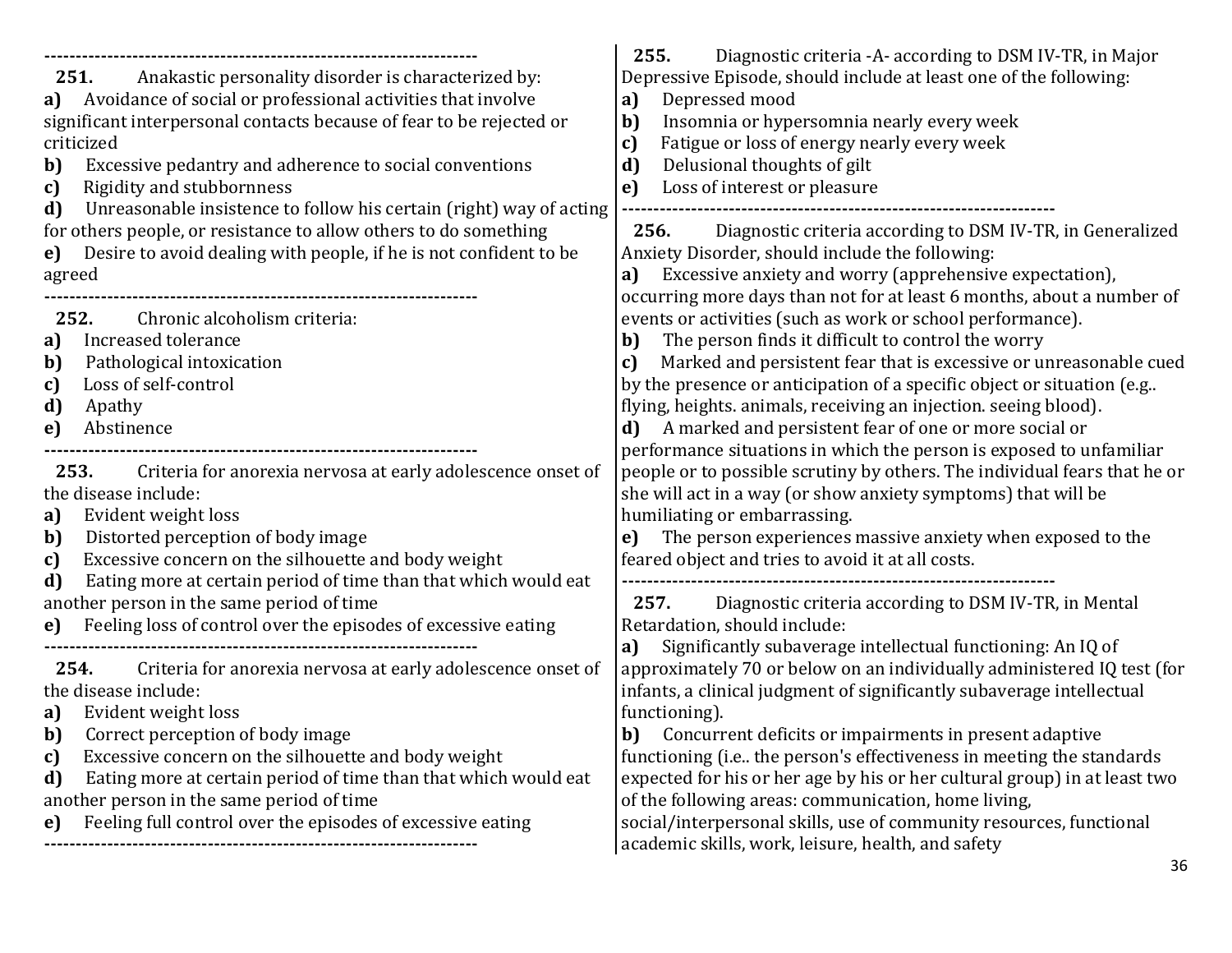---

**251.** Anakastic personality disorder is characterized by:

**a)** Avoidance of social or professional activities that involve significant interpersonal contacts because of fear to be rejected or criticized

**b)** Excessive pedantry and adherence to social conventions

**c)** Rigidity and stubbornness

**d)** Unreasonable insistence to follow his certain (right) way of acting for others people, or resistance to allow others to do something

**e)** Desire to avoid dealing with people, if he is not confident to be agreed

---

**252.** Chronic alcoholism criteria:

**a)** Increased tolerance

**b)** Pathological intoxication

**c)** Loss of self-control

**d)** Apathy

**e)** Abstinence

---

**253.** Criteria for anorexia nervosa at early adolescence onset of the disease include:

**a)** Evident weight loss

**b)** Distorted perception of body image

**c)** Excessive concern on the silhouette and body weight

**d)** Eating more at certain period of time than that which would eat another person in the same period of time

**e)** Feeling loss of control over the episodes of excessive eating

---

**254.** Criteria for anorexia nervosa at early adolescence onset of the disease include:

**a)** Evident weight loss

**b)** Correct perception of body image

**c)** Excessive concern on the silhouette and body weight

**d)** Eating more at certain period of time than that which would eat another person in the same period of time

**e)** Feeling full control over the episodes of excessive eating

---

**255.** Diagnostic criteria -A- according to DSM IV-TR, in Major Depressive Episode, should include at least one of the following:

**a)** Depressed mood

**b)** Insomnia or hypersomnia nearly every week

**c)** Fatigue or loss of energy nearly every week

**d)** Delusional thoughts of gilt

**e)** Loss of interest or pleasure

---

**256.** Diagnostic criteria according to DSM IV-TR, in Generalized Anxiety Disorder, should include the following:

**a)** Excessive anxiety and worry (apprehensive expectation), occurring more days than not for at least 6 months, about a number of events or activities (such as work or school performance).

**b)** The person finds it difficult to control the worry

**c)** Marked and persistent fear that is excessive or unreasonable cued by the presence or anticipation of a specific object or situation (e.g.. flying, heights. animals, receiving an injection. seeing blood).

**d)** A marked and persistent fear of one or more social or performance situations in which the person is exposed to unfamiliar people or to possible scrutiny by others. The individual fears that he or she will act in a way (or show anxiety symptoms) that will be humiliating or embarrassing.

**e)** The person experiences massive anxiety when exposed to the feared object and tries to avoid it at all costs.

---

**257.** Diagnostic criteria according to DSM IV-TR, in Mental Retardation, should include:

**a)** Significantly subaverage intellectual functioning: An IQ of approximately 70 or below on an individually administered IQ test (for infants, a clinical judgment of significantly subaverage intellectual functioning).

**b)** Concurrent deficits or impairments in present adaptive functioning (i.e.. the person's effectiveness in meeting the standards expected for his or her age by his or her cultural group) in at least two of the following areas: communication, home living, social/interpersonal skills, use of community resources, functional academic skills, work, leisure, health, and safety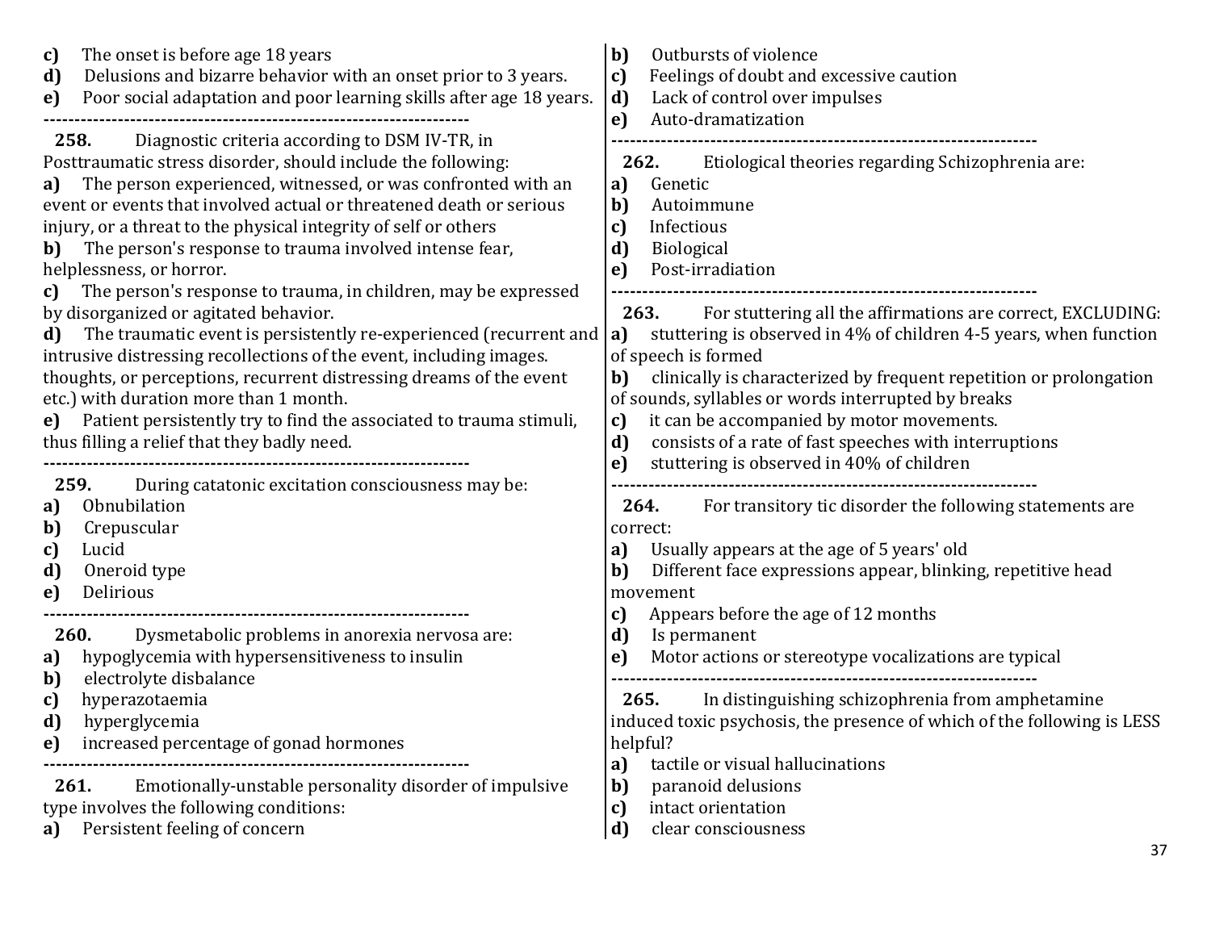**c)** The onset is before age 18 years
**d)** Delusions and bizarre behavior with an onset prior to 3 years.
**e)** Poor social adaptation and poor learning skills after age 18 years.

---

**258.** Diagnostic criteria according to DSM IV-TR, in Posttraumatic stress disorder, should include the following:
**a)** The person experienced, witnessed, or was confronted with an event or events that involved actual or threatened death or serious injury, or a threat to the physical integrity of self or others
**b)** The person's response to trauma involved intense fear, helplessness, or horror.
**c)** The person's response to trauma, in children, may be expressed by disorganized or agitated behavior.
**d)** The traumatic event is persistently re-experienced (recurrent and intrusive distressing recollections of the event, including images. thoughts, or perceptions, recurrent distressing dreams of the event etc.) with duration more than 1 month.
**e)** Patient persistently try to find the associated to trauma stimuli, thus filling a relief that they badly need.

---

**259.** During catatonic excitation consciousness may be:
**a)** Obnubilation
**b)** Crepuscular
**c)** Lucid
**d)** Oneroid type
**e)** Delirious

---

**260.** Dysmetabolic problems in anorexia nervosa are:
**a)** hypoglycemia with hypersensitiveness to insulin
**b)** electrolyte disbalance
**c)** hyperazotaemia
**d)** hyperglycemia
**e)** increased percentage of gonad hormones

---

**261.** Emotionally-unstable personality disorder of impulsive type involves the following conditions:
**a)** Persistent feeling of concern
**b)** Outbursts of violence
**c)** Feelings of doubt and excessive caution
**d)** Lack of control over impulses
**e)** Auto-dramatization

---

**262.** Etiological theories regarding Schizophrenia are:
**a)** Genetic
**b)** Autoimmune
**c)** Infectious
**d)** Biological
**e)** Post-irradiation

---

**263.** For stuttering all the affirmations are correct, EXCLUDING:
**a)** stuttering is observed in 4% of children 4-5 years, when function of speech is formed
**b)** clinically is characterized by frequent repetition or prolongation of sounds, syllables or words interrupted by breaks
**c)** it can be accompanied by motor movements.
**d)** consists of a rate of fast speeches with interruptions
**e)** stuttering is observed in 40% of children

---

**264.** For transitory tic disorder the following statements are correct:
**a)** Usually appears at the age of 5 years' old
**b)** Different face expressions appear, blinking, repetitive head movement
**c)** Appears before the age of 12 months
**d)** Is permanent
**e)** Motor actions or stereotype vocalizations are typical

---

**265.** In distinguishing schizophrenia from amphetamine induced toxic psychosis, the presence of which of the following is LESS helpful?
**a)** tactile or visual hallucinations
**b)** paranoid delusions
**c)** intact orientation
**d)** clear consciousness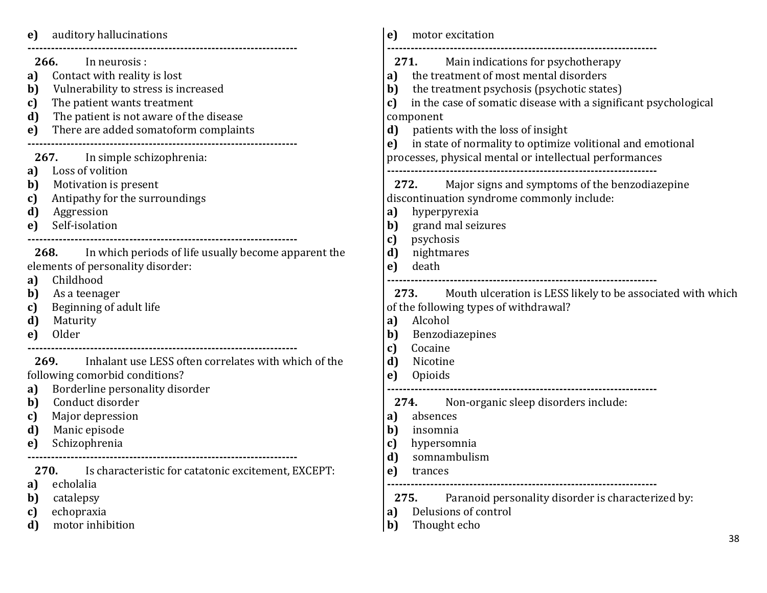**e)** auditory hallucinations

--------------------------------------------------------------------

**266.** In neurosis :

**a)** Contact with reality is lost
**b)** Vulnerability to stress is increased
**c)** The patient wants treatment
**d)** The patient is not aware of the disease
**e)** There are added somatoform complaints

--------------------------------------------------------------------

**267.** In simple schizophrenia:

**a)** Loss of volition
**b)** Motivation is present
**c)** Antipathy for the surroundings
**d)** Aggression
**e)** Self-isolation

--------------------------------------------------------------------

**268.** In which periods of life usually become apparent the elements of personality disorder:

**a)** Childhood
**b)** As a teenager
**c)** Beginning of adult life
**d)** Maturity
**e)** Older

--------------------------------------------------------------------

**269.** Inhalant use LESS often correlates with which of the following comorbid conditions?

**a)** Borderline personality disorder
**b)** Conduct disorder
**c)** Major depression
**d)** Manic episode
**e)** Schizophrenia

--------------------------------------------------------------------

**270.** Is characteristic for catatonic excitement, EXCEPT:

**a)** echolalia
**b)** catalepsy
**c)** echopraxia
**d)** motor inhibition
**e)** motor excitation

--------------------------------------------------------------------

**271.** Main indications for psychotherapy

**a)** the treatment of most mental disorders
**b)** the treatment psychosis (psychotic states)
**c)** in the case of somatic disease with a significant psychological component
**d)** patients with the loss of insight
**e)** in state of normality to optimize volitional and emotional processes, physical mental or intellectual performances

--------------------------------------------------------------------

**272.** Major signs and symptoms of the benzodiazepine discontinuation syndrome commonly include:

**a)** hyperpyrexia
**b)** grand mal seizures
**c)** psychosis
**d)** nightmares
**e)** death

--------------------------------------------------------------------

**273.** Mouth ulceration is LESS likely to be associated with which of the following types of withdrawal?

**a)** Alcohol
**b)** Benzodiazepines
**c)** Cocaine
**d)** Nicotine
**e)** Opioids

--------------------------------------------------------------------

**274.** Non-organic sleep disorders include:

**a)** absences
**b)** insomnia
**c)** hypersomnia
**d)** somnambulism
**e)** trances

--------------------------------------------------------------------

**275.** Paranoid personality disorder is characterized by:

**a)** Delusions of control
**b)** Thought echo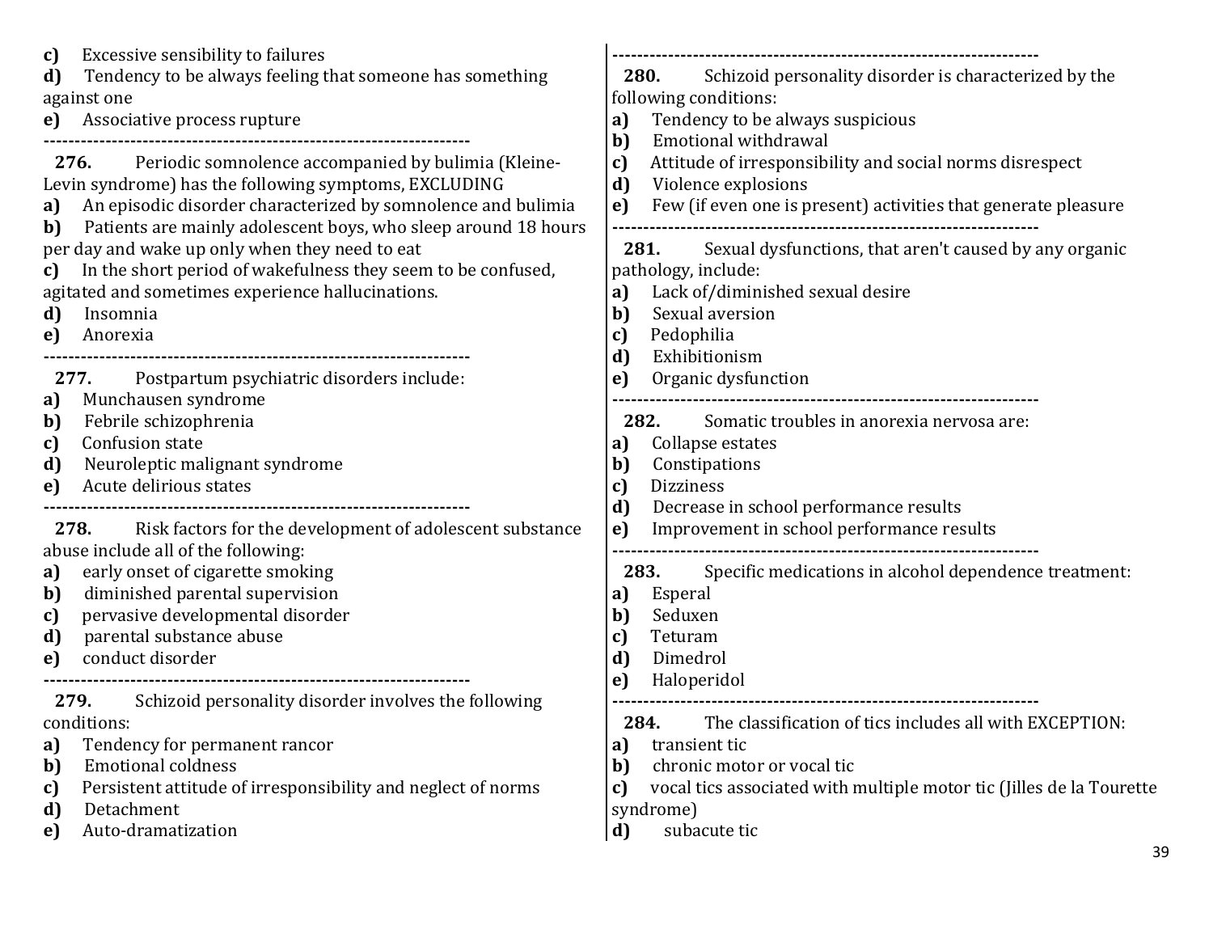**c)** Excessive sensibility to failures
**d)** Tendency to be always feeling that someone has something against one
**e)** Associative process rupture

---

**276.** Periodic somnolence accompanied by bulimia (Kleine-Levin syndrome) has the following symptoms, EXCLUDING
**a)** An episodic disorder characterized by somnolence and bulimia
**b)** Patients are mainly adolescent boys, who sleep around 18 hours per day and wake up only when they need to eat
**c)** In the short period of wakefulness they seem to be confused, agitated and sometimes experience hallucinations.
**d)** Insomnia
**e)** Anorexia

---

**277.** Postpartum psychiatric disorders include:
**a)** Munchausen syndrome
**b)** Febrile schizophrenia
**c)** Confusion state
**d)** Neuroleptic malignant syndrome
**e)** Acute delirious states

---

**278.** Risk factors for the development of adolescent substance abuse include all of the following:
**a)** early onset of cigarette smoking
**b)** diminished parental supervision
**c)** pervasive developmental disorder
**d)** parental substance abuse
**e)** conduct disorder

---

**279.** Schizoid personality disorder involves the following conditions:
**a)** Tendency for permanent rancor
**b)** Emotional coldness
**c)** Persistent attitude of irresponsibility and neglect of norms
**d)** Detachment
**e)** Auto-dramatization

---

**280.** Schizoid personality disorder is characterized by the following conditions:
**a)** Tendency to be always suspicious
**b)** Emotional withdrawal
**c)** Attitude of irresponsibility and social norms disrespect
**d)** Violence explosions
**e)** Few (if even one is present) activities that generate pleasure

---

**281.** Sexual dysfunctions, that aren't caused by any organic pathology, include:
**a)** Lack of/diminished sexual desire
**b)** Sexual aversion
**c)** Pedophilia
**d)** Exhibitionism
**e)** Organic dysfunction

---

**282.** Somatic troubles in anorexia nervosa are:
**a)** Collapse estates
**b)** Constipations
**c)** Dizziness
**d)** Decrease in school performance results
**e)** Improvement in school performance results

---

**283.** Specific medications in alcohol dependence treatment:
**a)** Esperal
**b)** Seduxen
**c)** Teturam
**d)** Dimedrol
**e)** Haloperidol

---

**284.** The classification of tics includes all with EXCEPTION:
**a)** transient tic
**b)** chronic motor or vocal tic
**c)** vocal tics associated with multiple motor tic (Jilles de la Tourette syndrome)
**d)** subacute tic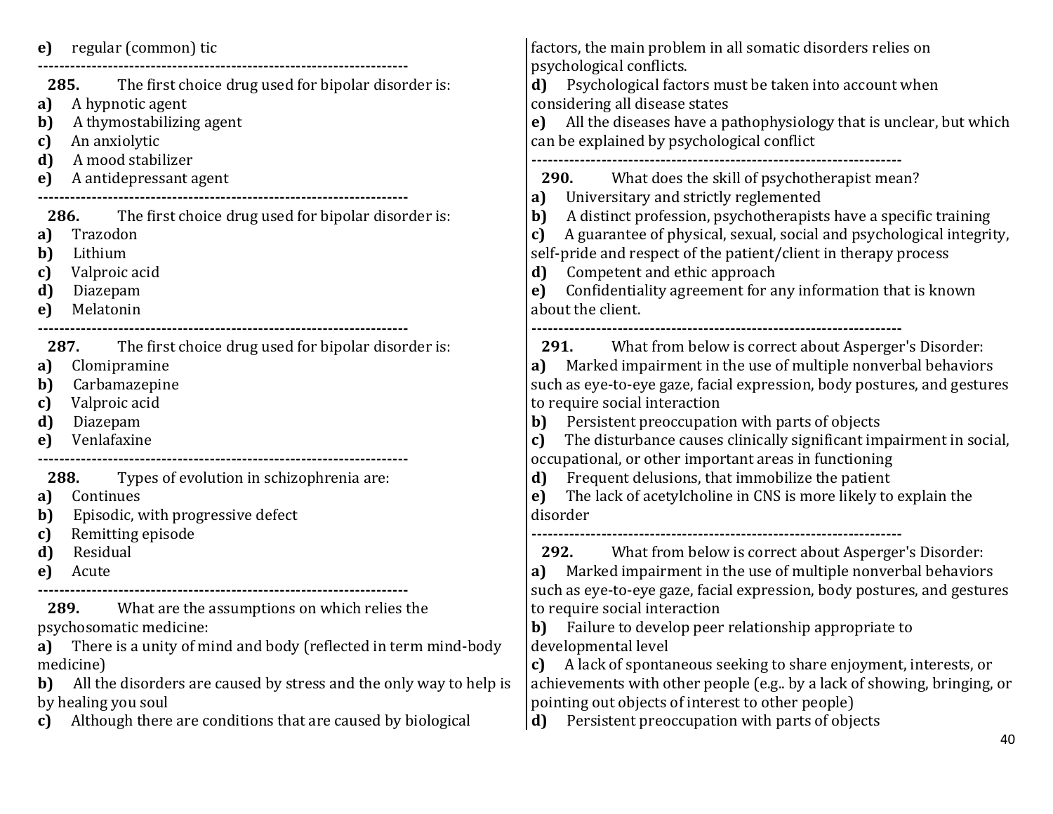**e)** regular (common) tic

---

**285.** The first choice drug used for bipolar disorder is:

**a)** A hypnotic agent
**b)** A thymostabilizing agent
**c)** An anxiolytic
**d)** A mood stabilizer
**e)** A antidepressant agent

---

**286.** The first choice drug used for bipolar disorder is:

**a)** Trazodon
**b)** Lithium
**c)** Valproic acid
**d)** Diazepam
**e)** Melatonin

---

**287.** The first choice drug used for bipolar disorder is:

**a)** Clomipramine
**b)** Carbamazepine
**c)** Valproic acid
**d)** Diazepam
**e)** Venlafaxine

---

**288.** Types of evolution in schizophrenia are:

**a)** Continues
**b)** Episodic, with progressive defect
**c)** Remitting episode
**d)** Residual
**e)** Acute

---

**289.** What are the assumptions on which relies the psychosomatic medicine:

**a)** There is a unity of mind and body (reflected in term mind-body medicine)
**b)** All the disorders are caused by stress and the only way to help is by healing you soul
**c)** Although there are conditions that are caused by biological factors, the main problem in all somatic disorders relies on psychological conflicts.
**d)** Psychological factors must be taken into account when considering all disease states
**e)** All the diseases have a pathophysiology that is unclear, but which can be explained by psychological conflict

---

**290.** What does the skill of psychotherapist mean?

**a)** Universitary and strictly reglemented
**b)** A distinct profession, psychotherapists have a specific training
**c)** A guarantee of physical, sexual, social and psychological integrity, self-pride and respect of the patient/client in therapy process
**d)** Competent and ethic approach
**e)** Confidentiality agreement for any information that is known about the client.

---

**291.** What from below is correct about Asperger's Disorder:

**a)** Marked impairment in the use of multiple nonverbal behaviors such as eye-to-eye gaze, facial expression, body postures, and gestures to require social interaction
**b)** Persistent preoccupation with parts of objects
**c)** The disturbance causes clinically significant impairment in social, occupational, or other important areas in functioning
**d)** Frequent delusions, that immobilize the patient
**e)** The lack of acetylcholine in CNS is more likely to explain the disorder

---

**292.** What from below is correct about Asperger's Disorder:

**a)** Marked impairment in the use of multiple nonverbal behaviors such as eye-to-eye gaze, facial expression, body postures, and gestures to require social interaction
**b)** Failure to develop peer relationship appropriate to developmental level
**c)** A lack of spontaneous seeking to share enjoyment, interests, or achievements with other people (e.g.. by a lack of showing, bringing, or pointing out objects of interest to other people)
**d)** Persistent preoccupation with parts of objects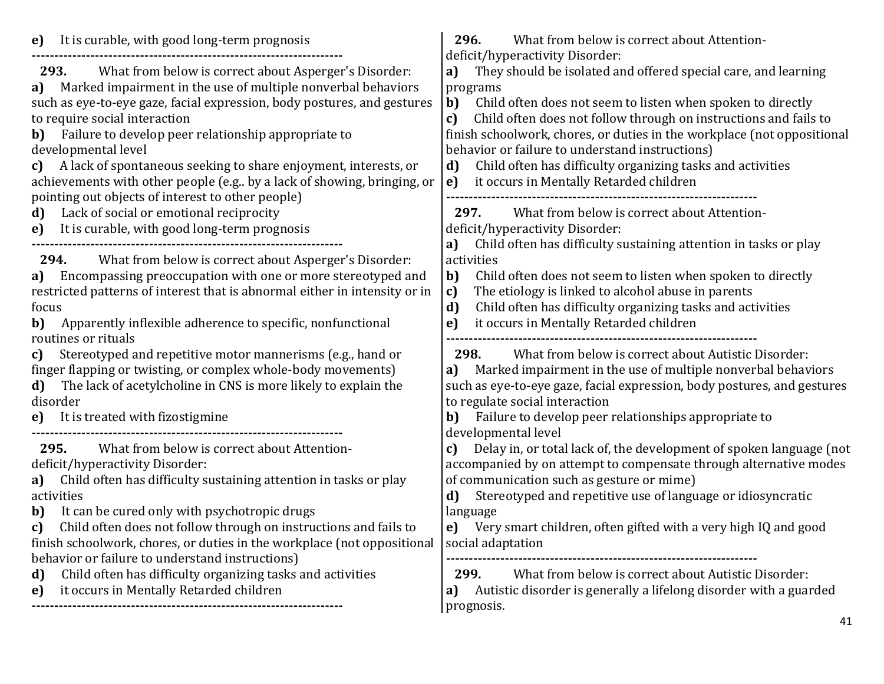**e)** It is curable, with good long-term prognosis

---------------------------------------------------------------------

**293.** What from below is correct about Asperger's Disorder:

**a)** Marked impairment in the use of multiple nonverbal behaviors such as eye-to-eye gaze, facial expression, body postures, and gestures to require social interaction

**b)** Failure to develop peer relationship appropriate to developmental level

**c)** A lack of spontaneous seeking to share enjoyment, interests, or achievements with other people (e.g.. by a lack of showing, bringing, or pointing out objects of interest to other people)

**d)** Lack of social or emotional reciprocity

**e)** It is curable, with good long-term prognosis

---------------------------------------------------------------------

**294.** What from below is correct about Asperger's Disorder:

**a)** Encompassing preoccupation with one or more stereotyped and restricted patterns of interest that is abnormal either in intensity or in focus

**b)** Apparently inflexible adherence to specific, nonfunctional routines or rituals

**c)** Stereotyped and repetitive motor mannerisms (e.g., hand or finger flapping or twisting, or complex whole-body movements)

**d)** The lack of acetylcholine in CNS is more likely to explain the disorder

**e)** It is treated with fizostigmine

---------------------------------------------------------------------

**295.** What from below is correct about Attention-deficit/hyperactivity Disorder:

**a)** Child often has difficulty sustaining attention in tasks or play activities

**b)** It can be cured only with psychotropic drugs

**c)** Child often does not follow through on instructions and fails to finish schoolwork, chores, or duties in the workplace (not oppositional behavior or failure to understand instructions)

**d)** Child often has difficulty organizing tasks and activities

**e)** it occurs in Mentally Retarded children

---------------------------------------------------------------------

**296.** What from below is correct about Attention-deficit/hyperactivity Disorder:

**a)** They should be isolated and offered special care, and learning programs

**b)** Child often does not seem to listen when spoken to directly

**c)** Child often does not follow through on instructions and fails to finish schoolwork, chores, or duties in the workplace (not oppositional behavior or failure to understand instructions)

**d)** Child often has difficulty organizing tasks and activities

**e)** it occurs in Mentally Retarded children

---------------------------------------------------------------------

**297.** What from below is correct about Attention-deficit/hyperactivity Disorder:

**a)** Child often has difficulty sustaining attention in tasks or play activities

**b)** Child often does not seem to listen when spoken to directly

**c)** The etiology is linked to alcohol abuse in parents

**d)** Child often has difficulty organizing tasks and activities

**e)** it occurs in Mentally Retarded children

---------------------------------------------------------------------

**298.** What from below is correct about Autistic Disorder:

**a)** Marked impairment in the use of multiple nonverbal behaviors such as eye-to-eye gaze, facial expression, body postures, and gestures to regulate social interaction

**b)** Failure to develop peer relationships appropriate to developmental level

**c)** Delay in, or total lack of, the development of spoken language (not accompanied by on attempt to compensate through alternative modes of communication such as gesture or mime)

**d)** Stereotyped and repetitive use of language or idiosyncratic language

**e)** Very smart children, often gifted with a very high IQ and good social adaptation

---------------------------------------------------------------------

**299.** What from below is correct about Autistic Disorder:

**a)** Autistic disorder is generally a lifelong disorder with a guarded prognosis.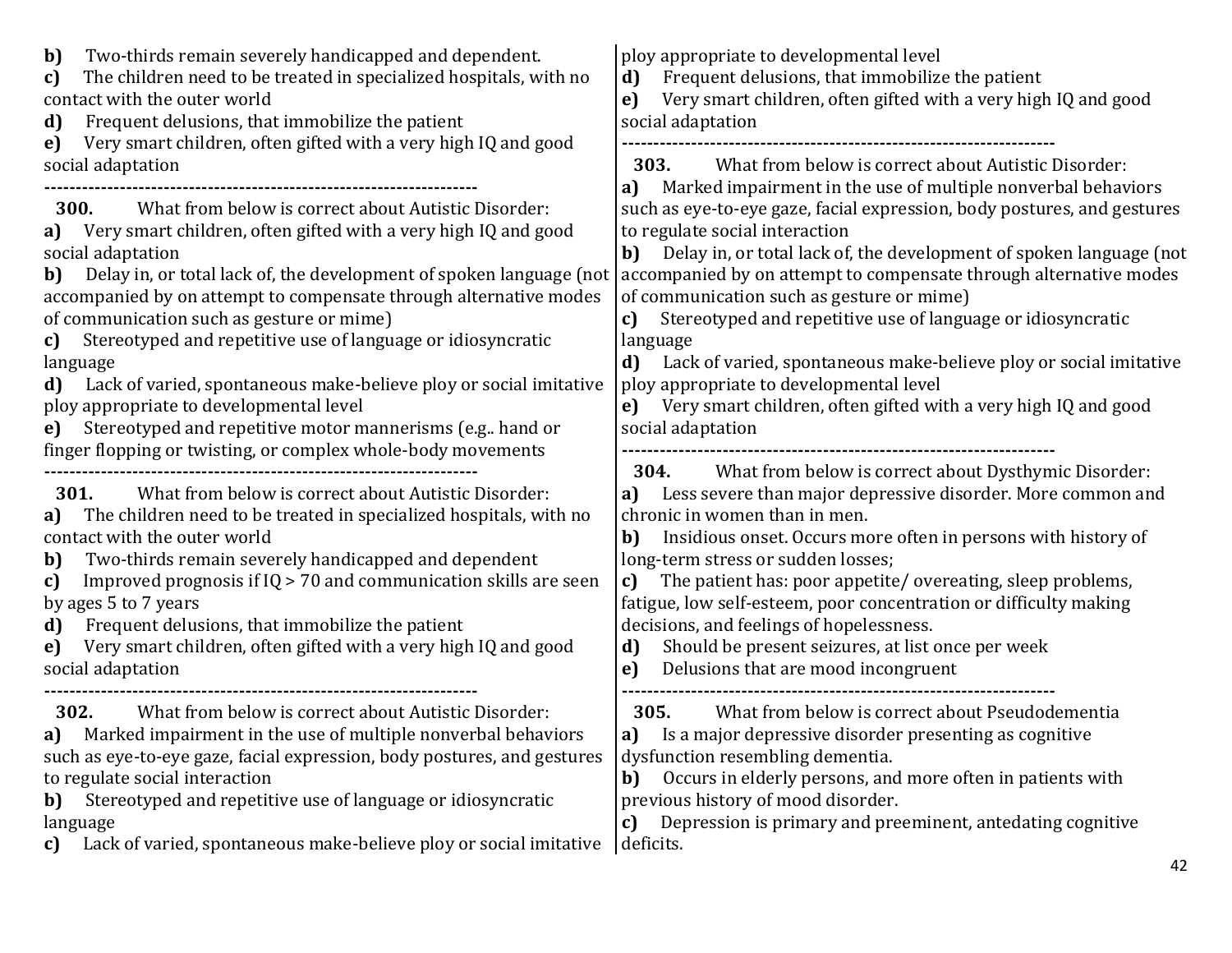**b)** Two-thirds remain severely handicapped and dependent.
**c)** The children need to be treated in specialized hospitals, with no contact with the outer world
**d)** Frequent delusions, that immobilize the patient
**e)** Very smart children, often gifted with a very high IQ and good social adaptation

---

**300.** What from below is correct about Autistic Disorder:
**a)** Very smart children, often gifted with a very high IQ and good social adaptation
**b)** Delay in, or total lack of, the development of spoken language (not accompanied by on attempt to compensate through alternative modes of communication such as gesture or mime)
**c)** Stereotyped and repetitive use of language or idiosyncratic language
**d)** Lack of varied, spontaneous make-believe ploy or social imitative ploy appropriate to developmental level
**e)** Stereotyped and repetitive motor mannerisms (e.g.. hand or finger flopping or twisting, or complex whole-body movements

---

**301.** What from below is correct about Autistic Disorder:
**a)** The children need to be treated in specialized hospitals, with no contact with the outer world
**b)** Two-thirds remain severely handicapped and dependent
**c)** Improved prognosis if IQ > 70 and communication skills are seen by ages 5 to 7 years
**d)** Frequent delusions, that immobilize the patient
**e)** Very smart children, often gifted with a very high IQ and good social adaptation

---

**302.** What from below is correct about Autistic Disorder:
**a)** Marked impairment in the use of multiple nonverbal behaviors such as eye-to-eye gaze, facial expression, body postures, and gestures to regulate social interaction
**b)** Stereotyped and repetitive use of language or idiosyncratic language
**c)** Lack of varied, spontaneous make-believe ploy or social imitative ploy appropriate to developmental level
**d)** Frequent delusions, that immobilize the patient
**e)** Very smart children, often gifted with a very high IQ and good social adaptation

---

**303.** What from below is correct about Autistic Disorder:
**a)** Marked impairment in the use of multiple nonverbal behaviors such as eye-to-eye gaze, facial expression, body postures, and gestures to regulate social interaction
**b)** Delay in, or total lack of, the development of spoken language (not accompanied by on attempt to compensate through alternative modes of communication such as gesture or mime)
**c)** Stereotyped and repetitive use of language or idiosyncratic language
**d)** Lack of varied, spontaneous make-believe ploy or social imitative ploy appropriate to developmental level
**e)** Very smart children, often gifted with a very high IQ and good social adaptation

---

**304.** What from below is correct about Dysthymic Disorder:
**a)** Less severe than major depressive disorder. More common and chronic in women than in men.
**b)** Insidious onset. Occurs more often in persons with history of long-term stress or sudden losses;
**c)** The patient has: poor appetite/ overeating, sleep problems, fatigue, low self-esteem, poor concentration or difficulty making decisions, and feelings of hopelessness.
**d)** Should be present seizures, at list once per week
**e)** Delusions that are mood incongruent

---

**305.** What from below is correct about Pseudodementia
**a)** Is a major depressive disorder presenting as cognitive dysfunction resembling dementia.
**b)** Occurs in elderly persons, and more often in patients with previous history of mood disorder.
**c)** Depression is primary and preeminent, antedating cognitive deficits.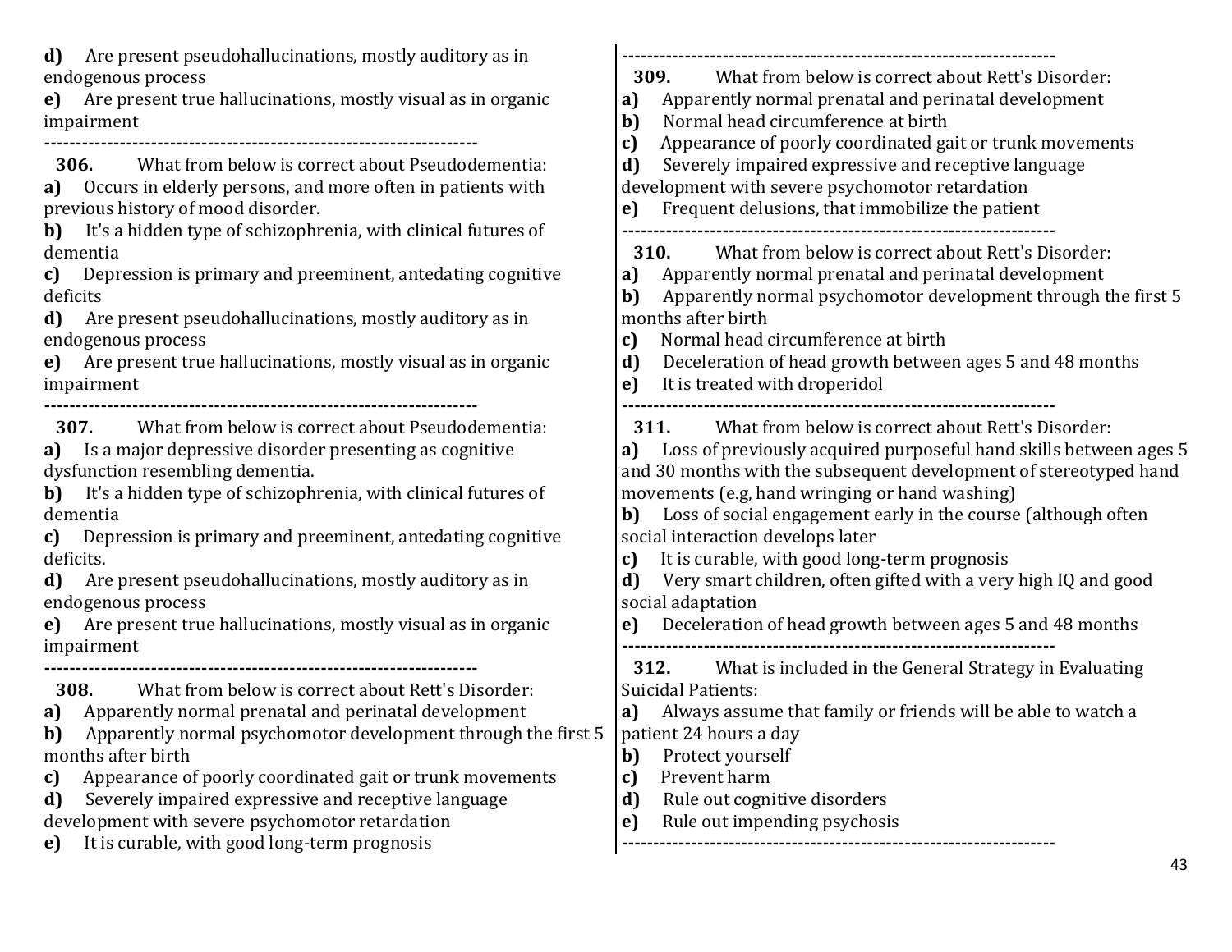**d)** Are present pseudohallucinations, mostly auditory as in endogenous process

**e)** Are present true hallucinations, mostly visual as in organic impairment

---

**306.** What from below is correct about Pseudodementia:

**a)** Occurs in elderly persons, and more often in patients with previous history of mood disorder.

**b)** It's a hidden type of schizophrenia, with clinical futures of dementia

**c)** Depression is primary and preeminent, antedating cognitive deficits

**d)** Are present pseudohallucinations, mostly auditory as in endogenous process

**e)** Are present true hallucinations, mostly visual as in organic impairment

---

**307.** What from below is correct about Pseudodementia:

**a)** Is a major depressive disorder presenting as cognitive dysfunction resembling dementia.

**b)** It's a hidden type of schizophrenia, with clinical futures of dementia

**c)** Depression is primary and preeminent, antedating cognitive deficits.

**d)** Are present pseudohallucinations, mostly auditory as in endogenous process

**e)** Are present true hallucinations, mostly visual as in organic impairment

---

**308.** What from below is correct about Rett's Disorder:

**a)** Apparently normal prenatal and perinatal development

**b)** Apparently normal psychomotor development through the first 5 months after birth

**c)** Appearance of poorly coordinated gait or trunk movements

**d)** Severely impaired expressive and receptive language development with severe psychomotor retardation

**e)** It is curable, with good long-term prognosis

---

**309.** What from below is correct about Rett's Disorder:

**a)** Apparently normal prenatal and perinatal development

**b)** Normal head circumference at birth

**c)** Appearance of poorly coordinated gait or trunk movements

**d)** Severely impaired expressive and receptive language development with severe psychomotor retardation

**e)** Frequent delusions, that immobilize the patient

---

**310.** What from below is correct about Rett's Disorder:

**a)** Apparently normal prenatal and perinatal development

**b)** Apparently normal psychomotor development through the first 5 months after birth

**c)** Normal head circumference at birth

**d)** Deceleration of head growth between ages 5 and 48 months

**e)** It is treated with droperidol

---

**311.** What from below is correct about Rett's Disorder:

**a)** Loss of previously acquired purposeful hand skills between ages 5 and 30 months with the subsequent development of stereotyped hand movements (e.g, hand wringing or hand washing)

**b)** Loss of social engagement early in the course (although often social interaction develops later

**c)** It is curable, with good long-term prognosis

**d)** Very smart children, often gifted with a very high IQ and good social adaptation

**e)** Deceleration of head growth between ages 5 and 48 months

---

**312.** What is included in the General Strategy in Evaluating Suicidal Patients:

**a)** Always assume that family or friends will be able to watch a patient 24 hours a day

**b)** Protect yourself

**c)** Prevent harm

**d)** Rule out cognitive disorders

**e)** Rule out impending psychosis

---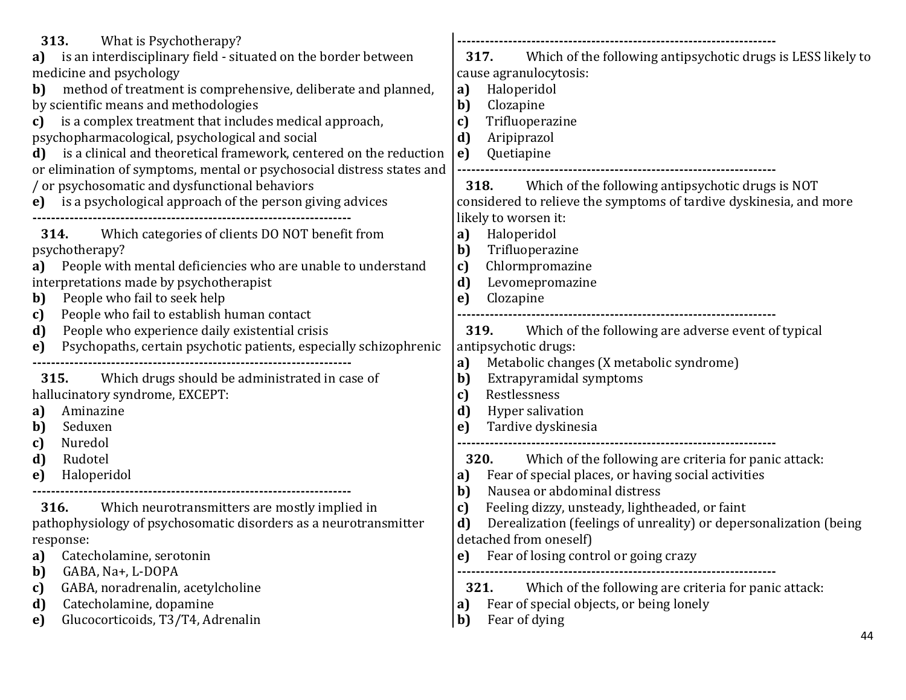**313.** What is Psychotherapy?

**a)** is an interdisciplinary field - situated on the border between medicine and psychology

**b)** method of treatment is comprehensive, deliberate and planned, by scientific means and methodologies

**c)** is a complex treatment that includes medical approach, psychopharmacological, psychological and social

**d)** is a clinical and theoretical framework, centered on the reduction or elimination of symptoms, mental or psychosocial distress states and / or psychosomatic and dysfunctional behaviors

**e)** is a psychological approach of the person giving advices

---

**314.** Which categories of clients DO NOT benefit from psychotherapy?

**a)** People with mental deficiencies who are unable to understand interpretations made by psychotherapist

**b)** People who fail to seek help

**c)** People who fail to establish human contact

**d)** People who experience daily existential crisis

**e)** Psychopaths, certain psychotic patients, especially schizophrenic

---

**315.** Which drugs should be administrated in case of hallucinatory syndrome, EXCEPT:

**a)** Aminazine

**b)** Seduxen

**c)** Nuredol

**d)** Rudotel

**e)** Haloperidol

---

**316.** Which neurotransmitters are mostly implied in pathophysiology of psychosomatic disorders as a neurotransmitter response:

**a)** Catecholamine, serotonin

**b)** GABA, Na+, L-DOPA

**c)** GABA, noradrenalin, acetylcholine

**d)** Catecholamine, dopamine

**e)** Glucocorticoids, T3/T4, Adrenalin

---

**317.** Which of the following antipsychotic drugs is LESS likely to cause agranulocytosis:

**a)** Haloperidol

**b)** Clozapine

**c)** Trifluoperazine

**d)** Aripiprazol

**e)** Quetiapine

---

**318.** Which of the following antipsychotic drugs is NOT considered to relieve the symptoms of tardive dyskinesia, and more likely to worsen it:

**a)** Haloperidol

**b)** Trifluoperazine

**c)** Chlormpromazine

**d)** Levomepromazine

**e)** Clozapine

---

**319.** Which of the following are adverse event of typical antipsychotic drugs:

**a)** Metabolic changes (X metabolic syndrome)

**b)** Extrapyramidal symptoms

**c)** Restlessness

**d)** Hyper salivation

**e)** Tardive dyskinesia

---

**320.** Which of the following are criteria for panic attack:

**a)** Fear of special places, or having social activities

**b)** Nausea or abdominal distress

**c)** Feeling dizzy, unsteady, lightheaded, or faint

**d)** Derealization (feelings of unreality) or depersonalization (being detached from oneself)

**e)** Fear of losing control or going crazy

---

**321.** Which of the following are criteria for panic attack:

**a)** Fear of special objects, or being lonely

**b)** Fear of dying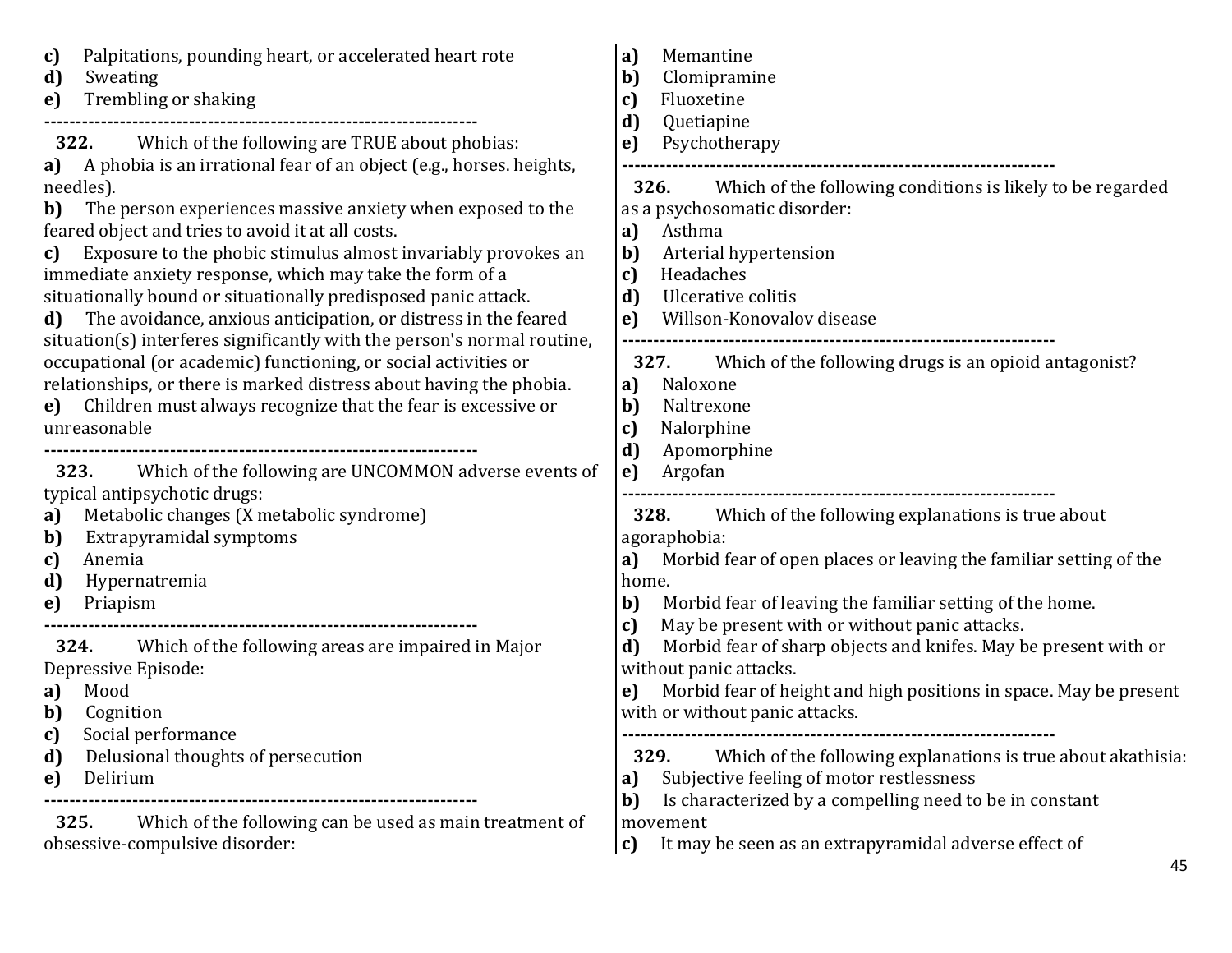**c)** Palpitations, pounding heart, or accelerated heart rote
**d)** Sweating
**e)** Trembling or shaking

---

**322.** Which of the following are TRUE about phobias:
**a)** A phobia is an irrational fear of an object (e.g., horses. heights, needles).
**b)** The person experiences massive anxiety when exposed to the feared object and tries to avoid it at all costs.
**c)** Exposure to the phobic stimulus almost invariably provokes an immediate anxiety response, which may take the form of a situationally bound or situationally predisposed panic attack.
**d)** The avoidance, anxious anticipation, or distress in the feared situation(s) interferes significantly with the person's normal routine, occupational (or academic) functioning, or social activities or relationships, or there is marked distress about having the phobia.
**e)** Children must always recognize that the fear is excessive or unreasonable

---

**323.** Which of the following are UNCOMMON adverse events of typical antipsychotic drugs:
**a)** Metabolic changes (X metabolic syndrome)
**b)** Extrapyramidal symptoms
**c)** Anemia
**d)** Hypernatremia
**e)** Priapism

---

**324.** Which of the following areas are impaired in Major Depressive Episode:
**a)** Mood
**b)** Cognition
**c)** Social performance
**d)** Delusional thoughts of persecution
**e)** Delirium

---

**325.** Which of the following can be used as main treatment of obsessive-compulsive disorder:
**a)** Memantine
**b)** Clomipramine
**c)** Fluoxetine
**d)** Quetiapine
**e)** Psychotherapy

---

**326.** Which of the following conditions is likely to be regarded as a psychosomatic disorder:
**a)** Asthma
**b)** Arterial hypertension
**c)** Headaches
**d)** Ulcerative colitis
**e)** Willson-Konovalov disease

---

**327.** Which of the following drugs is an opioid antagonist?
**a)** Naloxone
**b)** Naltrexone
**c)** Nalorphine
**d)** Apomorphine
**e)** Argofan

---

**328.** Which of the following explanations is true about agoraphobia:
**a)** Morbid fear of open places or leaving the familiar setting of the home.
**b)** Morbid fear of leaving the familiar setting of the home.
**c)** May be present with or without panic attacks.
**d)** Morbid fear of sharp objects and knifes. May be present with or without panic attacks.
**e)** Morbid fear of height and high positions in space. May be present with or without panic attacks.

---

**329.** Which of the following explanations is true about akathisia:
**a)** Subjective feeling of motor restlessness
**b)** Is characterized by a compelling need to be in constant movement
**c)** It may be seen as an extrapyramidal adverse effect of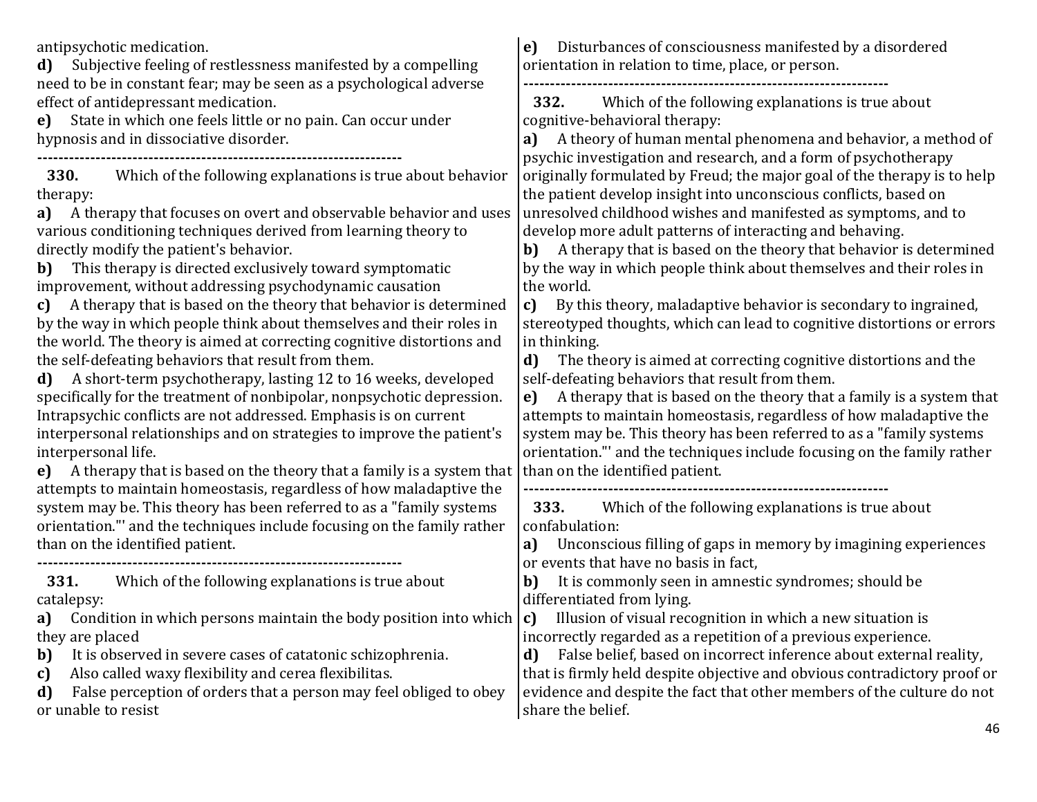antipsychotic medication.

**d)** Subjective feeling of restlessness manifested by a compelling need to be in constant fear; may be seen as a psychological adverse effect of antidepressant medication.

**e)** State in which one feels little or no pain. Can occur under hypnosis and in dissociative disorder.

---------------------------------------------------------------------

**330.** Which of the following explanations is true about behavior therapy:

**a)** A therapy that focuses on overt and observable behavior and uses various conditioning techniques derived from learning theory to directly modify the patient's behavior.

**b)** This therapy is directed exclusively toward symptomatic improvement, without addressing psychodynamic causation

**c)** A therapy that is based on the theory that behavior is determined by the way in which people think about themselves and their roles in the world. The theory is aimed at correcting cognitive distortions and the self-defeating behaviors that result from them.

**d)** A short-term psychotherapy, lasting 12 to 16 weeks, developed specifically for the treatment of nonbipolar, nonpsychotic depression. Intrapsychic conflicts are not addressed. Emphasis is on current interpersonal relationships and on strategies to improve the patient's interpersonal life.

**e)** A therapy that is based on the theory that a family is a system that attempts to maintain homeostasis, regardless of how maladaptive the system may be. This theory has been referred to as a "family systems orientation."' and the techniques include focusing on the family rather than on the identified patient.

---------------------------------------------------------------------

**331.** Which of the following explanations is true about catalepsy:

**a)** Condition in which persons maintain the body position into which they are placed

**b)** It is observed in severe cases of catatonic schizophrenia.

**c)** Also called waxy flexibility and cerea flexibilitas.

**d)** False perception of orders that a person may feel obliged to obey or unable to resist

**e)** Disturbances of consciousness manifested by a disordered orientation in relation to time, place, or person.

---------------------------------------------------------------------

**332.** Which of the following explanations is true about cognitive-behavioral therapy:

**a)** A theory of human mental phenomena and behavior, a method of psychic investigation and research, and a form of psychotherapy originally formulated by Freud; the major goal of the therapy is to help the patient develop insight into unconscious conflicts, based on unresolved childhood wishes and manifested as symptoms, and to develop more adult patterns of interacting and behaving.

**b)** A therapy that is based on the theory that behavior is determined by the way in which people think about themselves and their roles in the world.

**c)** By this theory, maladaptive behavior is secondary to ingrained, stereotyped thoughts, which can lead to cognitive distortions or errors in thinking.

**d)** The theory is aimed at correcting cognitive distortions and the self-defeating behaviors that result from them.

**e)** A therapy that is based on the theory that a family is a system that attempts to maintain homeostasis, regardless of how maladaptive the system may be. This theory has been referred to as a "family systems orientation."' and the techniques include focusing on the family rather than on the identified patient.

---------------------------------------------------------------------

**333.** Which of the following explanations is true about confabulation:

**a)** Unconscious filling of gaps in memory by imagining experiences or events that have no basis in fact,

**b)** It is commonly seen in amnestic syndromes; should be differentiated from lying.

**c)** Illusion of visual recognition in which a new situation is incorrectly regarded as a repetition of a previous experience.

**d)** False belief, based on incorrect inference about external reality, that is firmly held despite objective and obvious contradictory proof or evidence and despite the fact that other members of the culture do not share the belief.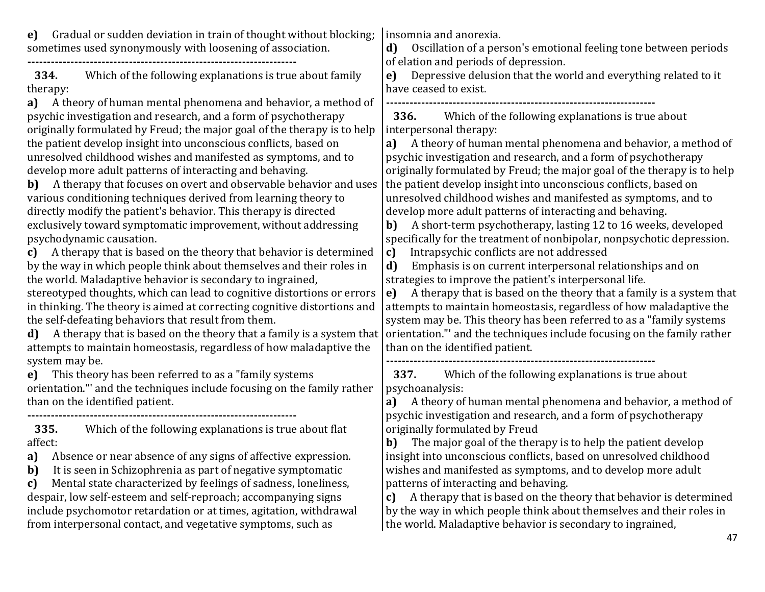**e)** Gradual or sudden deviation in train of thought without blocking; sometimes used synonymously with loosening of association.

---------------------------------------------------------------------

**334.** Which of the following explanations is true about family therapy:

**a)** A theory of human mental phenomena and behavior, a method of psychic investigation and research, and a form of psychotherapy originally formulated by Freud; the major goal of the therapy is to help the patient develop insight into unconscious conflicts, based on unresolved childhood wishes and manifested as symptoms, and to develop more adult patterns of interacting and behaving.

**b)** A therapy that focuses on overt and observable behavior and uses various conditioning techniques derived from learning theory to directly modify the patient's behavior. This therapy is directed exclusively toward symptomatic improvement, without addressing psychodynamic causation.

**c)** A therapy that is based on the theory that behavior is determined by the way in which people think about themselves and their roles in the world. Maladaptive behavior is secondary to ingrained, stereotyped thoughts, which can lead to cognitive distortions or errors in thinking. The theory is aimed at correcting cognitive distortions and the self-defeating behaviors that result from them.

**d)** A therapy that is based on the theory that a family is a system that attempts to maintain homeostasis, regardless of how maladaptive the system may be.

**e)** This theory has been referred to as a "family systems orientation."' and the techniques include focusing on the family rather than on the identified patient.

---------------------------------------------------------------------

**335.** Which of the following explanations is true about flat affect:

**a)** Absence or near absence of any signs of affective expression.

**b)** It is seen in Schizophrenia as part of negative symptomatic

**c)** Mental state characterized by feelings of sadness, loneliness, despair, low self-esteem and self-reproach; accompanying signs include psychomotor retardation or at times, agitation, withdrawal from interpersonal contact, and vegetative symptoms, such as insomnia and anorexia.

**d)** Oscillation of a person's emotional feeling tone between periods of elation and periods of depression.

**e)** Depressive delusion that the world and everything related to it have ceased to exist.

---------------------------------------------------------------------

**336.** Which of the following explanations is true about interpersonal therapy:

**a)** A theory of human mental phenomena and behavior, a method of psychic investigation and research, and a form of psychotherapy originally formulated by Freud; the major goal of the therapy is to help the patient develop insight into unconscious conflicts, based on unresolved childhood wishes and manifested as symptoms, and to develop more adult patterns of interacting and behaving.

**b)** A short-term psychotherapy, lasting 12 to 16 weeks, developed specifically for the treatment of nonbipolar, nonpsychotic depression.

**c)** Intrapsychic conflicts are not addressed

**d)** Emphasis is on current interpersonal relationships and on strategies to improve the patient's interpersonal life.

**e)** A therapy that is based on the theory that a family is a system that attempts to maintain homeostasis, regardless of how maladaptive the system may be. This theory has been referred to as a "family systems orientation."' and the techniques include focusing on the family rather than on the identified patient.

---------------------------------------------------------------------

**337.** Which of the following explanations is true about psychoanalysis:

**a)** A theory of human mental phenomena and behavior, a method of psychic investigation and research, and a form of psychotherapy originally formulated by Freud

**b)** The major goal of the therapy is to help the patient develop insight into unconscious conflicts, based on unresolved childhood wishes and manifested as symptoms, and to develop more adult patterns of interacting and behaving.

**c)** A therapy that is based on the theory that behavior is determined by the way in which people think about themselves and their roles in the world. Maladaptive behavior is secondary to ingrained,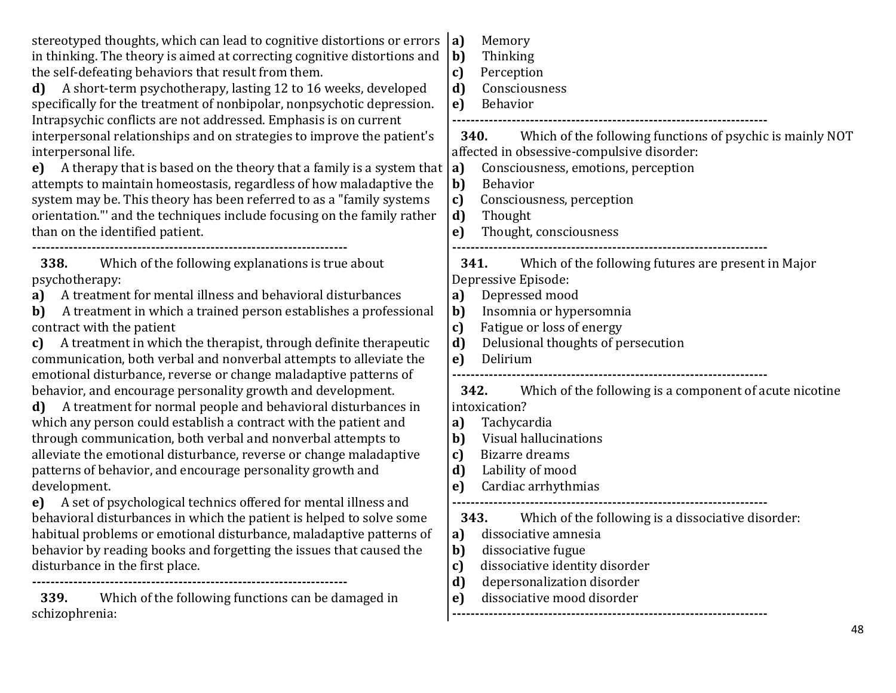stereotyped thoughts, which can lead to cognitive distortions or errors in thinking. The theory is aimed at correcting cognitive distortions and the self-defeating behaviors that result from them.

**d)** A short-term psychotherapy, lasting 12 to 16 weeks, developed specifically for the treatment of nonbipolar, nonpsychotic depression. Intrapsychic conflicts are not addressed. Emphasis is on current interpersonal relationships and on strategies to improve the patient's interpersonal life.

**e)** A therapy that is based on the theory that a family is a system that attempts to maintain homeostasis, regardless of how maladaptive the system may be. This theory has been referred to as a "family systems orientation."' and the techniques include focusing on the family rather than on the identified patient.

---

**338.** Which of the following explanations is true about psychotherapy:

**a)** A treatment for mental illness and behavioral disturbances
**b)** A treatment in which a trained person establishes a professional contract with the patient
**c)** A treatment in which the therapist, through definite therapeutic communication, both verbal and nonverbal attempts to alleviate the emotional disturbance, reverse or change maladaptive patterns of behavior, and encourage personality growth and development.
**d)** A treatment for normal people and behavioral disturbances in which any person could establish a contract with the patient and through communication, both verbal and nonverbal attempts to alleviate the emotional disturbance, reverse or change maladaptive patterns of behavior, and encourage personality growth and development.
**e)** A set of psychological technics offered for mental illness and behavioral disturbances in which the patient is helped to solve some habitual problems or emotional disturbance, maladaptive patterns of behavior by reading books and forgetting the issues that caused the disturbance in the first place.

---

**339.** Which of the following functions can be damaged in schizophrenia:

**a)** Memory
**b)** Thinking
**c)** Perception
**d)** Consciousness
**e)** Behavior

---

**340.** Which of the following functions of psychic is mainly NOT affected in obsessive-compulsive disorder:

**a)** Consciousness, emotions, perception
**b)** Behavior
**c)** Consciousness, perception
**d)** Thought
**e)** Thought, consciousness

---

**341.** Which of the following futures are present in Major Depressive Episode:

**a)** Depressed mood
**b)** Insomnia or hypersomnia
**c)** Fatigue or loss of energy
**d)** Delusional thoughts of persecution
**e)** Delirium

---

**342.** Which of the following is a component of acute nicotine intoxication?

**a)** Tachycardia
**b)** Visual hallucinations
**c)** Bizarre dreams
**d)** Lability of mood
**e)** Cardiac arrhythmias

---

**343.** Which of the following is a dissociative disorder:

**a)** dissociative amnesia
**b)** dissociative fugue
**c)** dissociative identity disorder
**d)** depersonalization disorder
**e)** dissociative mood disorder

---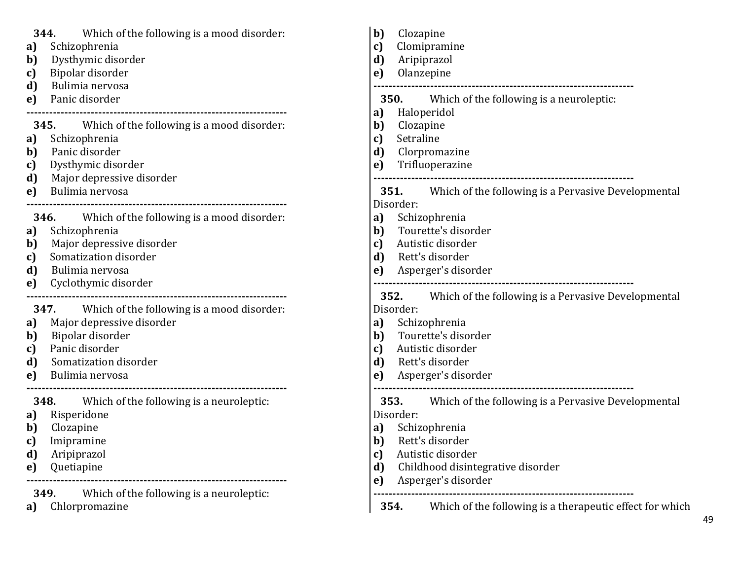**344.** Which of the following is a mood disorder:

**a)** Schizophrenia
**b)** Dysthymic disorder
**c)** Bipolar disorder
**d)** Bulimia nervosa
**e)** Panic disorder

---

**345.** Which of the following is a mood disorder:

**a)** Schizophrenia
**b)** Panic disorder
**c)** Dysthymic disorder
**d)** Major depressive disorder
**e)** Bulimia nervosa

---

**346.** Which of the following is a mood disorder:

**a)** Schizophrenia
**b)** Major depressive disorder
**c)** Somatization disorder
**d)** Bulimia nervosa
**e)** Cyclothymic disorder

---

**347.** Which of the following is a mood disorder:

**a)** Major depressive disorder
**b)** Bipolar disorder
**c)** Panic disorder
**d)** Somatization disorder
**e)** Bulimia nervosa

---

**348.** Which of the following is a neuroleptic:

**a)** Risperidone
**b)** Clozapine
**c)** Imipramine
**d)** Aripiprazol
**e)** Quetiapine

---

**349.** Which of the following is a neuroleptic:

**a)** Chlorpromazine
**b)** Clozapine
**c)** Clomipramine
**d)** Aripiprazol
**e)** Olanzepine

---

**350.** Which of the following is a neuroleptic:

**a)** Haloperidol
**b)** Clozapine
**c)** Setraline
**d)** Clorpromazine
**e)** Trifluoperazine

---

**351.** Which of the following is a Pervasive Developmental Disorder:

**a)** Schizophrenia
**b)** Tourette's disorder
**c)** Autistic disorder
**d)** Rett's disorder
**e)** Asperger's disorder

---

**352.** Which of the following is a Pervasive Developmental Disorder:

**a)** Schizophrenia
**b)** Tourette's disorder
**c)** Autistic disorder
**d)** Rett's disorder
**e)** Asperger's disorder

---

**353.** Which of the following is a Pervasive Developmental Disorder:

**a)** Schizophrenia
**b)** Rett's disorder
**c)** Autistic disorder
**d)** Childhood disintegrative disorder
**e)** Asperger's disorder

---

**354.** Which of the following is a therapeutic effect for which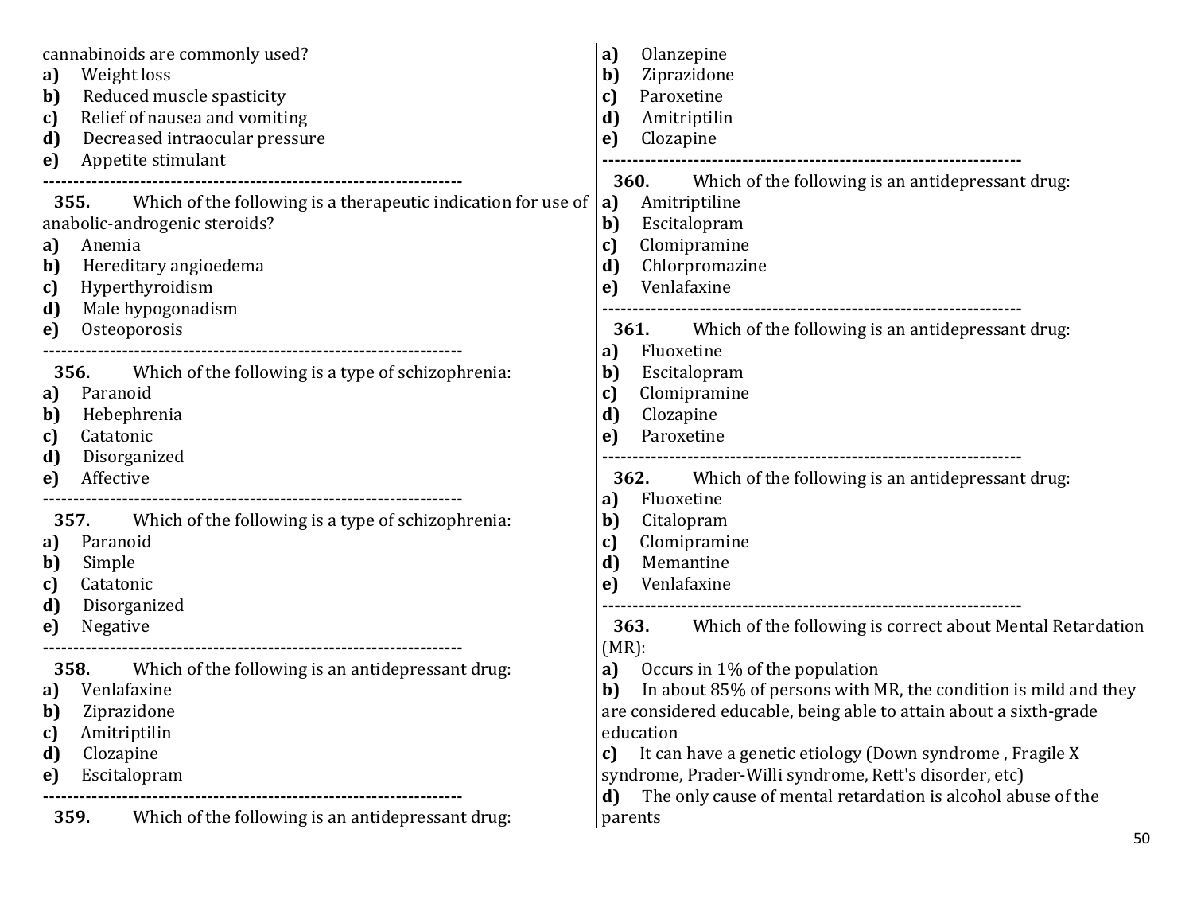cannabinoids are commonly used?

**a)** Weight loss
**b)** Reduced muscle spasticity
**c)** Relief of nausea and vomiting
**d)** Decreased intraocular pressure
**e)** Appetite stimulant

---

**355.** Which of the following is a therapeutic indication for use of anabolic-androgenic steroids?

**a)** Anemia
**b)** Hereditary angioedema
**c)** Hyperthyroidism
**d)** Male hypogonadism
**e)** Osteoporosis

---

**356.** Which of the following is a type of schizophrenia:

**a)** Paranoid
**b)** Hebephrenia
**c)** Catatonic
**d)** Disorganized
**e)** Affective

---

**357.** Which of the following is a type of schizophrenia:

**a)** Paranoid
**b)** Simple
**c)** Catatonic
**d)** Disorganized
**e)** Negative

---

**358.** Which of the following is an antidepressant drug:

**a)** Venlafaxine
**b)** Ziprazidone
**c)** Amitriptilin
**d)** Clozapine
**e)** Escitalopram

---

**359.** Which of the following is an antidepressant drug:

**a)** Olanzepine
**b)** Ziprazidone
**c)** Paroxetine
**d)** Amitriptilin
**e)** Clozapine

---

**360.** Which of the following is an antidepressant drug:

**a)** Amitriptiline
**b)** Escitalopram
**c)** Clomipramine
**d)** Chlorpromazine
**e)** Venlafaxine

---

**361.** Which of the following is an antidepressant drug:

**a)** Fluoxetine
**b)** Escitalopram
**c)** Clomipramine
**d)** Clozapine
**e)** Paroxetine

---

**362.** Which of the following is an antidepressant drug:

**a)** Fluoxetine
**b)** Citalopram
**c)** Clomipramine
**d)** Memantine
**e)** Venlafaxine

---

**363.** Which of the following is correct about Mental Retardation (MR):

**a)** Occurs in 1% of the population
**b)** In about 85% of persons with MR, the condition is mild and they are considered educable, being able to attain about a sixth-grade education
**c)** It can have a genetic etiology (Down syndrome , Fragile X syndrome, Prader-Willi syndrome, Rett's disorder, etc)
**d)** The only cause of mental retardation is alcohol abuse of the parents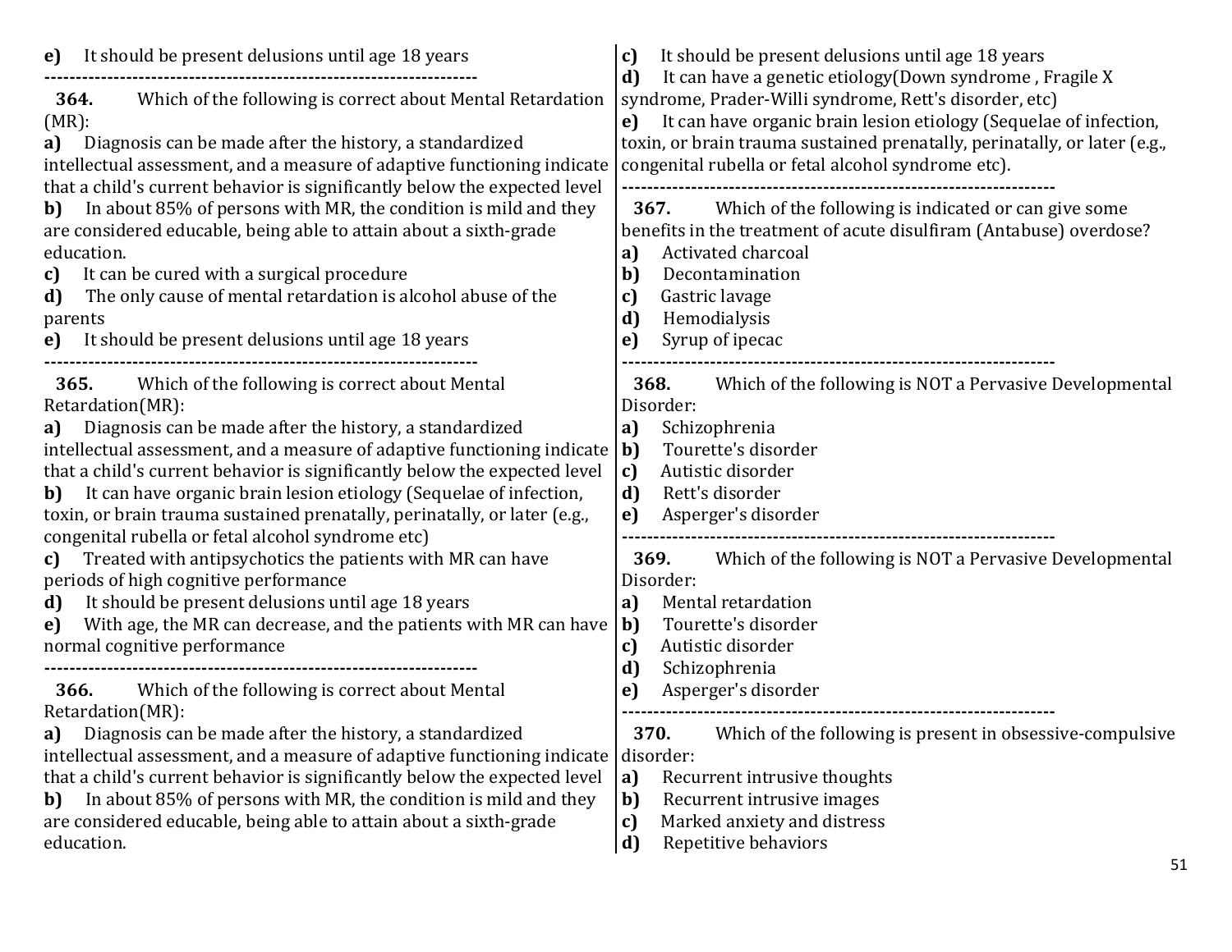**e)** It should be present delusions until age 18 years

---------------------------------------------------------------------

**364.** Which of the following is correct about Mental Retardation (MR):

**a)** Diagnosis can be made after the history, a standardized intellectual assessment, and a measure of adaptive functioning indicate that a child's current behavior is significantly below the expected level

**b)** In about 85% of persons with MR, the condition is mild and they are considered educable, being able to attain about a sixth-grade education.

**c)** It can be cured with a surgical procedure

**d)** The only cause of mental retardation is alcohol abuse of the parents

**e)** It should be present delusions until age 18 years

---------------------------------------------------------------------

**365.** Which of the following is correct about Mental Retardation(MR):

**a)** Diagnosis can be made after the history, a standardized intellectual assessment, and a measure of adaptive functioning indicate that a child's current behavior is significantly below the expected level

**b)** It can have organic brain lesion etiology (Sequelae of infection, toxin, or brain trauma sustained prenatally, perinatally, or later (e.g., congenital rubella or fetal alcohol syndrome etc)

**c)** Treated with antipsychotics the patients with MR can have periods of high cognitive performance

**d)** It should be present delusions until age 18 years

**e)** With age, the MR can decrease, and the patients with MR can have normal cognitive performance

---------------------------------------------------------------------

**366.** Which of the following is correct about Mental Retardation(MR):

**a)** Diagnosis can be made after the history, a standardized intellectual assessment, and a measure of adaptive functioning indicate that a child's current behavior is significantly below the expected level

**b)** In about 85% of persons with MR, the condition is mild and they are considered educable, being able to attain about a sixth-grade education.

**c)** It should be present delusions until age 18 years

**d)** It can have a genetic etiology(Down syndrome , Fragile X syndrome, Prader-Willi syndrome, Rett's disorder, etc)

**e)** It can have organic brain lesion etiology (Sequelae of infection, toxin, or brain trauma sustained prenatally, perinatally, or later (e.g., congenital rubella or fetal alcohol syndrome etc).

---------------------------------------------------------------------

**367.** Which of the following is indicated or can give some benefits in the treatment of acute disulfiram (Antabuse) overdose?

**a)** Activated charcoal

**b)** Decontamination

**c)** Gastric lavage

**d)** Hemodialysis

**e)** Syrup of ipecac

---------------------------------------------------------------------

**368.** Which of the following is NOT a Pervasive Developmental Disorder:

**a)** Schizophrenia

**b)** Tourette's disorder

**c)** Autistic disorder

**d)** Rett's disorder

**e)** Asperger's disorder

---------------------------------------------------------------------

**369.** Which of the following is NOT a Pervasive Developmental Disorder:

**a)** Mental retardation

**b)** Tourette's disorder

**c)** Autistic disorder

**d)** Schizophrenia

**e)** Asperger's disorder

---------------------------------------------------------------------

**370.** Which of the following is present in obsessive-compulsive disorder:

**a)** Recurrent intrusive thoughts

**b)** Recurrent intrusive images

**c)** Marked anxiety and distress

**d)** Repetitive behaviors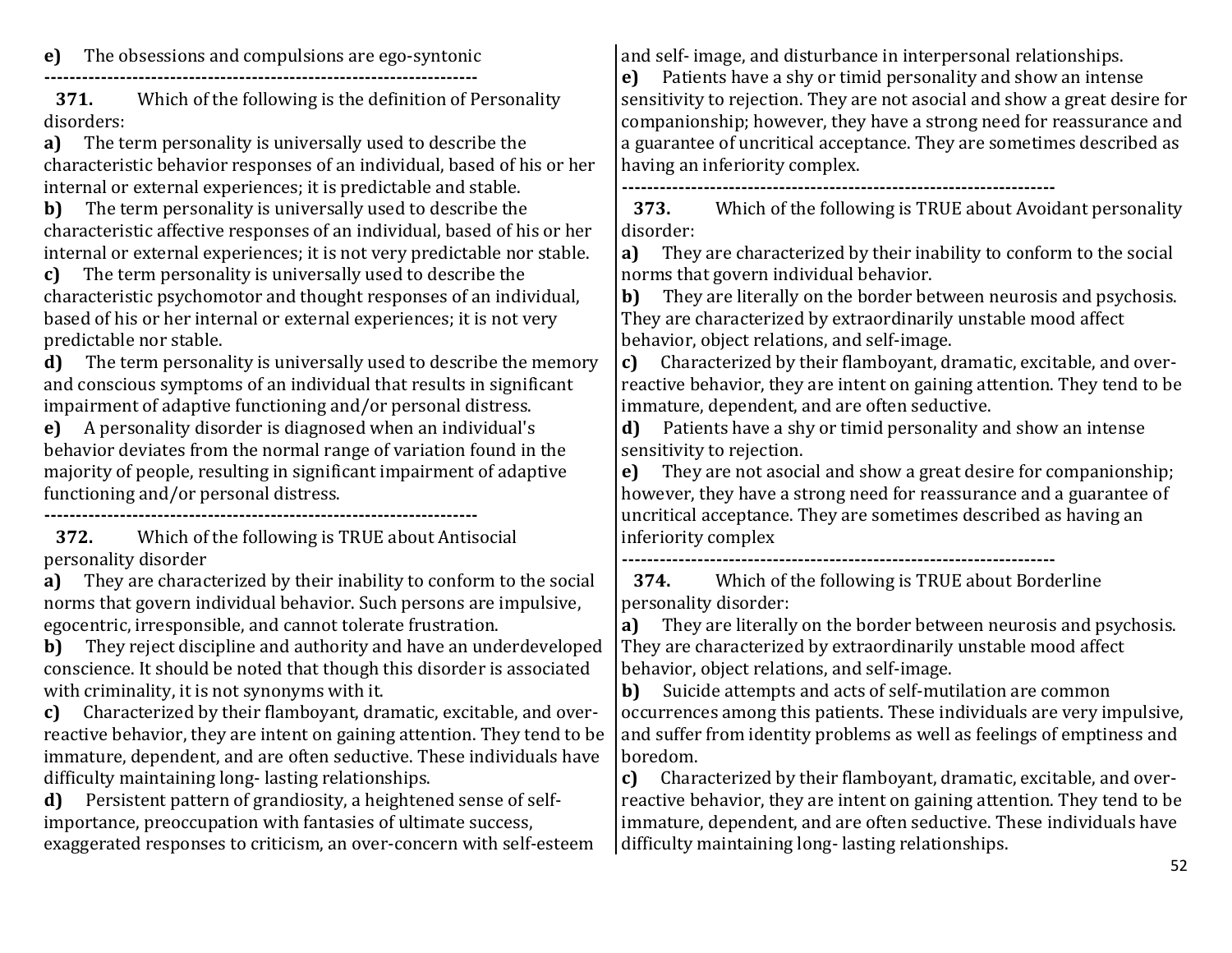**e)** The obsessions and compulsions are ego-syntonic

---------------------------------------------------------------------

**371.** Which of the following is the definition of Personality disorders:

**a)** The term personality is universally used to describe the characteristic behavior responses of an individual, based of his or her internal or external experiences; it is predictable and stable.

**b)** The term personality is universally used to describe the characteristic affective responses of an individual, based of his or her internal or external experiences; it is not very predictable nor stable.

**c)** The term personality is universally used to describe the characteristic psychomotor and thought responses of an individual, based of his or her internal or external experiences; it is not very predictable nor stable.

**d)** The term personality is universally used to describe the memory and conscious symptoms of an individual that results in significant impairment of adaptive functioning and/or personal distress.

**e)** A personality disorder is diagnosed when an individual's behavior deviates from the normal range of variation found in the majority of people, resulting in significant impairment of adaptive functioning and/or personal distress.

---------------------------------------------------------------------

**372.** Which of the following is TRUE about Antisocial personality disorder

**a)** They are characterized by their inability to conform to the social norms that govern individual behavior. Such persons are impulsive, egocentric, irresponsible, and cannot tolerate frustration.

**b)** They reject discipline and authority and have an underdeveloped conscience. It should be noted that though this disorder is associated with criminality, it is not synonyms with it.

**c)** Characterized by their flamboyant, dramatic, excitable, and over-reactive behavior, they are intent on gaining attention. They tend to be immature, dependent, and are often seductive. These individuals have difficulty maintaining long- lasting relationships.

**d)** Persistent pattern of grandiosity, a heightened sense of self-importance, preoccupation with fantasies of ultimate success, exaggerated responses to criticism, an over-concern with self-esteem and self- image, and disturbance in interpersonal relationships.

**e)** Patients have a shy or timid personality and show an intense sensitivity to rejection. They are not asocial and show a great desire for companionship; however, they have a strong need for reassurance and a guarantee of uncritical acceptance. They are sometimes described as having an inferiority complex.

---------------------------------------------------------------------

**373.** Which of the following is TRUE about Avoidant personality disorder:

**a)** They are characterized by their inability to conform to the social norms that govern individual behavior.

**b)** They are literally on the border between neurosis and psychosis. They are characterized by extraordinarily unstable mood affect behavior, object relations, and self-image.

**c)** Characterized by their flamboyant, dramatic, excitable, and over-reactive behavior, they are intent on gaining attention. They tend to be immature, dependent, and are often seductive.

**d)** Patients have a shy or timid personality and show an intense sensitivity to rejection.

**e)** They are not asocial and show a great desire for companionship; however, they have a strong need for reassurance and a guarantee of uncritical acceptance. They are sometimes described as having an inferiority complex

---------------------------------------------------------------------

**374.** Which of the following is TRUE about Borderline personality disorder:

**a)** They are literally on the border between neurosis and psychosis. They are characterized by extraordinarily unstable mood affect behavior, object relations, and self-image.

**b)** Suicide attempts and acts of self-mutilation are common occurrences among this patients. These individuals are very impulsive, and suffer from identity problems as well as feelings of emptiness and boredom.

**c)** Characterized by their flamboyant, dramatic, excitable, and over-reactive behavior, they are intent on gaining attention. They tend to be immature, dependent, and are often seductive. These individuals have difficulty maintaining long- lasting relationships.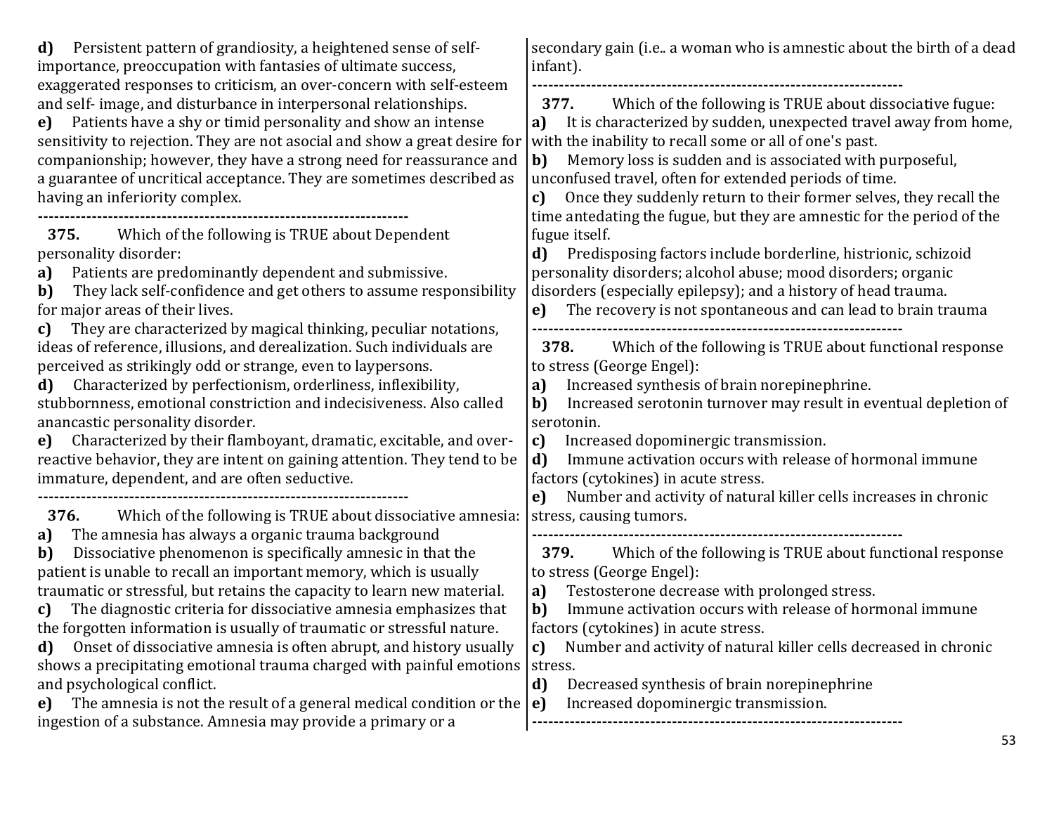**d)** Persistent pattern of grandiosity, a heightened sense of self-importance, preoccupation with fantasies of ultimate success, exaggerated responses to criticism, an over-concern with self-esteem and self- image, and disturbance in interpersonal relationships.
**e)** Patients have a shy or timid personality and show an intense sensitivity to rejection. They are not asocial and show a great desire for companionship; however, they have a strong need for reassurance and a guarantee of uncritical acceptance. They are sometimes described as having an inferiority complex.

---

**375.** Which of the following is TRUE about Dependent personality disorder:
**a)** Patients are predominantly dependent and submissive.
**b)** They lack self-confidence and get others to assume responsibility for major areas of their lives.
**c)** They are characterized by magical thinking, peculiar notations, ideas of reference, illusions, and derealization. Such individuals are perceived as strikingly odd or strange, even to laypersons.
**d)** Characterized by perfectionism, orderliness, inflexibility, stubbornness, emotional constriction and indecisiveness. Also called anancastic personality disorder.
**e)** Characterized by their flamboyant, dramatic, excitable, and over-reactive behavior, they are intent on gaining attention. They tend to be immature, dependent, and are often seductive.

---

**376.** Which of the following is TRUE about dissociative amnesia:
**a)** The amnesia has always a organic trauma background
**b)** Dissociative phenomenon is specifically amnesic in that the patient is unable to recall an important memory, which is usually traumatic or stressful, but retains the capacity to learn new material.
**c)** The diagnostic criteria for dissociative amnesia emphasizes that the forgotten information is usually of traumatic or stressful nature.
**d)** Onset of dissociative amnesia is often abrupt, and history usually shows a precipitating emotional trauma charged with painful emotions and psychological conflict.
**e)** The amnesia is not the result of a general medical condition or the ingestion of a substance. Amnesia may provide a primary or a secondary gain (i.e.. a woman who is amnestic about the birth of a dead infant).

---

**377.** Which of the following is TRUE about dissociative fugue:
**a)** It is characterized by sudden, unexpected travel away from home, with the inability to recall some or all of one's past.
**b)** Memory loss is sudden and is associated with purposeful, unconfused travel, often for extended periods of time.
**c)** Once they suddenly return to their former selves, they recall the time antedating the fugue, but they are amnestic for the period of the fugue itself.
**d)** Predisposing factors include borderline, histrionic, schizoid personality disorders; alcohol abuse; mood disorders; organic disorders (especially epilepsy); and a history of head trauma.
**e)** The recovery is not spontaneous and can lead to brain trauma

---

**378.** Which of the following is TRUE about functional response to stress (George Engel):
**a)** Increased synthesis of brain norepinephrine.
**b)** Increased serotonin turnover may result in eventual depletion of serotonin.
**c)** Increased dopominergic transmission.
**d)** Immune activation occurs with release of hormonal immune factors (cytokines) in acute stress.
**e)** Number and activity of natural killer cells increases in chronic stress, causing tumors.

---

**379.** Which of the following is TRUE about functional response to stress (George Engel):
**a)** Testosterone decrease with prolonged stress.
**b)** Immune activation occurs with release of hormonal immune factors (cytokines) in acute stress.
**c)** Number and activity of natural killer cells decreased in chronic stress.
**d)** Decreased synthesis of brain norepinephrine
**e)** Increased dopominergic transmission.

---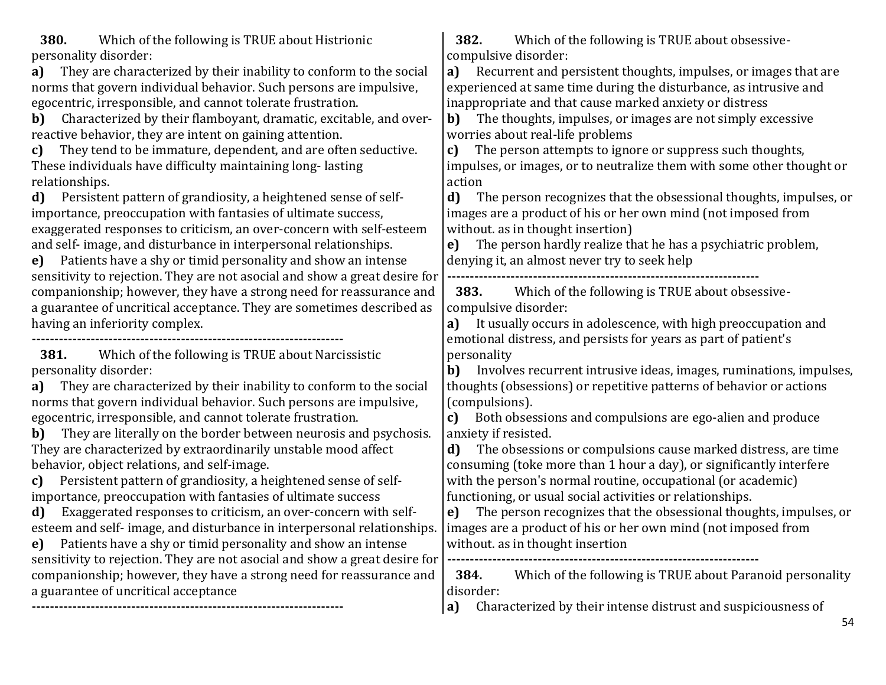**380.** Which of the following is TRUE about Histrionic personality disorder:

**a)** They are characterized by their inability to conform to the social norms that govern individual behavior. Such persons are impulsive, egocentric, irresponsible, and cannot tolerate frustration.

**b)** Characterized by their flamboyant, dramatic, excitable, and over-reactive behavior, they are intent on gaining attention.

**c)** They tend to be immature, dependent, and are often seductive. These individuals have difficulty maintaining long- lasting relationships.

**d)** Persistent pattern of grandiosity, a heightened sense of self-importance, preoccupation with fantasies of ultimate success, exaggerated responses to criticism, an over-concern with self-esteem and self- image, and disturbance in interpersonal relationships.

**e)** Patients have a shy or timid personality and show an intense sensitivity to rejection. They are not asocial and show a great desire for companionship; however, they have a strong need for reassurance and a guarantee of uncritical acceptance. They are sometimes described as having an inferiority complex.

---------------------------------------------------------------------

**381.** Which of the following is TRUE about Narcissistic personality disorder:

**a)** They are characterized by their inability to conform to the social norms that govern individual behavior. Such persons are impulsive, egocentric, irresponsible, and cannot tolerate frustration.

**b)** They are literally on the border between neurosis and psychosis. They are characterized by extraordinarily unstable mood affect behavior, object relations, and self-image.

**c)** Persistent pattern of grandiosity, a heightened sense of self-importance, preoccupation with fantasies of ultimate success

**d)** Exaggerated responses to criticism, an over-concern with self-esteem and self- image, and disturbance in interpersonal relationships.

**e)** Patients have a shy or timid personality and show an intense sensitivity to rejection. They are not asocial and show a great desire for companionship; however, they have a strong need for reassurance and a guarantee of uncritical acceptance

---------------------------------------------------------------------

**382.** Which of the following is TRUE about obsessive-compulsive disorder:

**a)** Recurrent and persistent thoughts, impulses, or images that are experienced at same time during the disturbance, as intrusive and inappropriate and that cause marked anxiety or distress

**b)** The thoughts, impulses, or images are not simply excessive worries about real-life problems

**c)** The person attempts to ignore or suppress such thoughts, impulses, or images, or to neutralize them with some other thought or action

**d)** The person recognizes that the obsessional thoughts, impulses, or images are a product of his or her own mind (not imposed from without. as in thought insertion)

**e)** The person hardly realize that he has a psychiatric problem, denying it, an almost never try to seek help

---------------------------------------------------------------------

**383.** Which of the following is TRUE about obsessive-compulsive disorder:

**a)** It usually occurs in adolescence, with high preoccupation and emotional distress, and persists for years as part of patient's personality

**b)** Involves recurrent intrusive ideas, images, ruminations, impulses, thoughts (obsessions) or repetitive patterns of behavior or actions (compulsions).

**c)** Both obsessions and compulsions are ego-alien and produce anxiety if resisted.

**d)** The obsessions or compulsions cause marked distress, are time consuming (toke more than 1 hour a day), or significantly interfere with the person's normal routine, occupational (or academic) functioning, or usual social activities or relationships.

**e)** The person recognizes that the obsessional thoughts, impulses, or images are a product of his or her own mind (not imposed from without. as in thought insertion

---------------------------------------------------------------------

**384.** Which of the following is TRUE about Paranoid personality disorder:

**a)** Characterized by their intense distrust and suspiciousness of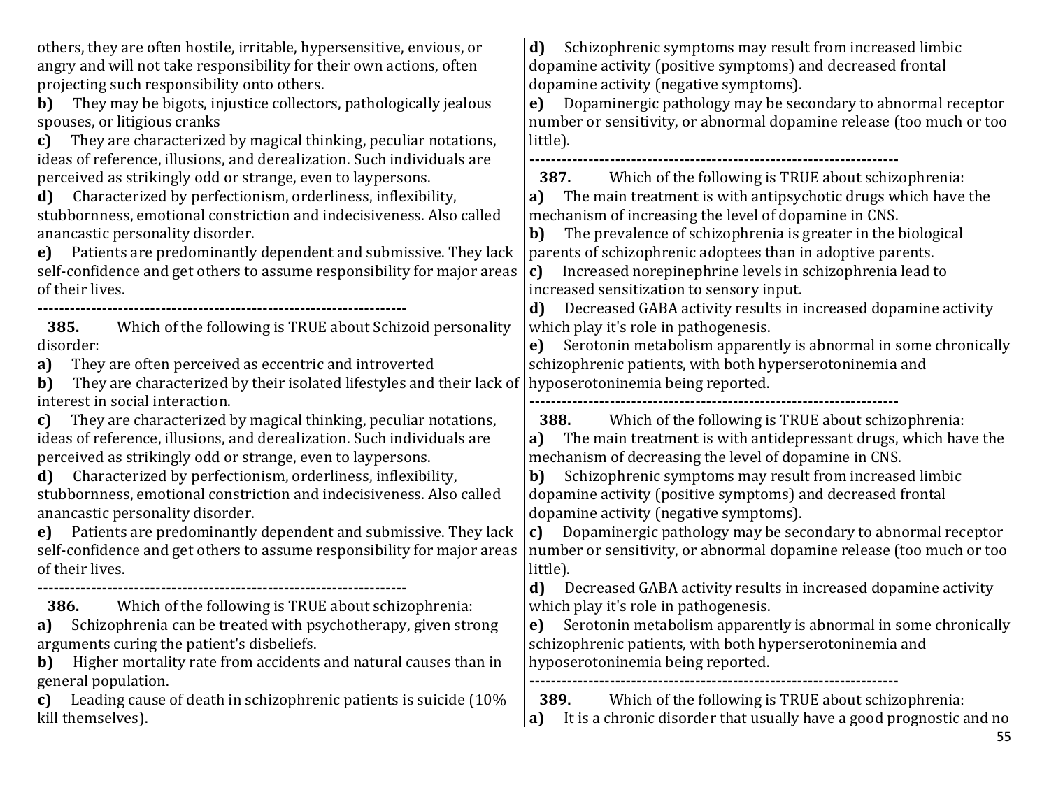others, they are often hostile, irritable, hypersensitive, envious, or angry and will not take responsibility for their own actions, often projecting such responsibility onto others.

**b)** They may be bigots, injustice collectors, pathologically jealous spouses, or litigious cranks

**c)** They are characterized by magical thinking, peculiar notations, ideas of reference, illusions, and derealization. Such individuals are perceived as strikingly odd or strange, even to laypersons.

**d)** Characterized by perfectionism, orderliness, inflexibility, stubbornness, emotional constriction and indecisiveness. Also called anancastic personality disorder.

**e)** Patients are predominantly dependent and submissive. They lack self-confidence and get others to assume responsibility for major areas of their lives.

---

**385.** Which of the following is TRUE about Schizoid personality disorder:

**a)** They are often perceived as eccentric and introverted

**b)** They are characterized by their isolated lifestyles and their lack of interest in social interaction.

**c)** They are characterized by magical thinking, peculiar notations, ideas of reference, illusions, and derealization. Such individuals are perceived as strikingly odd or strange, even to laypersons.

**d)** Characterized by perfectionism, orderliness, inflexibility, stubbornness, emotional constriction and indecisiveness. Also called anancastic personality disorder.

**e)** Patients are predominantly dependent and submissive. They lack self-confidence and get others to assume responsibility for major areas of their lives.

---

**386.** Which of the following is TRUE about schizophrenia:

**a)** Schizophrenia can be treated with psychotherapy, given strong arguments curing the patient's disbeliefs.

**b)** Higher mortality rate from accidents and natural causes than in general population.

**c)** Leading cause of death in schizophrenic patients is suicide (10% kill themselves).

**d)** Schizophrenic symptoms may result from increased limbic dopamine activity (positive symptoms) and decreased frontal dopamine activity (negative symptoms).

**e)** Dopaminergic pathology may be secondary to abnormal receptor number or sensitivity, or abnormal dopamine release (too much or too little).

---

**387.** Which of the following is TRUE about schizophrenia:

**a)** The main treatment is with antipsychotic drugs which have the mechanism of increasing the level of dopamine in CNS.

**b)** The prevalence of schizophrenia is greater in the biological parents of schizophrenic adoptees than in adoptive parents.

**c)** Increased norepinephrine levels in schizophrenia lead to increased sensitization to sensory input.

**d)** Decreased GABA activity results in increased dopamine activity which play it's role in pathogenesis.

**e)** Serotonin metabolism apparently is abnormal in some chronically schizophrenic patients, with both hyperserotoninemia and hyposerotoninemia being reported.

---

**388.** Which of the following is TRUE about schizophrenia:

**a)** The main treatment is with antidepressant drugs, which have the mechanism of decreasing the level of dopamine in CNS.

**b)** Schizophrenic symptoms may result from increased limbic dopamine activity (positive symptoms) and decreased frontal dopamine activity (negative symptoms).

**c)** Dopaminergic pathology may be secondary to abnormal receptor number or sensitivity, or abnormal dopamine release (too much or too little).

**d)** Decreased GABA activity results in increased dopamine activity which play it's role in pathogenesis.

**e)** Serotonin metabolism apparently is abnormal in some chronically schizophrenic patients, with both hyperserotoninemia and hyposerotoninemia being reported.

---

**389.** Which of the following is TRUE about schizophrenia:

**a)** It is a chronic disorder that usually have a good prognostic and no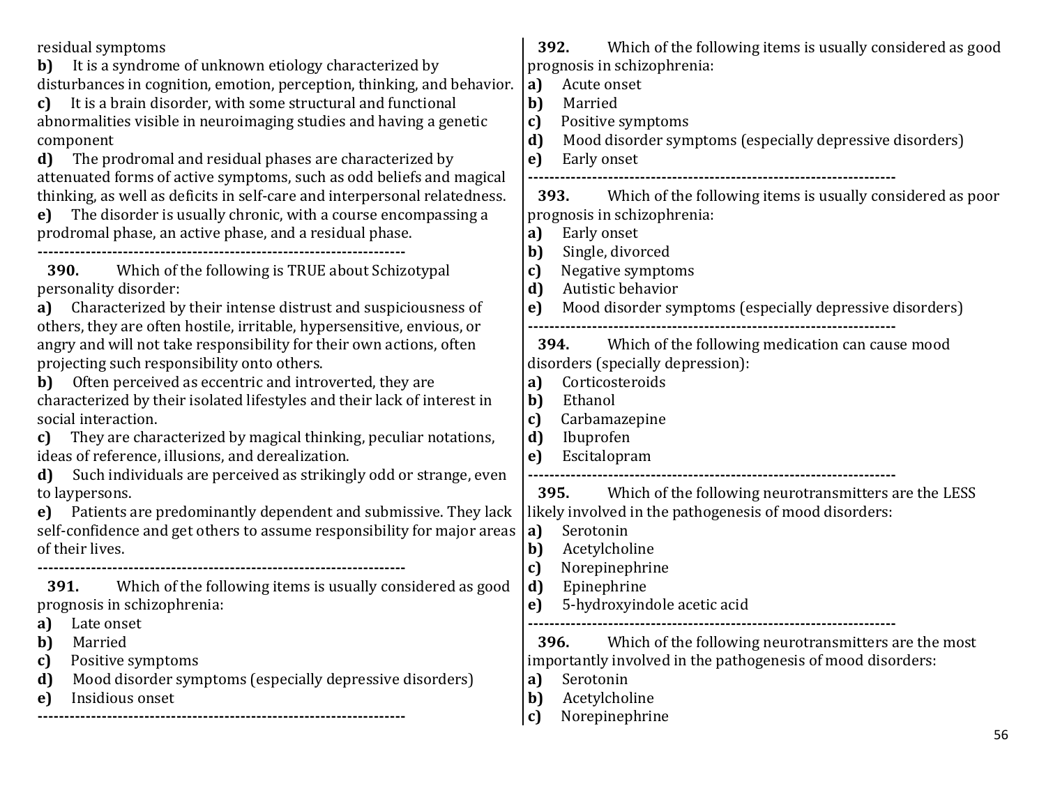residual symptoms

**b)** It is a syndrome of unknown etiology characterized by disturbances in cognition, emotion, perception, thinking, and behavior.

**c)** It is a brain disorder, with some structural and functional abnormalities visible in neuroimaging studies and having a genetic component

**d)** The prodromal and residual phases are characterized by attenuated forms of active symptoms, such as odd beliefs and magical thinking, as well as deficits in self-care and interpersonal relatedness.

**e)** The disorder is usually chronic, with a course encompassing a prodromal phase, an active phase, and a residual phase.

---

**390.** Which of the following is TRUE about Schizotypal personality disorder:

**a)** Characterized by their intense distrust and suspiciousness of others, they are often hostile, irritable, hypersensitive, envious, or angry and will not take responsibility for their own actions, often projecting such responsibility onto others.

**b)** Often perceived as eccentric and introverted, they are characterized by their isolated lifestyles and their lack of interest in social interaction.

**c)** They are characterized by magical thinking, peculiar notations, ideas of reference, illusions, and derealization.

**d)** Such individuals are perceived as strikingly odd or strange, even to laypersons.

**e)** Patients are predominantly dependent and submissive. They lack self-confidence and get others to assume responsibility for major areas of their lives.

---

**391.** Which of the following items is usually considered as good prognosis in schizophrenia:

**a)** Late onset

**b)** Married

**c)** Positive symptoms

**d)** Mood disorder symptoms (especially depressive disorders)

**e)** Insidious onset

---

**392.** Which of the following items is usually considered as good prognosis in schizophrenia:

**a)** Acute onset

**b)** Married

**c)** Positive symptoms

**d)** Mood disorder symptoms (especially depressive disorders)

**e)** Early onset

---

**393.** Which of the following items is usually considered as poor prognosis in schizophrenia:

**a)** Early onset

**b)** Single, divorced

**c)** Negative symptoms

**d)** Autistic behavior

**e)** Mood disorder symptoms (especially depressive disorders)

---

**394.** Which of the following medication can cause mood disorders (specially depression):

**a)** Corticosteroids

**b)** Ethanol

**c)** Carbamazepine

**d)** Ibuprofen

**e)** Escitalopram

---

**395.** Which of the following neurotransmitters are the LESS likely involved in the pathogenesis of mood disorders:

**a)** Serotonin

**b)** Acetylcholine

**c)** Norepinephrine

**d)** Epinephrine

**e)** 5-hydroxyindole acetic acid

---

**396.** Which of the following neurotransmitters are the most importantly involved in the pathogenesis of mood disorders:

**a)** Serotonin

**b)** Acetylcholine

**c)** Norepinephrine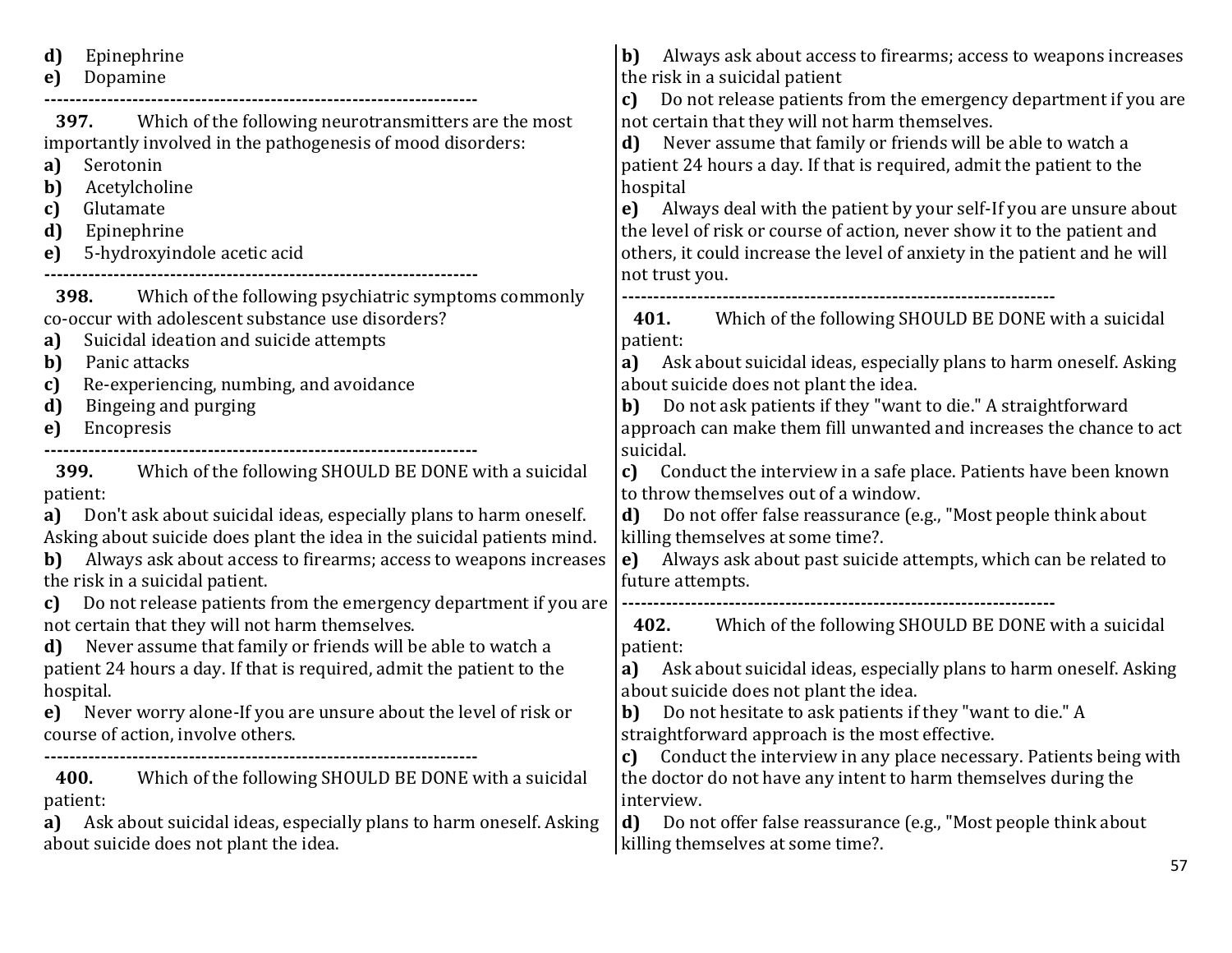**d)** Epinephrine
**e)** Dopamine

---

**397.** Which of the following neurotransmitters are the most importantly involved in the pathogenesis of mood disorders:
**a)** Serotonin
**b)** Acetylcholine
**c)** Glutamate
**d)** Epinephrine
**e)** 5-hydroxyindole acetic acid

---

**398.** Which of the following psychiatric symptoms commonly co-occur with adolescent substance use disorders?
**a)** Suicidal ideation and suicide attempts
**b)** Panic attacks
**c)** Re-experiencing, numbing, and avoidance
**d)** Bingeing and purging
**e)** Encopresis

---

**399.** Which of the following SHOULD BE DONE with a suicidal patient:
**a)** Don't ask about suicidal ideas, especially plans to harm oneself. Asking about suicide does plant the idea in the suicidal patients mind.
**b)** Always ask about access to firearms; access to weapons increases the risk in a suicidal patient.
**c)** Do not release patients from the emergency department if you are not certain that they will not harm themselves.
**d)** Never assume that family or friends will be able to watch a patient 24 hours a day. If that is required, admit the patient to the hospital.
**e)** Never worry alone-If you are unsure about the level of risk or course of action, involve others.

---

**400.** Which of the following SHOULD BE DONE with a suicidal patient:
**a)** Ask about suicidal ideas, especially plans to harm oneself. Asking about suicide does not plant the idea.
**b)** Always ask about access to firearms; access to weapons increases the risk in a suicidal patient
**c)** Do not release patients from the emergency department if you are not certain that they will not harm themselves.
**d)** Never assume that family or friends will be able to watch a patient 24 hours a day. If that is required, admit the patient to the hospital
**e)** Always deal with the patient by your self-If you are unsure about the level of risk or course of action, never show it to the patient and others, it could increase the level of anxiety in the patient and he will not trust you.

---

**401.** Which of the following SHOULD BE DONE with a suicidal patient:
**a)** Ask about suicidal ideas, especially plans to harm oneself. Asking about suicide does not plant the idea.
**b)** Do not ask patients if they "want to die." A straightforward approach can make them fill unwanted and increases the chance to act suicidal.
**c)** Conduct the interview in a safe place. Patients have been known to throw themselves out of a window.
**d)** Do not offer false reassurance (e.g., "Most people think about killing themselves at some time?.
**e)** Always ask about past suicide attempts, which can be related to future attempts.

---

**402.** Which of the following SHOULD BE DONE with a suicidal patient:
**a)** Ask about suicidal ideas, especially plans to harm oneself. Asking about suicide does not plant the idea.
**b)** Do not hesitate to ask patients if they "want to die." A straightforward approach is the most effective.
**c)** Conduct the interview in any place necessary. Patients being with the doctor do not have any intent to harm themselves during the interview.
**d)** Do not offer false reassurance (e.g., "Most people think about killing themselves at some time?.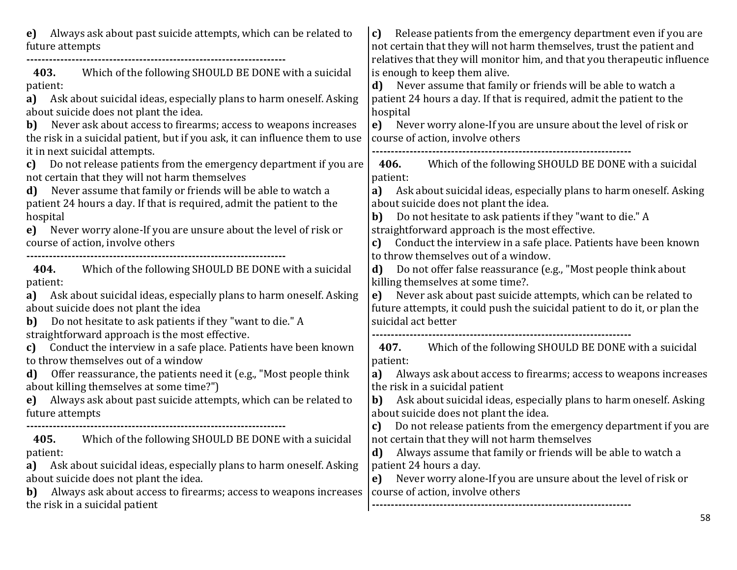**e)** Always ask about past suicide attempts, which can be related to future attempts

---

**403.** Which of the following SHOULD BE DONE with a suicidal patient:

**a)** Ask about suicidal ideas, especially plans to harm oneself. Asking about suicide does not plant the idea.

**b)** Never ask about access to firearms; access to weapons increases the risk in a suicidal patient, but if you ask, it can influence them to use it in next suicidal attempts.

**c)** Do not release patients from the emergency department if you are not certain that they will not harm themselves

**d)** Never assume that family or friends will be able to watch a patient 24 hours a day. If that is required, admit the patient to the hospital

**e)** Never worry alone-If you are unsure about the level of risk or course of action, involve others

---

**404.** Which of the following SHOULD BE DONE with a suicidal patient:

**a)** Ask about suicidal ideas, especially plans to harm oneself. Asking about suicide does not plant the idea

**b)** Do not hesitate to ask patients if they "want to die." A straightforward approach is the most effective.

**c)** Conduct the interview in a safe place. Patients have been known to throw themselves out of a window

**d)** Offer reassurance, the patients need it (e.g., "Most people think about killing themselves at some time?")

**e)** Always ask about past suicide attempts, which can be related to future attempts

---

**405.** Which of the following SHOULD BE DONE with a suicidal patient:

**a)** Ask about suicidal ideas, especially plans to harm oneself. Asking about suicide does not plant the idea.

**b)** Always ask about access to firearms; access to weapons increases the risk in a suicidal patient

**c)** Release patients from the emergency department even if you are not certain that they will not harm themselves, trust the patient and relatives that they will monitor him, and that you therapeutic influence is enough to keep them alive.

**d)** Never assume that family or friends will be able to watch a patient 24 hours a day. If that is required, admit the patient to the hospital

**e)** Never worry alone-If you are unsure about the level of risk or course of action, involve others

---

**406.** Which of the following SHOULD BE DONE with a suicidal patient:

**a)** Ask about suicidal ideas, especially plans to harm oneself. Asking about suicide does not plant the idea.

**b)** Do not hesitate to ask patients if they "want to die." A straightforward approach is the most effective.

**c)** Conduct the interview in a safe place. Patients have been known to throw themselves out of a window.

**d)** Do not offer false reassurance (e.g., "Most people think about killing themselves at some time?.

**e)** Never ask about past suicide attempts, which can be related to future attempts, it could push the suicidal patient to do it, or plan the suicidal act better

---

**407.** Which of the following SHOULD BE DONE with a suicidal patient:

**a)** Always ask about access to firearms; access to weapons increases the risk in a suicidal patient

**b)** Ask about suicidal ideas, especially plans to harm oneself. Asking about suicide does not plant the idea.

**c)** Do not release patients from the emergency department if you are not certain that they will not harm themselves

**d)** Always assume that family or friends will be able to watch a patient 24 hours a day.

**e)** Never worry alone-If you are unsure about the level of risk or course of action, involve others

---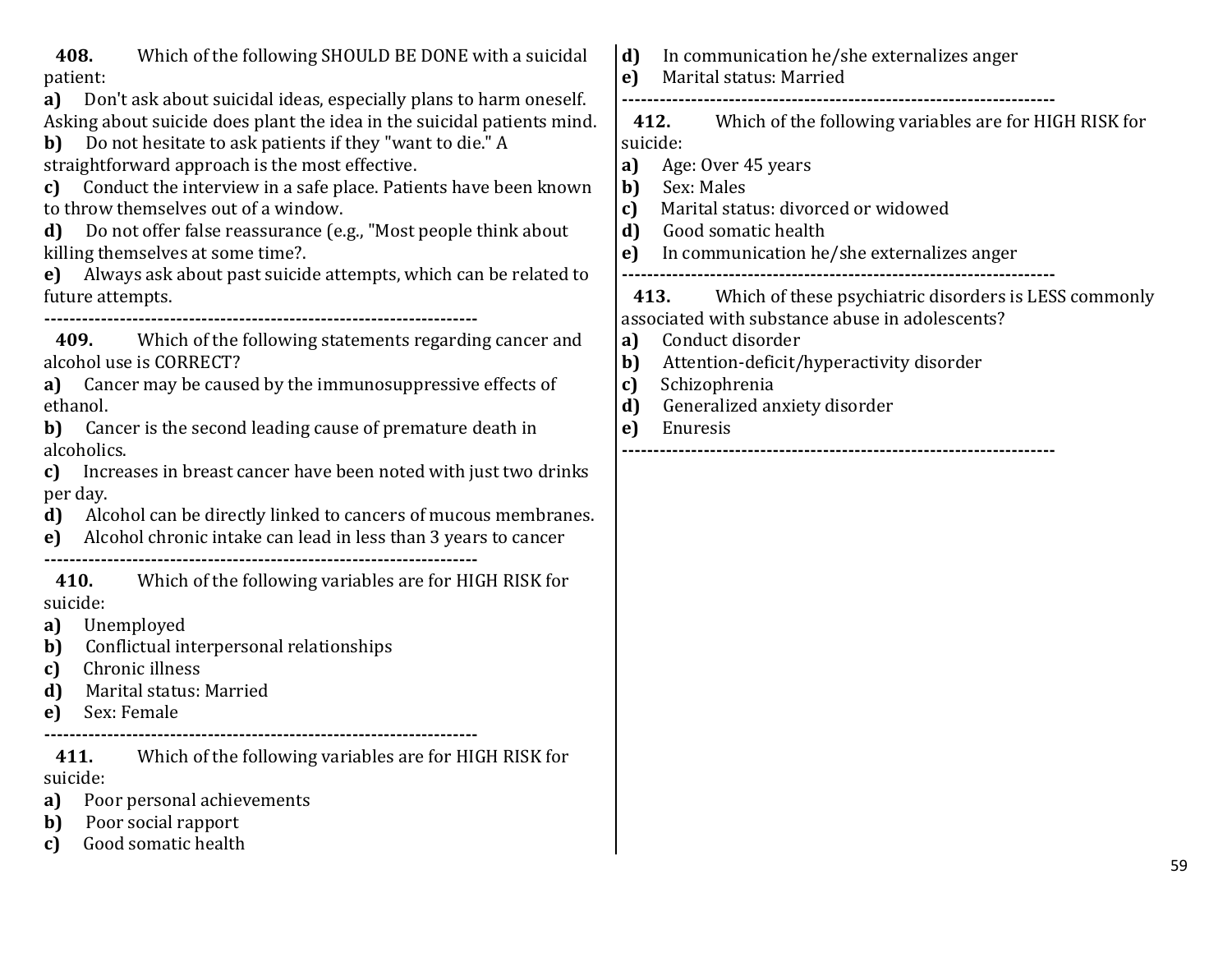**408.** Which of the following SHOULD BE DONE with a suicidal patient:

**a)** Don't ask about suicidal ideas, especially plans to harm oneself. Asking about suicide does plant the idea in the suicidal patients mind.
**b)** Do not hesitate to ask patients if they "want to die." A straightforward approach is the most effective.
**c)** Conduct the interview in a safe place. Patients have been known to throw themselves out of a window.
**d)** Do not offer false reassurance (e.g., "Most people think about killing themselves at some time?.
**e)** Always ask about past suicide attempts, which can be related to future attempts.

---------------------------------------------------------------------

**409.** Which of the following statements regarding cancer and alcohol use is CORRECT?

**a)** Cancer may be caused by the immunosuppressive effects of ethanol.
**b)** Cancer is the second leading cause of premature death in alcoholics.
**c)** Increases in breast cancer have been noted with just two drinks per day.
**d)** Alcohol can be directly linked to cancers of mucous membranes.
**e)** Alcohol chronic intake can lead in less than 3 years to cancer

---------------------------------------------------------------------

**410.** Which of the following variables are for HIGH RISK for suicide:

**a)** Unemployed
**b)** Conflictual interpersonal relationships
**c)** Chronic illness
**d)** Marital status: Married
**e)** Sex: Female

---------------------------------------------------------------------

**411.** Which of the following variables are for HIGH RISK for suicide:

**a)** Poor personal achievements
**b)** Poor social rapport
**c)** Good somatic health
**d)** In communication he/she externalizes anger
**e)** Marital status: Married

---------------------------------------------------------------------

**412.** Which of the following variables are for HIGH RISK for suicide:

**a)** Age: Over 45 years
**b)** Sex: Males
**c)** Marital status: divorced or widowed
**d)** Good somatic health
**e)** In communication he/she externalizes anger

---------------------------------------------------------------------

**413.** Which of these psychiatric disorders is LESS commonly associated with substance abuse in adolescents?

**a)** Conduct disorder
**b)** Attention-deficit/hyperactivity disorder
**c)** Schizophrenia
**d)** Generalized anxiety disorder
**e)** Enuresis

---------------------------------------------------------------------